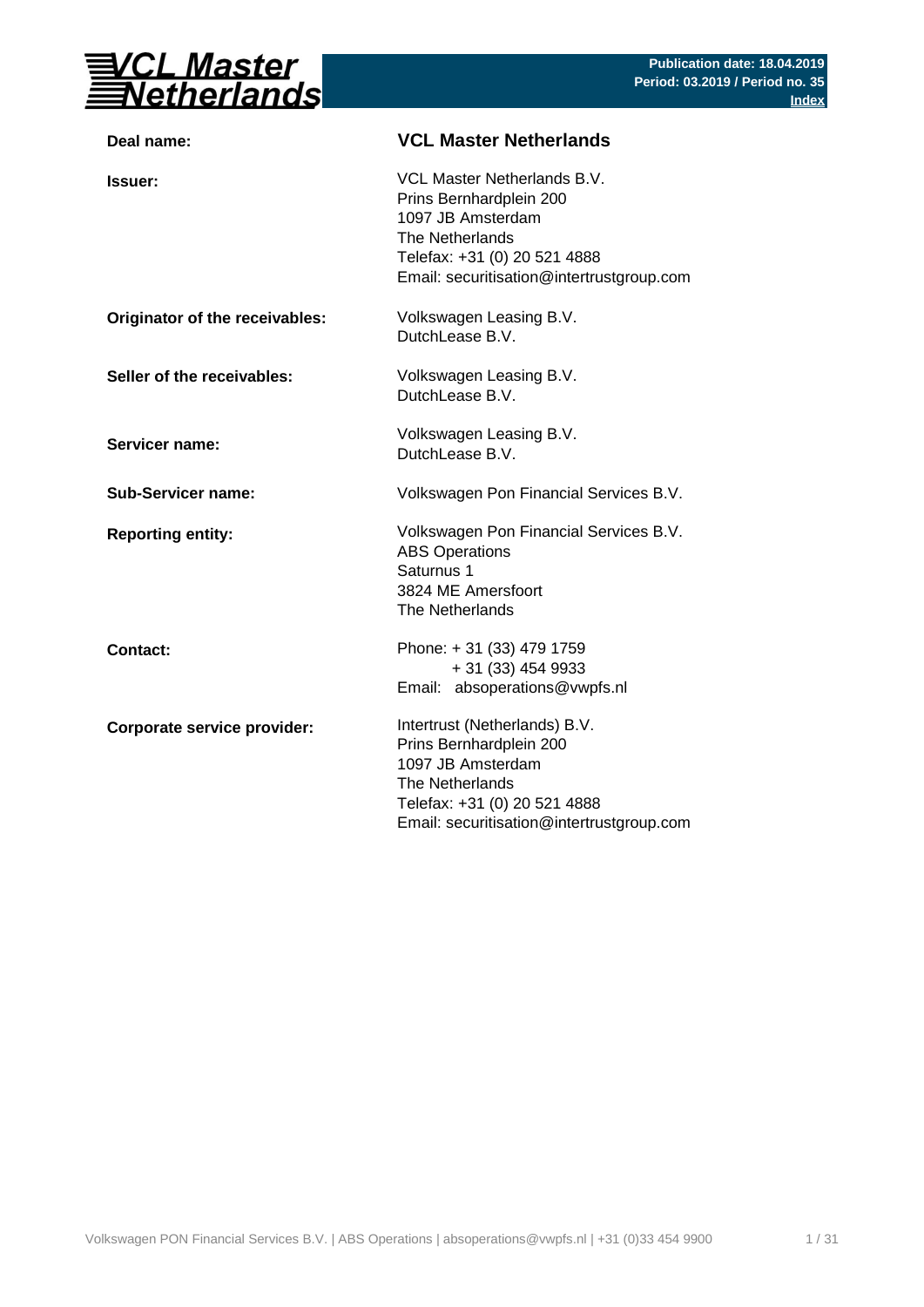**Publication date: 18.04.2019**
**Period: 03.2019 / Period no. 35**
**Index**

| | |
|---|---|
| **Deal name:** | **VCL Master Netherlands** |
| **Issuer:** | VCL Master Netherlands B.V.<br>Prins Bernhardplein 200<br>1097 JB Amsterdam<br>The Netherlands<br>Telefax: +31 (0) 20 521 4888<br>Email: securitisation@intertrustgroup.com |
| **Originator of the receivables:** | Volkswagen Leasing B.V.<br>DutchLease B.V. |
| **Seller of the receivables:** | Volkswagen Leasing B.V.<br>DutchLease B.V. |
| **Servicer name:** | Volkswagen Leasing B.V.<br>DutchLease B.V. |
| **Sub-Servicer name:** | Volkswagen Pon Financial Services B.V. |
| **Reporting entity:** | Volkswagen Pon Financial Services B.V.<br>ABS Operations<br>Saturnus 1<br>3824 ME Amersfoort<br>The Netherlands |
| **Contact:** | Phone: + 31 (33) 479 1759<br>+ 31 (33) 454 9933<br>Email: absoperations@vwpfs.nl |
| **Corporate service provider:** | Intertrust (Netherlands) B.V.<br>Prins Bernhardplein 200<br>1097 JB Amsterdam<br>The Netherlands<br>Telefax: +31 (0) 20 521 4888<br>Email: securitisation@intertrustgroup.com |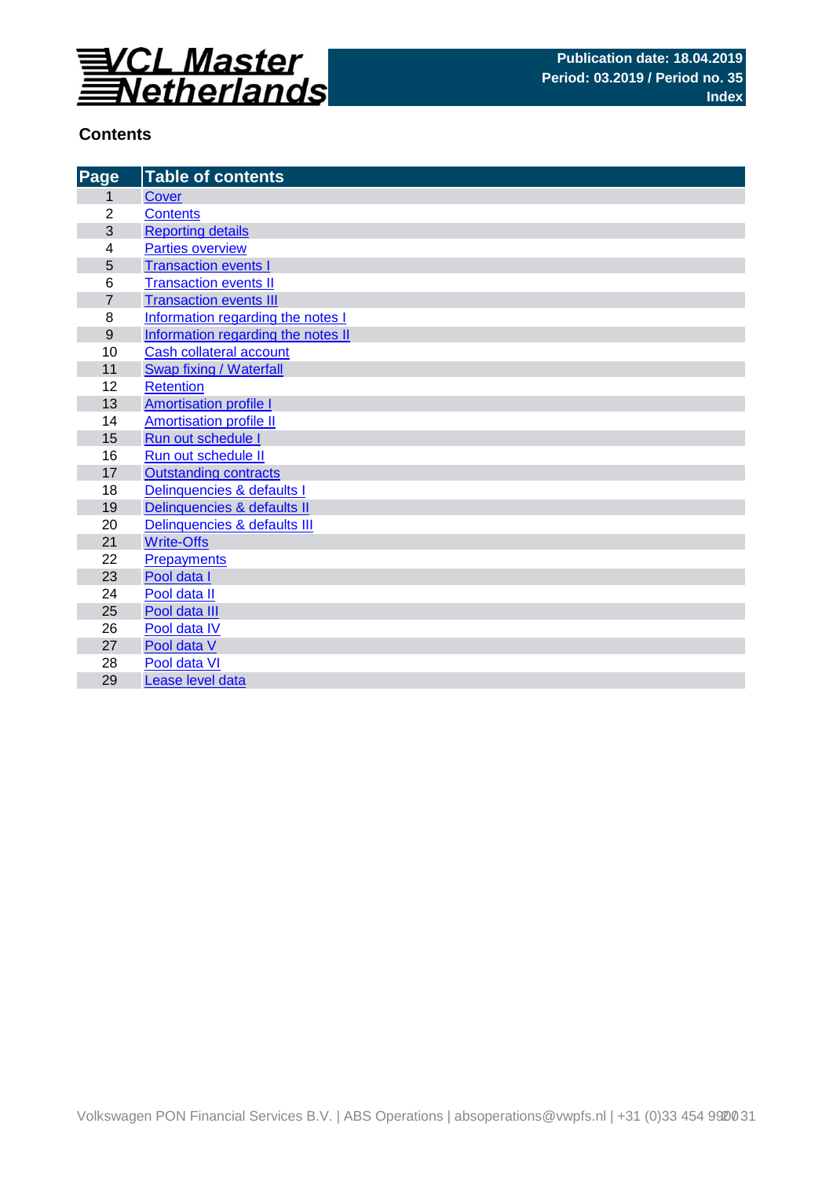VCL Master Netherlands

Publication date: 18.04.2019
Period: 03.2019 / Period no. 35
Index

## Contents

| Page | Table of contents |
|---|---|
| 1 | Cover |
| 2 | Contents |
| 3 | Reporting details |
| 4 | Parties overview |
| 5 | Transaction events I |
| 6 | Transaction events II |
| 7 | Transaction events III |
| 8 | Information regarding the notes I |
| 9 | Information regarding the notes II |
| 10 | Cash collateral account |
| 11 | Swap fixing / Waterfall |
| 12 | Retention |
| 13 | Amortisation profile I |
| 14 | Amortisation profile II |
| 15 | Run out schedule I |
| 16 | Run out schedule II |
| 17 | Outstanding contracts |
| 18 | Delinquencies & defaults I |
| 19 | Delinquencies & defaults II |
| 20 | Delinquencies & defaults III |
| 21 | Write-Offs |
| 22 | Prepayments |
| 23 | Pool data I |
| 24 | Pool data II |
| 25 | Pool data III |
| 26 | Pool data IV |
| 27 | Pool data V |
| 28 | Pool data VI |
| 29 | Lease level data |

Volkswagen PON Financial Services B.V. | ABS Operations | absoperations@vwpfs.nl | +31 (0)33 454 9900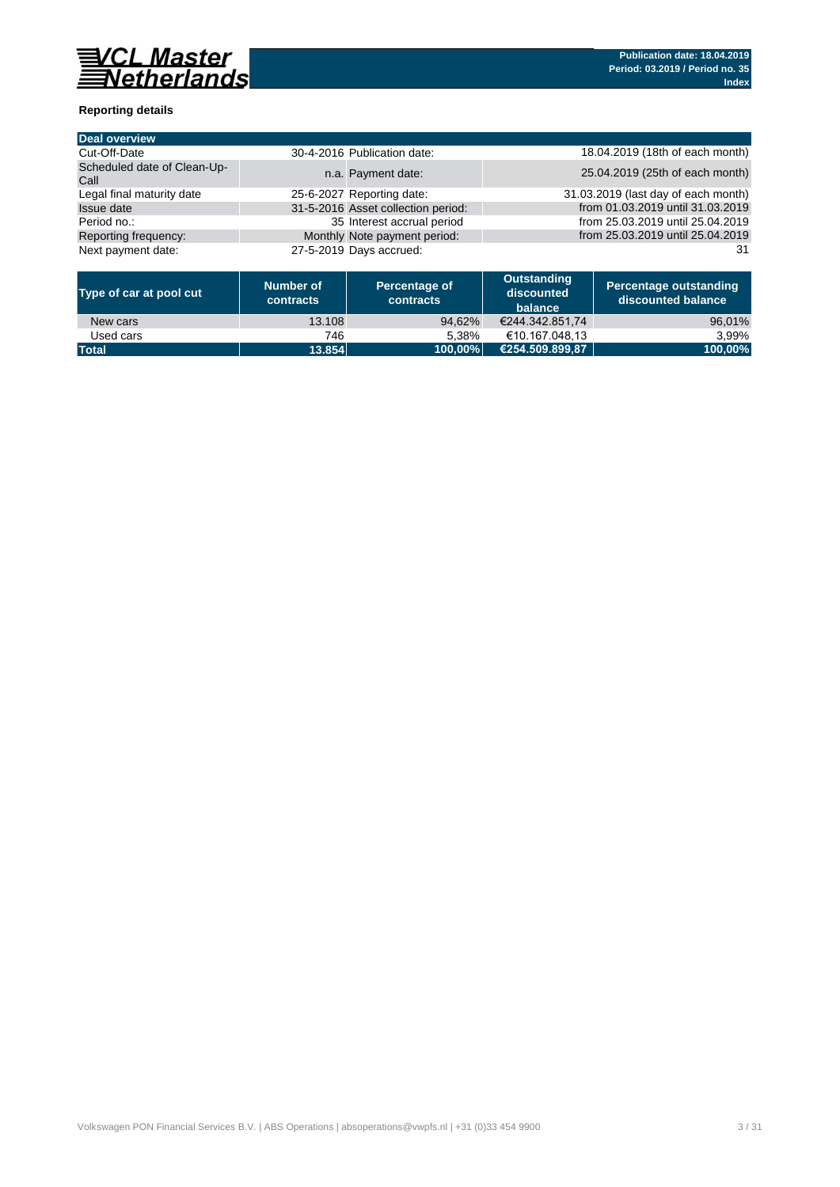**VCL Master Netherlands**

**Publication date: 18.04.2019**
**Period: 03.2019 / Period no. 35**
**Index**

### Reporting details

| Deal overview | | | |
|---|---|---|---|
| Cut-Off-Date | 30-4-2016 | Publication date: | 18.04.2019 (18th of each month) |
| Scheduled date of Clean-Up-Call | n.a. | Payment date: | 25.04.2019 (25th of each month) |
| Legal final maturity date | 25-6-2027 | Reporting date: | 31.03.2019 (last day of each month) |
| Issue date | 31-5-2016 | Asset collection period: | from 01.03.2019 until 31.03.2019 |
| Period no.: | 35 | Interest accrual period | from 25.03.2019 until 25.04.2019 |
| Reporting frequency: | Monthly | Note payment period: | from 25.03.2019 until 25.04.2019 |
| Next payment date: | 27-5-2019 | Days accrued: | 31 |

| Type of car at pool cut | Number of contracts | Percentage of contracts | Outstanding discounted balance | Percentage outstanding discounted balance |
|---|---|---|---|---|
| New cars | 13.108 | 94,62% | €244.342.851,74 | 96,01% |
| Used cars | 746 | 5,38% | €10.167.048,13 | 3,99% |
| **Total** | **13.854** | **100,00%** | **€254.509.899,87** | **100,00%** |

Volkswagen PON Financial Services B.V. | ABS Operations | absoperations@vwpfs.nl | +31 (0)33 454 9900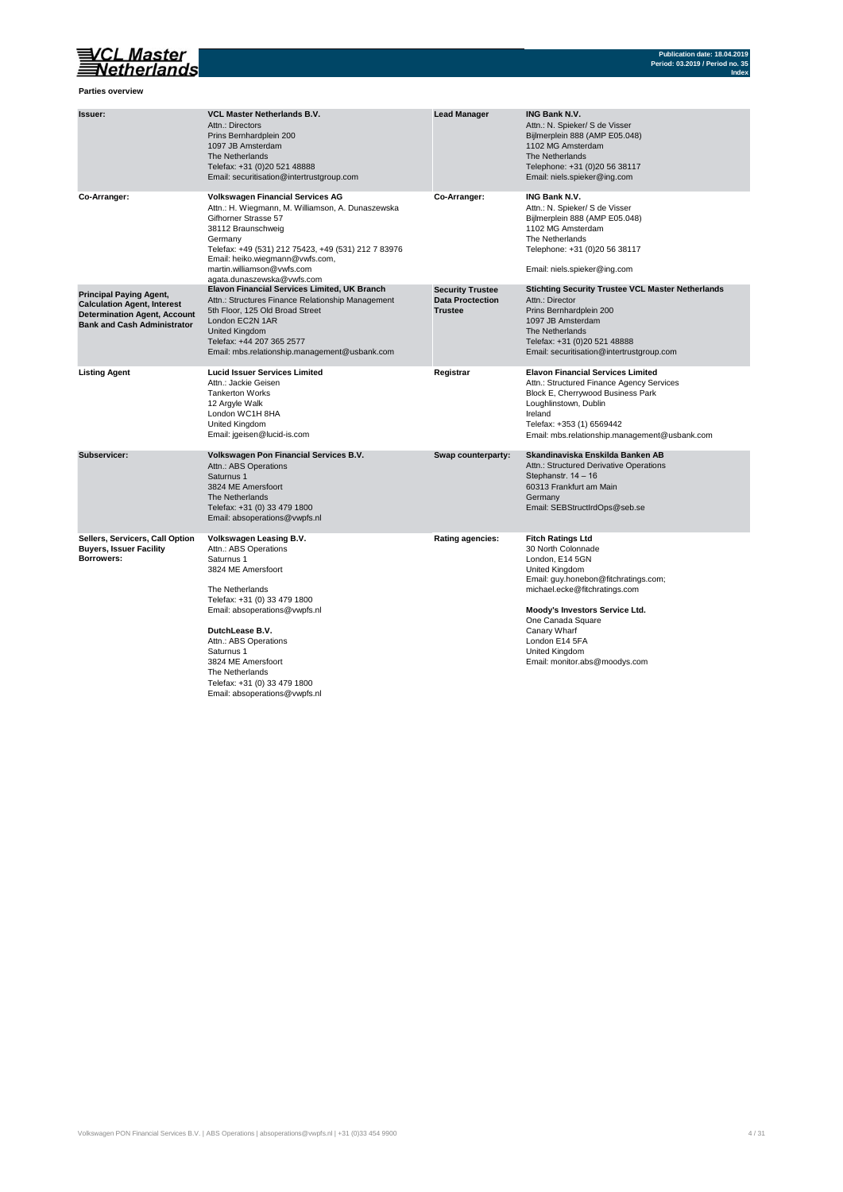**Parties overview**

| | | | |
|---|---|---|---|
| **Issuer:** | **VCL Master Netherlands B.V.**<br>Attn.: Directors<br>Prins Bernhardplein 200<br>1097 JB Amsterdam<br>The Netherlands<br>Telefax: +31 (0)20 521 48888<br>Email: securitisation@intertrustgroup.com | **Lead Manager** | **ING Bank N.V.**<br>Attn.: N. Spieker/ S de Visser<br>Bijlmerplein 888 (AMP E05.048)<br>1102 MG Amsterdam<br>The Netherlands<br>Telephone: +31 (0)20 56 38117<br>Email: niels.spieker@ing.com |
| **Co-Arranger:** | **Volkswagen Financial Services AG**<br>Attn.: H. Wiegmann, M. Williamson, A. Dunaszewska<br>Gifhorner Strasse 57<br>38112 Braunschweig<br>Germany<br>Telefax: +49 (531) 212 75423, +49 (531) 212 7 83976<br>Email: heiko.wiegmann@vwfs.com,<br>martin.williamson@vwfs.com<br>agata.dunaszewska@vwfs.com | **Co-Arranger:** | **ING Bank N.V.**<br>Attn.: N. Spieker/ S de Visser<br>Bijlmerplein 888 (AMP E05.048)<br>1102 MG Amsterdam<br>The Netherlands<br>Telephone: +31 (0)20 56 38117<br><br>Email: niels.spieker@ing.com |
| **Principal Paying Agent, Calculation Agent, Interest Determination Agent, Account Bank and Cash Administrator** | **Elavon Financial Services Limited, UK Branch**<br>Attn.: Structures Finance Relationship Management<br>5th Floor, 125 Old Broad Street<br>London EC2N 1AR<br>United Kingdom<br>Telefax: +44 207 365 2577<br>Email: mbs.relationship.management@usbank.com | **Security Trustee Data Proctection Trustee** | **Stichting Security Trustee VCL Master Netherlands**<br>Attn.: Director<br>Prins Bernhardplein 200<br>1097 JB Amsterdam<br>The Netherlands<br>Telefax: +31 (0)20 521 48888<br>Email: securitisation@intertrustgroup.com |
| **Listing Agent** | **Lucid Issuer Services Limited**<br>Attn.: Jackie Geisen<br>Tankerton Works<br>12 Argyle Walk<br>London WC1H 8HA<br>United Kingdom<br>Email: jgeisen@lucid-is.com | **Registrar** | **Elavon Financial Services Limited**<br>Attn.: Structured Finance Agency Services<br>Block E, Cherrywood Business Park<br>Loughlinstown, Dublin<br>Ireland<br>Telefax: +353 (1) 6569442<br>Email: mbs.relationship.management@usbank.com |
| **Subservicer:** | **Volkswagen Pon Financial Services B.V.**<br>Attn.: ABS Operations<br>Saturnus 1<br>3824 ME Amersfoort<br>The Netherlands<br>Telefax: +31 (0) 33 479 1800<br>Email: absoperations@vwpfs.nl | **Swap counterparty:** | **Skandinaviska Enskilda Banken AB**<br>Attn.: Structured Derivative Operations<br>Stephanstr. 14 – 16<br>60313 Frankfurt am Main<br>Germany<br>Email: SEBStructIrdOps@seb.se |
| **Sellers, Servicers, Call Option Buyers, Issuer Facility Borrowers:** | **Volkswagen Leasing B.V.**<br>Attn.: ABS Operations<br>Saturnus 1<br>3824 ME Amersfoort<br><br>The Netherlands<br>Telefax: +31 (0) 33 479 1800<br>Email: absoperations@vwpfs.nl<br><br>**DutchLease B.V.**<br>Attn.: ABS Operations<br>Saturnus 1<br>3824 ME Amersfoort<br>The Netherlands<br>Telefax: +31 (0) 33 479 1800<br>Email: absoperations@vwpfs.nl | **Rating agencies:** | **Fitch Ratings Ltd**<br>30 North Colonnade<br>London, E14 5GN<br>United Kingdom<br>Email: guy.honebon@fitchratings.com;<br>michael.ecke@fitchratings.com<br><br>**Moody's Investors Service Ltd.**<br>One Canada Square<br>Canary Wharf<br>London E14 5FA<br>United Kingdom<br>Email: monitor.abs@moodys.com |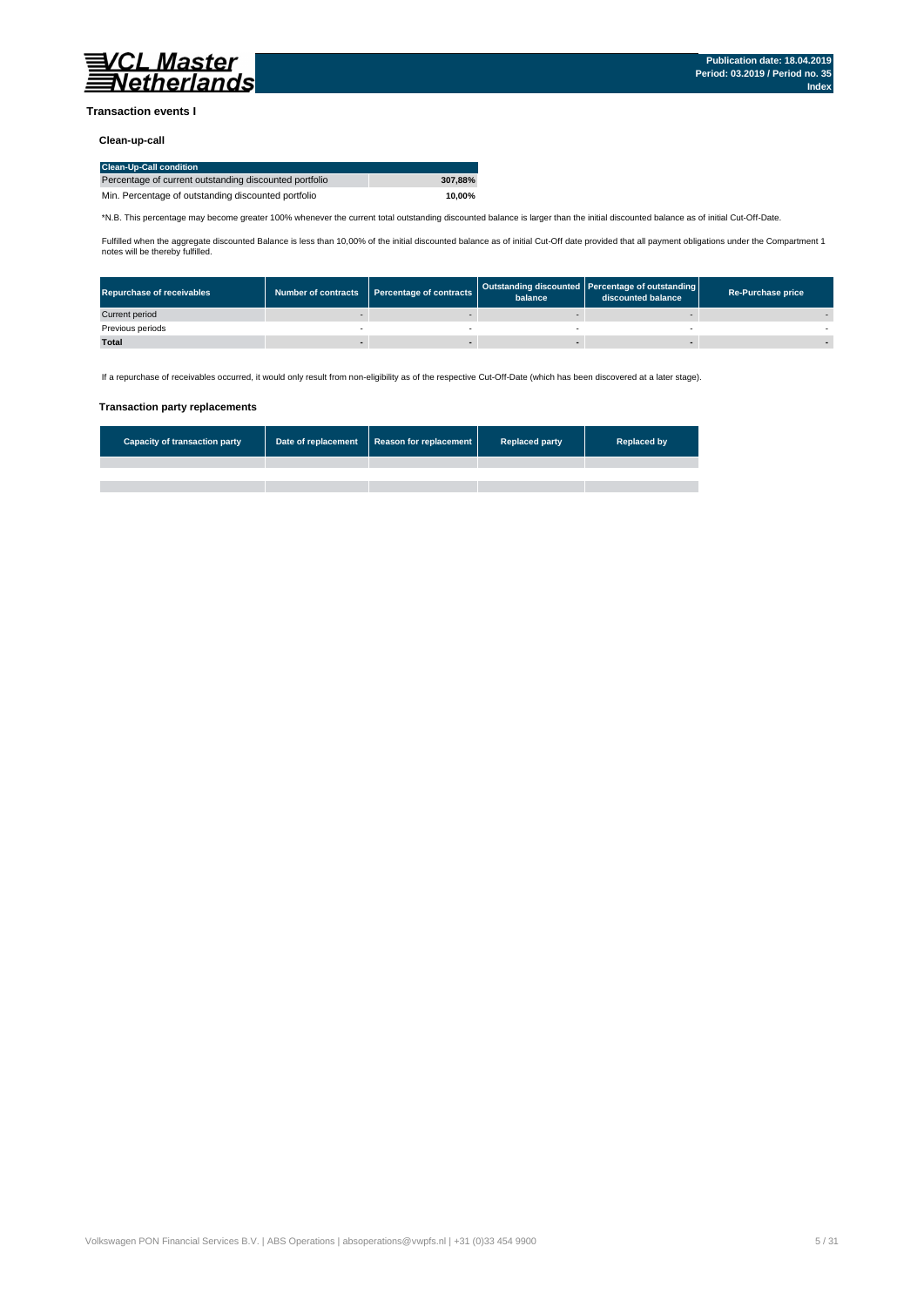## Transaction events I

### Clean-up-call

| Clean-Up-Call condition | |
|---|---|
| Percentage of current outstanding discounted portfolio | **307,88%** |
| Min. Percentage of outstanding discounted portfolio | **10,00%** |

*N.B. This percentage may become greater 100% whenever the current total outstanding discounted balance is larger than the initial discounted balance as of initial Cut-Off-Date.

Fulfilled when the aggregate discounted Balance is less than 10,00% of the initial discounted balance as of initial Cut-Off date provided that all payment obligations under the Compartment 1 notes will be thereby fulfilled.

| Repurchase of receivables | Number of contracts | Percentage of contracts | Outstanding discounted balance | Percentage of outstanding discounted balance | Re-Purchase price |
|---|---|---|---|---|---|
| Current period | - | - | - | - | - |
| Previous periods | - | - | - | - | - |
| **Total** | **-** | **-** | **-** | **-** | **-** |

If a repurchase of receivables occurred, it would only result from non-eligibility as of the respective Cut-Off-Date (which has been discovered at a later stage).

### Transaction party replacements

| Capacity of transaction party | Date of replacement | Reason for replacement | Replaced party | Replaced by |
|---|---|---|---|---|
| | | | | |
| | | | | |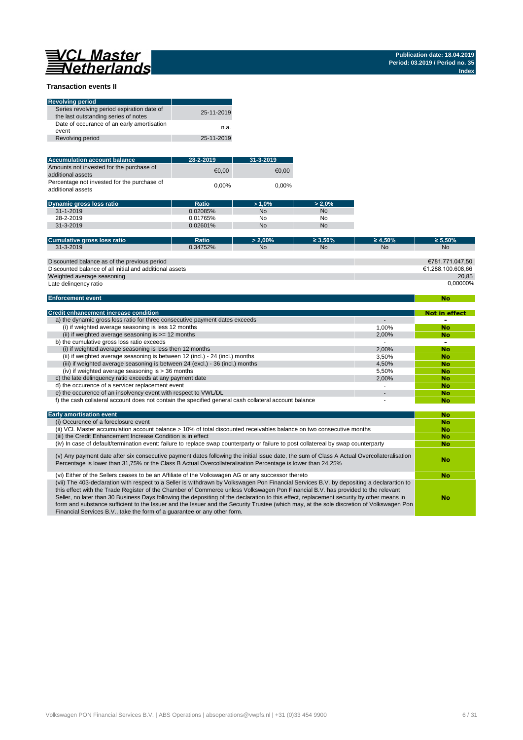VCL Master Netherlands

Publication date: 18.04.2019
Period: 03.2019 / Period no. 35
Index

## Transaction events II

| Revolving period | |
|---|---|
| Series revolving period expiration date of the last outstanding series of notes | 25-11-2019 |
| Date of occurance of an early amortisation event | n.a. |
| Revolving period | 25-11-2019 |

| Accumulation account balance | 28-2-2019 | 31-3-2019 |
|---|---|---|
| Amounts not invested for the purchase of additional assets | €0,00 | €0,00 |
| Percentage not invested for the purchase of additional assets | 0,00% | 0,00% |

| Dynamic gross loss ratio | Ratio | > 1,0% | > 2,0% |
|---|---|---|---|
| 31-1-2019 | 0,02085% | No | No |
| 28-2-2019 | 0,01765% | No | No |
| 31-3-2019 | 0,02601% | No | No |

| Cumulative gross loss ratio | Ratio | > 2,00% | ≥ 3,50% | ≥ 4,50% | ≥ 5,50% |
|---|---|---|---|---|---|
| 31-3-2019 | 0,34752% | No | No | No | No |

| | |
|---|---|
| Discounted balance as of the previous period | €781.771.047,50 |
| Discounted balance of all initial and additional assets | €1.288.100.608,66 |
| Weighted average seasoning | 20,85 |
| Late delinqency ratio | 0,00000% |

| Enforcement event | No |
|---|---|

| Credit enhancement increase condition | | Not in effect |
|---|---|---|
| a) the dynamic gross loss ratio for three consecutive payment dates exceeds | - | - |
| (i) if weighted average seasoning is less 12 months | 1,00% | No |
| (ii) if weighted average seasoning is >= 12 months | 2,00% | No |
| b) the cumulative gross loss ratio exceeds | - | - |
| (i) if weighted average seasoning is less then 12 months | 2,00% | No |
| (ii) if weighted average seasoning is between 12 (incl.) - 24 (incl.) months | 3,50% | No |
| (iii) if weighted average seasoning is between 24 (excl.) - 36 (incl.) months | 4,50% | No |
| (iv) if weighted average seasoning is > 36 months | 5,50% | No |
| c) the late delinquency ratio exceeds at any payment date | 2,00% | No |
| d) the occurence of a servicer replacement event | - | No |
| e) the occurance of an insolvency event with respect to VWL/DL | - | No |
| f) the cash collateral account does not contain the specified general cash collateral account balance | - | No |

| Early amortisation event | No |
|---|---|
| (i) Occurence of a foreclosure event | No |
| (ii) VCL Master accumulation account balance > 10% of total discounted receivables balance on two consecutive months | No |
| (iii) the Credit Enhancement Increase Condition is in effect | No |
| (iv) In case of default/termination event: failure to replace swap counterparty or failure to post collatereal by swap counterparty | No |
| (v) Any payment date after six consecutive payment dates following the initial issue date, the sum of Class A Actual Overcollateralisation Percentage is lower than 31,75% or the Class B Actual Overcollateralisation Percentage is lower than 24,25% | No |
| (vi) Either of the Sellers ceases to be an Affiliate of the Volkswagen AG or any successor thereto | No |
| (vii) The 403-declaration with respect to a Seller is withdrawn by Volkswagen Pon Financial Services B.V. by depositing a declarartion to this effect with the Trade Register of the Chamber of Commerce unless Volkswagen Pon Financial B.V. has provided to the relevant Seller, no later than 30 Business Days following the depositing of the declaration to this effect, replacement security by other means in form and substance sufficient to the Issuer and the Issuer and the Security Trustee (which may, at the sole discretion of Volkswagen Pon Financial Services B.V., take the form of a guarantee or any other form. | No |

Volkswagen PON Financial Services B.V. | ABS Operations | absoperations@vwpfs.nl | +31 (0)33 454 9900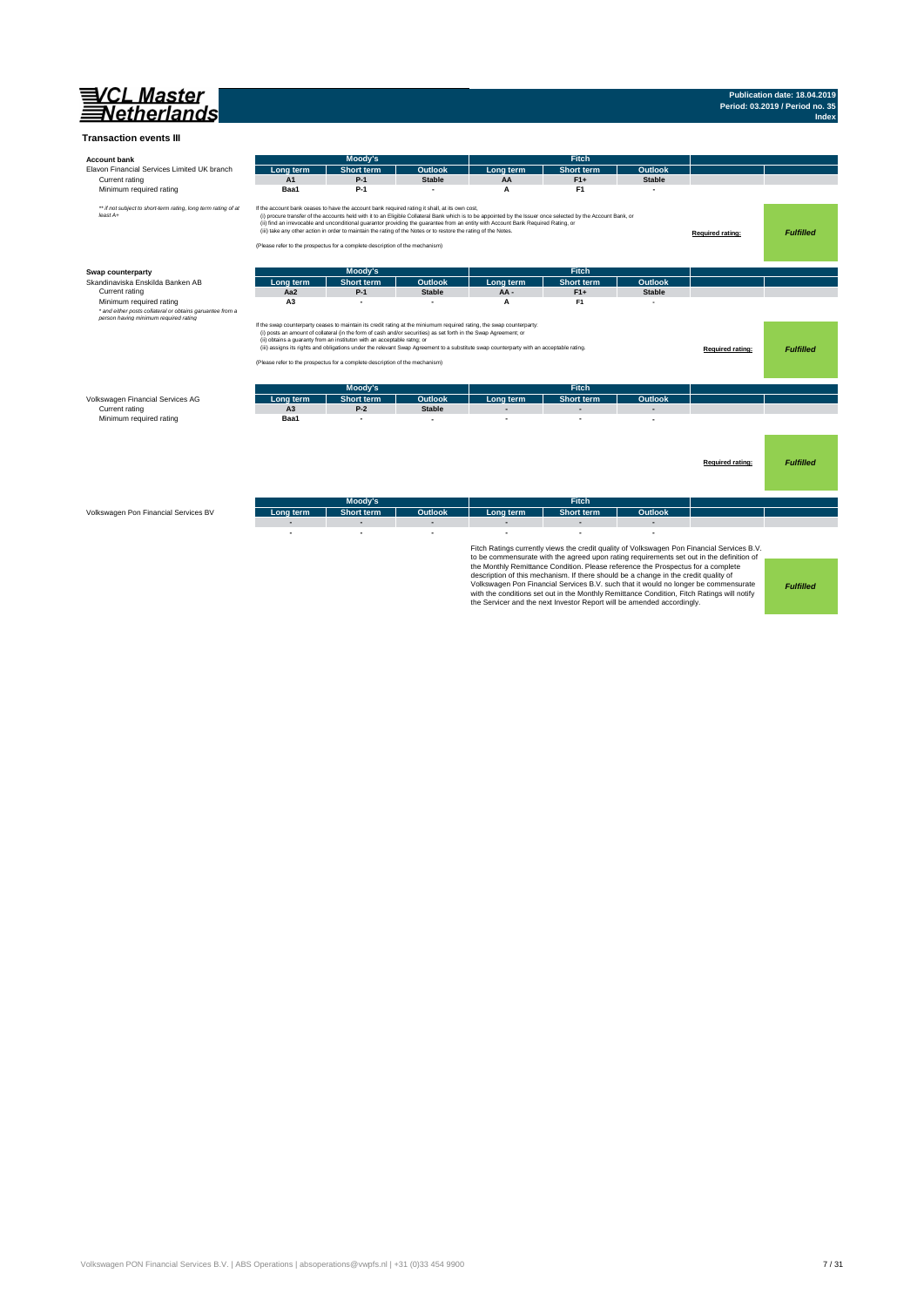## Transaction events III

### Account bank

Elavon Financial Services Limited UK branch

| | Moody's | | | Fitch | | | | |
|---|---|---|---|---|---|---|---|---|
| | Long term | Short term | Outlook | Long term | Short term | Outlook | | |
| Current rating | A1 | P-1 | Stable | AA | F1+ | Stable | | |
| Minimum required rating | Baa1 | P-1 | - | A | F1 | - | | |

*\*\* if not subject to short-term rating, long term rating of at least A+*

If the account bank ceases to have the account bank required rating it shall, at its own cost,
(i) procure transfer of the accounts held with it to an Eligible Collateral Bank which is to be appointed by the Issuer once selected by the Account Bank, or
(ii) find an irrevocable and unconditional guarantor providing the guarantee from an entity with Account Bank Required Rating, or
(iii) take any other action in order to maintain the rating of the Notes or to restore the rating of the Notes.

(Please refer to the prospectus for a complete description of the mechanism)

Required rating: ***Fulfilled***

### Swap counterparty

Skandinaviska Enskilda Banken AB

| | Moody's | | | Fitch | | | | |
|---|---|---|---|---|---|---|---|---|
| | Long term | Short term | Outlook | Long term | Short term | Outlook | | |
| Current rating | Aa2 | P-1 | Stable | AA - | F1+ | Stable | | |
| Minimum required rating | A3 | - | - | A | F1 | - | | |

*\* and either posts collateral or obtains garuantee from a person having minimum required rating*

If the swap counterparty ceases to maintain its credit rating at the miniumum required rating, the swap counterparty:
(i) posts an amount of collateral (in the form of cash and/or securities) as set forth in the Swap Agreement; or
(ii) obtains a guaranty from an instituton with an acceptable ratng; or
(iii) assigns its rights and obligations under the relevant Swap Agreement to a substitute swap counterparty with an acceptable rating.

(Please refer to the prospectus for a complete description of the mechanism)

Required rating: ***Fulfilled***

Volkswagen Financial Services AG

| | Moody's | | | Fitch | | | | |
|---|---|---|---|---|---|---|---|---|
| | Long term | Short term | Outlook | Long term | Short term | Outlook | | |
| Current rating | A3 | P-2 | Stable | - | - | - | | |
| Minimum required rating | Baa1 | - | - | - | - | - | | |

Required rating: ***Fulfilled***

Volkswagen Pon Financial Services BV

| Moody's | | | Fitch | | | | |
|---|---|---|---|---|---|---|---|
| Long term | Short term | Outlook | Long term | Short term | Outlook | | |
| - | - | - | - | - | - | | |
| - | - | - | - | - | - | | |

Fitch Ratings currently views the credit quality of Volkswagen Pon Financial Services B.V. to be commensurate with the agreed upon rating requirements set out in the definition of the Monthly Remittance Condition. Please reference the Prospectus for a complete description of this mechanism. If there should be a change in the credit quality of Volkswagen Pon Financial Services B.V. such that it would no longer be commensurate with the conditions set out in the Monthly Remittance Condition, Fitch Ratings will notify the Servicer and the next Investor Report will be amended accordingly.

***Fulfilled***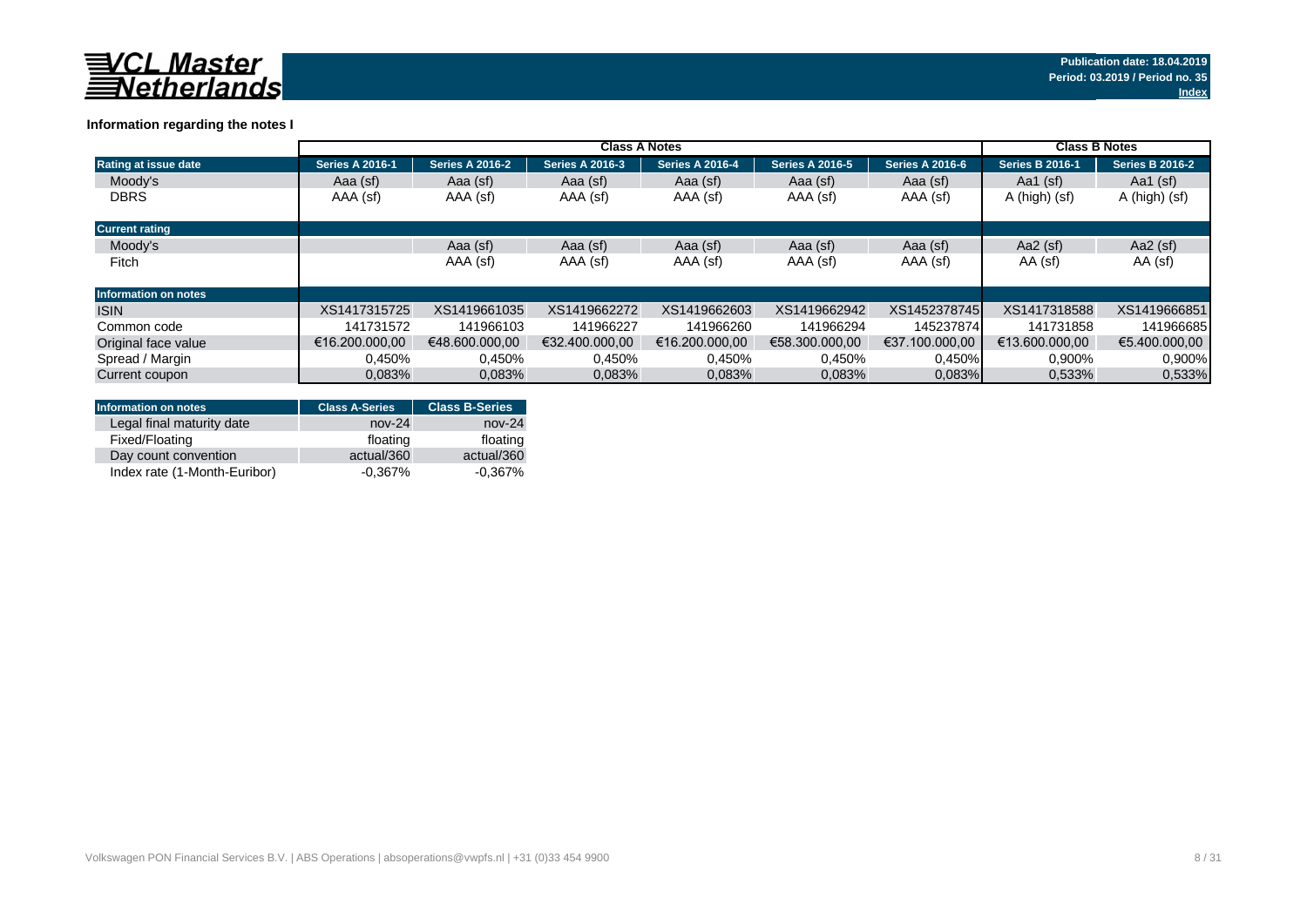VCL Master Netherlands

Publication date: 18.04.2019
Period: 03.2019 / Period no. 35
Index

**Information regarding the notes I**

| | Class A Notes | | | | | | Class B Notes | |
|---|---|---|---|---|---|---|---|---|
| **Rating at issue date** | **Series A 2016-1** | **Series A 2016-2** | **Series A 2016-3** | **Series A 2016-4** | **Series A 2016-5** | **Series A 2016-6** | **Series B 2016-1** | **Series B 2016-2** |
| Moody's | Aaa (sf) | Aaa (sf) | Aaa (sf) | Aaa (sf) | Aaa (sf) | Aaa (sf) | Aa1 (sf) | Aa1 (sf) |
| DBRS | AAA (sf) | AAA (sf) | AAA (sf) | AAA (sf) | AAA (sf) | AAA (sf) | A (high) (sf) | A (high) (sf) |
| **Current rating** | | | | | | | | |
| Moody's | | Aaa (sf) | Aaa (sf) | Aaa (sf) | Aaa (sf) | Aaa (sf) | Aa2 (sf) | Aa2 (sf) |
| Fitch | | AAA (sf) | AAA (sf) | AAA (sf) | AAA (sf) | AAA (sf) | AA (sf) | AA (sf) |
| **Information on notes** | | | | | | | | |
| ISIN | XS1417315725 | XS1419661035 | XS1419662272 | XS1419662603 | XS1419662942 | XS1452378745 | XS1417318588 | XS1419666851 |
| Common code | 141731572 | 141966103 | 141966227 | 141966260 | 141966294 | 145237874 | 141731858 | 141966685 |
| Original face value | €16.200.000,00 | €48.600.000,00 | €32.400.000,00 | €16.200.000,00 | €58.300.000,00 | €37.100.000,00 | €13.600.000,00 | €5.400.000,00 |
| Spread / Margin | 0,450% | 0,450% | 0,450% | 0,450% | 0,450% | 0,450% | 0,900% | 0,900% |
| Current coupon | 0,083% | 0,083% | 0,083% | 0,083% | 0,083% | 0,083% | 0,533% | 0,533% |

| Information on notes | Class A-Series | Class B-Series |
|---|---|---|
| Legal final maturity date | nov-24 | nov-24 |
| Fixed/Floating | floating | floating |
| Day count convention | actual/360 | actual/360 |
| Index rate (1-Month-Euribor) | -0,367% | -0,367% |

Volkswagen PON Financial Services B.V. | ABS Operations | absoperations@vwpfs.nl | +31 (0)33 454 9900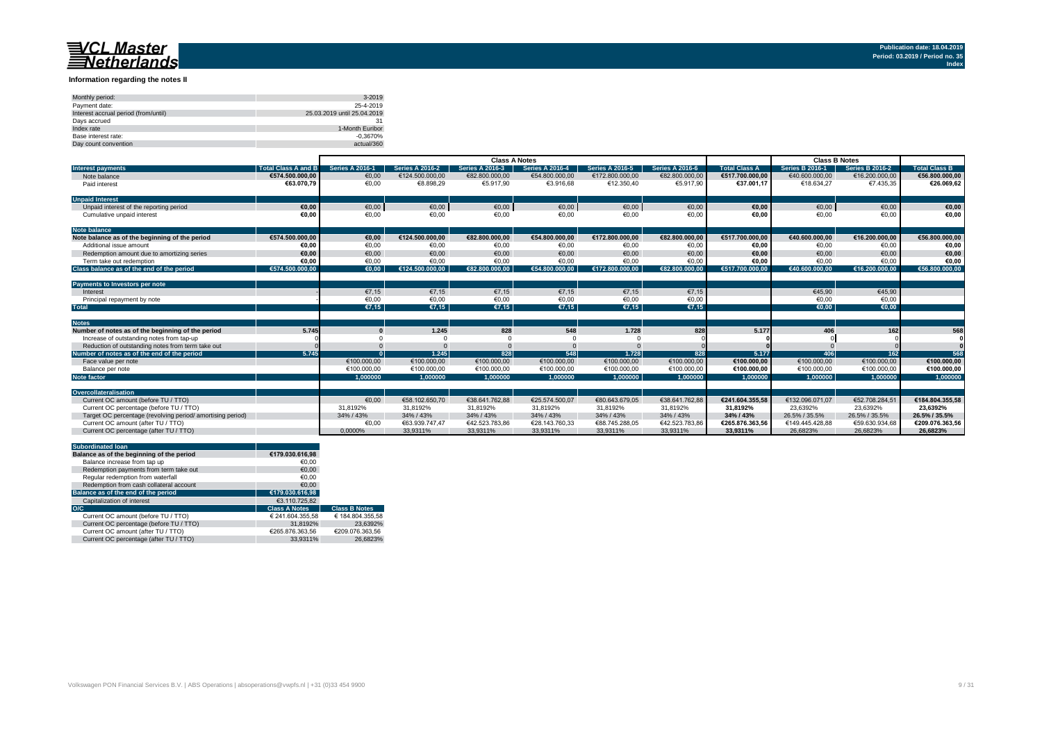# VCL Master Netherlands

Publication date: 18.04.2019
Period: 03.2019 / Period no. 35
Index

## Information regarding the notes II

| | |
|---|---|
| Monthly period: | 3-2019 |
| Payment date: | 25-4-2019 |
| Interest accrual period (from/until) | 25.03.2019 until 25.04.2019 |
| Days accrued | 31 |
| Index rate | 1-Month Euribor |
| Base interest rate: | -0,3670% |
| Day count convention | actual/360 |

| | | Class A Notes | | | | | | | Class B Notes | | |
|---|---|---|---|---|---|---|---|---|---|---|---|
| **Interest payments** | **Total Class A and B** | **Series A 2016-1** | **Series A 2016-2** | **Series A 2016-3** | **Series A 2016-4** | **Series A 2016-5** | **Series A 2016-6** | **Total Class A** | **Series B 2016-1** | **Series B 2016-2** | **Total Class B** |
| Note balance | €574.500.000,00 | €0,00 | €124.500.000,00 | €82.800.000,00 | €54.800.000,00 | €172.800.000,00 | €82.800.000,00 | €517.700.000,00 | €40.600.000,00 | €16.200.000,00 | €56.800.000,00 |
| Paid interest | €63.070,79 | €0,00 | €8.898,29 | €5.917,90 | €3.916,68 | €12.350,40 | €5.917,90 | €37.001,17 | €18.634,27 | €7.435,35 | €26.069,62 |
| **Unpaid Interest** | | | | | | | | | | | |
| Unpaid interest of the reporting period | €0,00 | €0,00 | €0,00 | €0,00 | €0,00 | €0,00 | €0,00 | €0,00 | €0,00 | €0,00 | €0,00 |
| Cumulative unpaid interest | €0,00 | €0,00 | €0,00 | €0,00 | €0,00 | €0,00 | €0,00 | €0,00 | €0,00 | €0,00 | €0,00 |
| **Note balance** | | | | | | | | | | | |
| **Note balance as of the beginning of the period** | €574.500.000,00 | €0,00 | €124.500.000,00 | €82.800.000,00 | €54.800.000,00 | €172.800.000,00 | €82.800.000,00 | €517.700.000,00 | €40.600.000,00 | €16.200.000,00 | €56.800.000,00 |
| Additional issue amount | €0,00 | €0,00 | €0,00 | €0,00 | €0,00 | €0,00 | €0,00 | €0,00 | €0,00 | €0,00 | €0,00 |
| Redemption amount due to amortizing series | €0,00 | €0,00 | €0,00 | €0,00 | €0,00 | €0,00 | €0,00 | €0,00 | €0,00 | €0,00 | €0,00 |
| Term take out redemption | €0,00 | €0,00 | €0,00 | €0,00 | €0,00 | €0,00 | €0,00 | €0,00 | €0,00 | €0,00 | €0,00 |
| **Class balance as of the end of the period** | €574.500.000,00 | €0,00 | €124.500.000,00 | €82.800.000,00 | €54.800.000,00 | €172.800.000,00 | €82.800.000,00 | €517.700.000,00 | €40.600.000,00 | €16.200.000,00 | €56.800.000,00 |
| **Payments to Investors per note** | | | | | | | | | | | |
| Interest | - | €7,15 | €7,15 | €7,15 | €7,15 | €7,15 | €7,15 | | €45,90 | €45,90 | |
| Principal repayment by note | - | €0,00 | €0,00 | €0,00 | €0,00 | €0,00 | €0,00 | | €0,00 | €0,00 | |
| **Total** | | €7,15 | €7,15 | €7,15 | €7,15 | €7,15 | €7,15 | | €0,00 | €0,00 | |
| **Notes** | | | | | | | | | | | |
| **Number of notes as of the beginning of the period** | 5.745 | 0 | 1.245 | 828 | 548 | 1.728 | 828 | 5.177 | 406 | 162 | 568 |
| Increase of outstanding notes from tap-up | 0 | 0 | 0 | 0 | 0 | 0 | 0 | 0 | 0 | 0 | 0 |
| Reduction of outstanding notes from term take out | 0 | 0 | 0 | 0 | 0 | 0 | 0 | 0 | 0 | 0 | 0 |
| **Number of notes as of the end of the period** | 5.745 | 0 | 1.245 | 828 | 548 | 1.728 | 828 | 5.177 | 406 | 162 | 568 |
| Face value per note | | €100.000,00 | €100.000,00 | €100.000,00 | €100.000,00 | €100.000,00 | €100.000,00 | €100.000,00 | €100.000,00 | €100.000,00 | €100.000,00 |
| Balance per note | | €100.000,00 | €100.000,00 | €100.000,00 | €100.000,00 | €100.000,00 | €100.000,00 | €100.000,00 | €100.000,00 | €100.000,00 | €100.000,00 |
| **Note factor** | | 1,000000 | 1,000000 | 1,000000 | 1,000000 | 1,000000 | 1,000000 | 1,000000 | 1,000000 | 1,000000 | 1,000000 |
| **Overcollateralisation** | | | | | | | | | | | |
| Current OC amount (before TU / TTO) | | €0,00 | €58.102.650,70 | €38.641.762,88 | €25.574.500,07 | €80.643.679,05 | €38.641.762,88 | €241.604.355,58 | €132.096.071,07 | €52.708.284,51 | €184.804.355,58 |
| Current OC percentage (before TU / TTO) | | 31,8192% | 31,8192% | 31,8192% | 31,8192% | 31,8192% | 31,8192% | 31,8192% | 23,6392% | 23,6392% | 23,6392% |
| Target OC percentage (revolving period/ amortising period) | | 34% / 43% | 34% / 43% | 34% / 43% | 34% / 43% | 34% / 43% | 34% / 43% | 34% / 43% | 26.5% / 35.5% | 26.5% / 35.5% | 26.5% / 35.5% |
| Current OC amount (after TU / TTO) | | €0,00 | €63.939.747,47 | €42.523.783,86 | €28.143.760,33 | €88.745.288,05 | €42.523.783,86 | €265.876.363,56 | €149.445.428,88 | €59.630.934,68 | €209.076.363,56 |
| Current OC percentage (after TU / TTO) | | 0,0000% | 33,9311% | 33,9311% | 33,9311% | 33,9311% | 33,9311% | 33,9311% | 26,6823% | 26,6823% | 26,6823% |

| **Subordinated loan** | | |
|---|---|---|
| **Balance as of the beginning of the period** | €179.030.616,98 | |
| Balance increase from tap up | €0,00 | |
| Redemption payments from term take out | €0,00 | |
| Regular redemption from waterfall | €0,00 | |
| Redemption from cash collateral account | €0,00 | |
| **Balance as of the end of the period** | €179.030.616,98 | |
| Capitalization of interest | €3.110.725,82 | |
| **O/C** | **Class A Notes** | **Class B Notes** |
| Current OC amount (before TU / TTO) | € 241.604.355,58 | € 184.804.355,58 |
| Current OC percentage (before TU / TTO) | 31,8192% | 23,6392% |
| Current OC amount (after TU / TTO) | €265.876.363,56 | €209.076.363,56 |
| Current OC percentage (after TU / TTO) | 33,9311% | 26,6823% |

Volkswagen PON Financial Services B.V. | ABS Operations | absoperations@vwpfs.nl | +31 (0)33 454 9900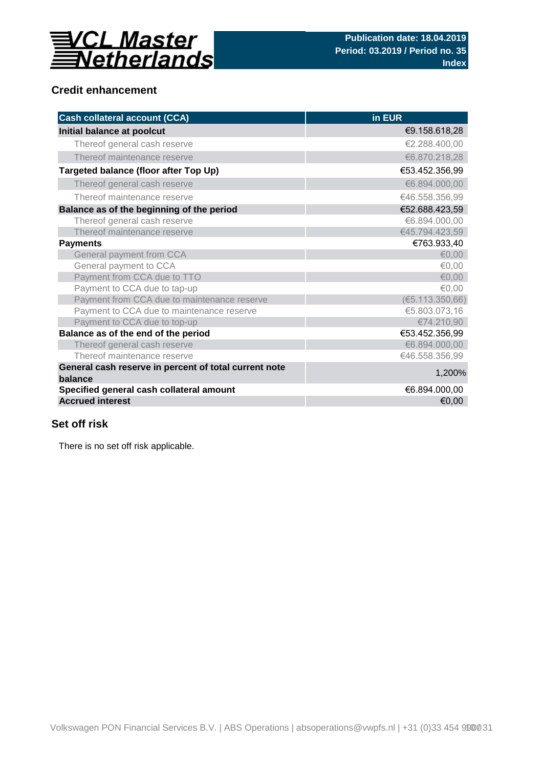# VCL Master Netherlands

**Publication date: 18.04.2019**
**Period: 03.2019 / Period no. 35**
**Index**

## Credit enhancement

| Cash collateral account (CCA) | in EUR |
|---|---|
| **Initial balance at poolcut** | €9.158.618,28 |
| Thereof general cash reserve | €2.288.400,00 |
| Thereof maintenance reserve | €6.870.218,28 |
| **Targeted balance (floor after Top Up)** | €53.452.356,99 |
| Thereof general cash reserve | €6.894.000,00 |
| Thereof maintenance reserve | €46.558.356,99 |
| **Balance as of the beginning of the period** | €52.688.423,59 |
| Thereof general cash reserve | €6.894.000,00 |
| Thereof maintenance reserve | €45.794.423,59 |
| **Payments** | €763.933,40 |
| General payment from CCA | €0,00 |
| General payment to CCA | €0,00 |
| Payment from CCA due to TTO | €0,00 |
| Payment to CCA due to tap-up | €0,00 |
| Payment from CCA due to maintenance reserve | (€5.113.350,66) |
| Payment to CCA due to maintenance reserve | €5.803.073,16 |
| Payment to CCA due to top-up | €74.210,90 |
| **Balance as of the end of the period** | €53.452.356,99 |
| Thereof general cash reserve | €6.894.000,00 |
| Thereof maintenance reserve | €46.558.356,99 |
| **General cash reserve in percent of total current note balance** | 1,200% |
| **Specified general cash collateral amount** | €6.894.000,00 |
| **Accrued interest** | €0,00 |

## Set off risk

There is no set off risk applicable.

Volkswagen PON Financial Services B.V. | ABS Operations | absoperations@vwpfs.nl | +31 (0)33 454 9900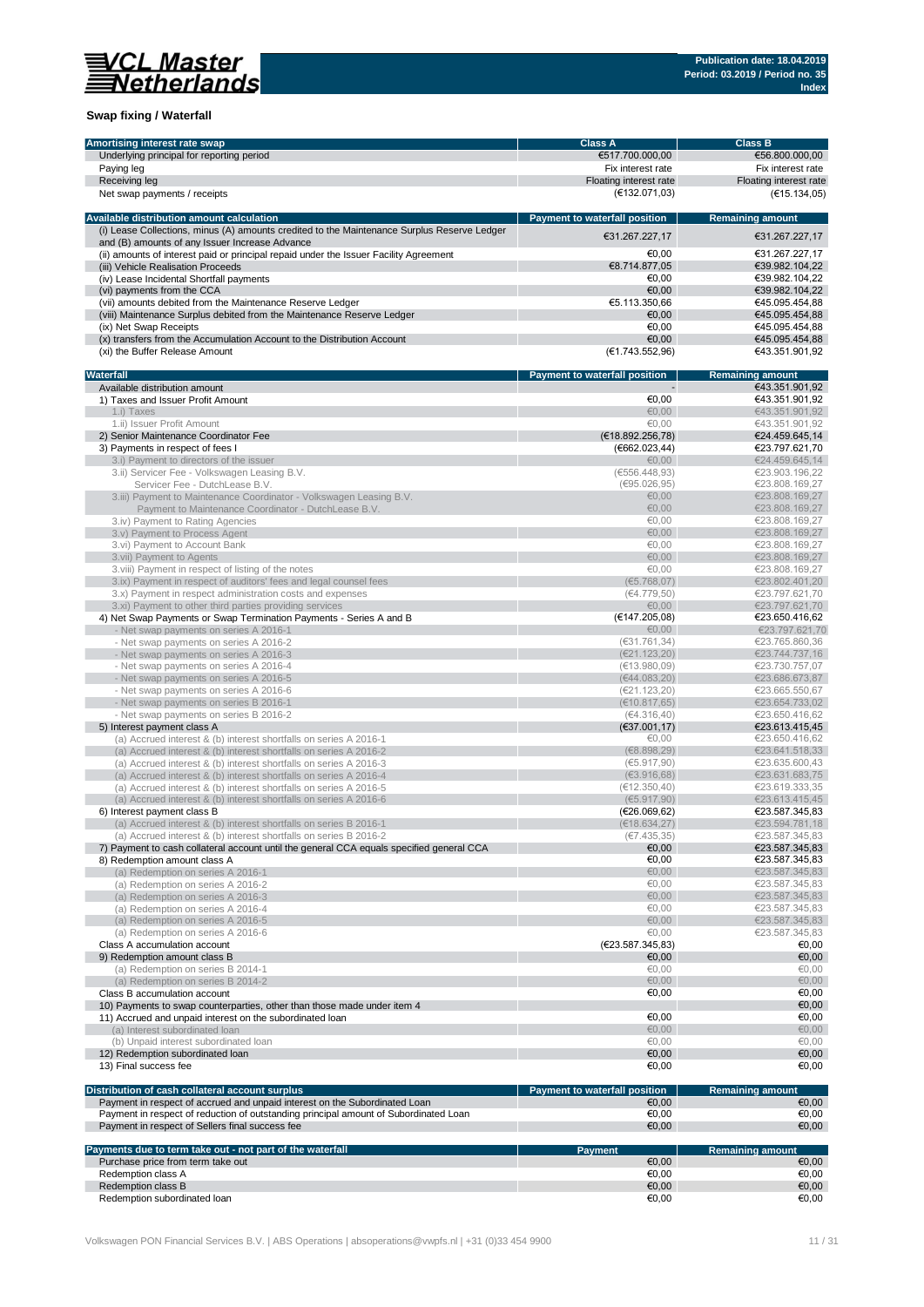## Swap fixing / Waterfall

| Amortising interest rate swap | Class A | Class B |
|---|---|---|
| Underlying principal for reporting period | €517.700.000,00 | €56.800.000,00 |
| Paying leg | Fix interest rate | Fix interest rate |
| Receiving leg | Floating interest rate | Floating interest rate |
| Net swap payments / receipts | (€132.071,03) | (€15.134,05) |

| Available distribution amount calculation | Payment to waterfall position | Remaining amount |
|---|---|---|
| (i) Lease Collections, minus (A) amounts credited to the Maintenance Surplus Reserve Ledger and (B) amounts of any Issuer Increase Advance | €31.267.227,17 | €31.267.227,17 |
| (ii) amounts of interest paid or principal repaid under the Issuer Facility Agreement | €0,00 | €31.267.227,17 |
| (iii) Vehicle Realisation Proceeds | €8.714.877,05 | €39.982.104,22 |
| (iv) Lease Incidental Shortfall payments | €0,00 | €39.982.104,22 |
| (vi) payments from the CCA | €0,00 | €39.982.104,22 |
| (vii) amounts debited from the Maintenance Reserve Ledger | €5.113.350,66 | €45.095.454,88 |
| (viii) Maintenance Surplus debited from the Maintenance Reserve Ledger | €0,00 | €45.095.454,88 |
| (ix) Net Swap Receipts | €0,00 | €45.095.454,88 |
| (x) transfers from the Accumulation Account to the Distribution Account | €0,00 | €45.095.454,88 |
| (xi) the Buffer Release Amount | (€1.743.552,96) | €43.351.901,92 |

| Waterfall | Payment to waterfall position | Remaining amount |
|---|---|---|
| Available distribution amount | - | €43.351.901,92 |
| 1) Taxes and Issuer Profit Amount | €0,00 | €43.351.901,92 |
| 1.i) Taxes | €0,00 | €43.351.901,92 |
| 1.ii) Issuer Profit Amount | €0,00 | €43.351.901,92 |
| 2) Senior Maintenance Coordinator Fee | (€18.892.256,78) | €24.459.645,14 |
| 3) Payments in respect of fees I | (€662.023,44) | €23.797.621,70 |
| 3.i) Payment to directors of the issuer | €0,00 | €24.459.645,14 |
| 3.ii) Servicer Fee - Volkswagen Leasing B.V. | (€556.448,93) | €23.903.196,22 |
| Servicer Fee - DutchLease B.V. | (€95.026,95) | €23.808.169,27 |
| 3.iii) Payment to Maintenance Coordinator - Volkswagen Leasing B.V. | €0,00 | €23.808.169,27 |
| Payment to Maintenance Coordinator - DutchLease B.V. | €0,00 | €23.808.169,27 |
| 3.iv) Payment to Rating Agencies | €0,00 | €23.808.169,27 |
| 3.v) Payment to Process Agent | €0,00 | €23.808.169,27 |
| 3.vi) Payment to Account Bank | €0,00 | €23.808.169,27 |
| 3.vii) Payment to Agents | €0,00 | €23.808.169,27 |
| 3.viii) Payment in respect of listing of the notes | €0,00 | €23.808.169,27 |
| 3.ix) Payment in respect of auditors' fees and legal counsel fees | (€5.768,07) | €23.802.401,20 |
| 3.x) Payment in respect administration costs and expenses | (€4.779,50) | €23.797.621,70 |
| 3.xi) Payment to other third parties providing services | €0,00 | €23.797.621,70 |
| 4) Net Swap Payments or Swap Termination Payments - Series A and B | (€147.205,08) | €23.650.416,62 |
| - Net swap payments on series A 2016-1 | €0,00 | €23.797.621,70 |
| - Net swap payments on series A 2016-2 | (€31.761,34) | €23.765.860,36 |
| - Net swap payments on series A 2016-3 | (€21.123,20) | €23.744.737,16 |
| - Net swap payments on series A 2016-4 | (€13.980,09) | €23.730.757,07 |
| - Net swap payments on series A 2016-5 | (€44.083,20) | €23.686.673,87 |
| - Net swap payments on series A 2016-6 | (€21.123,20) | €23.665.550,67 |
| - Net swap payments on series B 2016-1 | (€10.817,65) | €23.654.733,02 |
| - Net swap payments on series B 2016-2 | (€4.316,40) | €23.650.416,62 |
| 5) Interest payment class A | (€37.001,17) | €23.613.415,45 |
| (a) Accrued interest & (b) interest shortfalls on series A 2016-1 | €0,00 | €23.650.416,62 |
| (a) Accrued interest & (b) interest shortfalls on series A 2016-2 | (€8.898,29) | €23.641.518,33 |
| (a) Accrued interest & (b) interest shortfalls on series A 2016-3 | (€5.917,90) | €23.635.600,43 |
| (a) Accrued interest & (b) interest shortfalls on series A 2016-4 | (€3.916,68) | €23.631.683,75 |
| (a) Accrued interest & (b) interest shortfalls on series A 2016-5 | (€12.350,40) | €23.619.333,35 |
| (a) Accrued interest & (b) interest shortfalls on series A 2016-6 | (€5.917,90) | €23.613.415,45 |
| 6) Interest payment class B | (€26.069,62) | €23.587.345,83 |
| (a) Accrued interest & (b) interest shortfalls on series B 2016-1 | (€18.634,27) | €23.594.781,18 |
| (a) Accrued interest & (b) interest shortfalls on series B 2016-2 | (€7.435,35) | €23.587.345,83 |
| 7) Payment to cash collateral account until the general CCA equals specified general CCA | €0,00 | €23.587.345,83 |
| 8) Redemption amount class A | €0,00 | €23.587.345,83 |
| (a) Redemption on series A 2016-1 | €0,00 | €23.587.345,83 |
| (a) Redemption on series A 2016-2 | €0,00 | €23.587.345,83 |
| (a) Redemption on series A 2016-3 | €0,00 | €23.587.345,83 |
| (a) Redemption on series A 2016-4 | €0,00 | €23.587.345,83 |
| (a) Redemption on series A 2016-5 | €0,00 | €23.587.345,83 |
| (a) Redemption on series A 2016-6 | €0,00 | €23.587.345,83 |
| Class A accumulation account | (€23.587.345,83) | €0,00 |
| 9) Redemption amount class B | €0,00 | €0,00 |
| (a) Redemption on series B 2014-1 | €0,00 | €0,00 |
| (a) Redemption on series B 2014-2 | €0,00 | €0,00 |
| Class B accumulation account | €0,00 | €0,00 |
| 10) Payments to swap counterparties, other than those made under item 4 | | €0,00 |
| 11) Accrued and unpaid interest on the subordinated loan | €0,00 | €0,00 |
| (a) Interest subordinated loan | €0,00 | €0,00 |
| (b) Unpaid interest subordinated loan | €0,00 | €0,00 |
| 12) Redemption subordinated loan | €0,00 | €0,00 |
| 13) Final success fee | €0,00 | €0,00 |

| Distribution of cash collateral account surplus | Payment to waterfall position | Remaining amount |
|---|---|---|
| Payment in respect of accrued and unpaid interest on the Subordinated Loan | €0,00 | €0,00 |
| Payment in respect of reduction of outstanding principal amount of Subordinated Loan | €0,00 | €0,00 |
| Payment in respect of Sellers final success fee | €0,00 | €0,00 |

| Payments due to term take out - not part of the waterfall | Payment | Remaining amount |
|---|---|---|
| Purchase price from term take out | €0,00 | €0,00 |
| Redemption class A | €0,00 | €0,00 |
| Redemption class B | €0,00 | €0,00 |
| Redemption subordinated loan | €0,00 | €0,00 |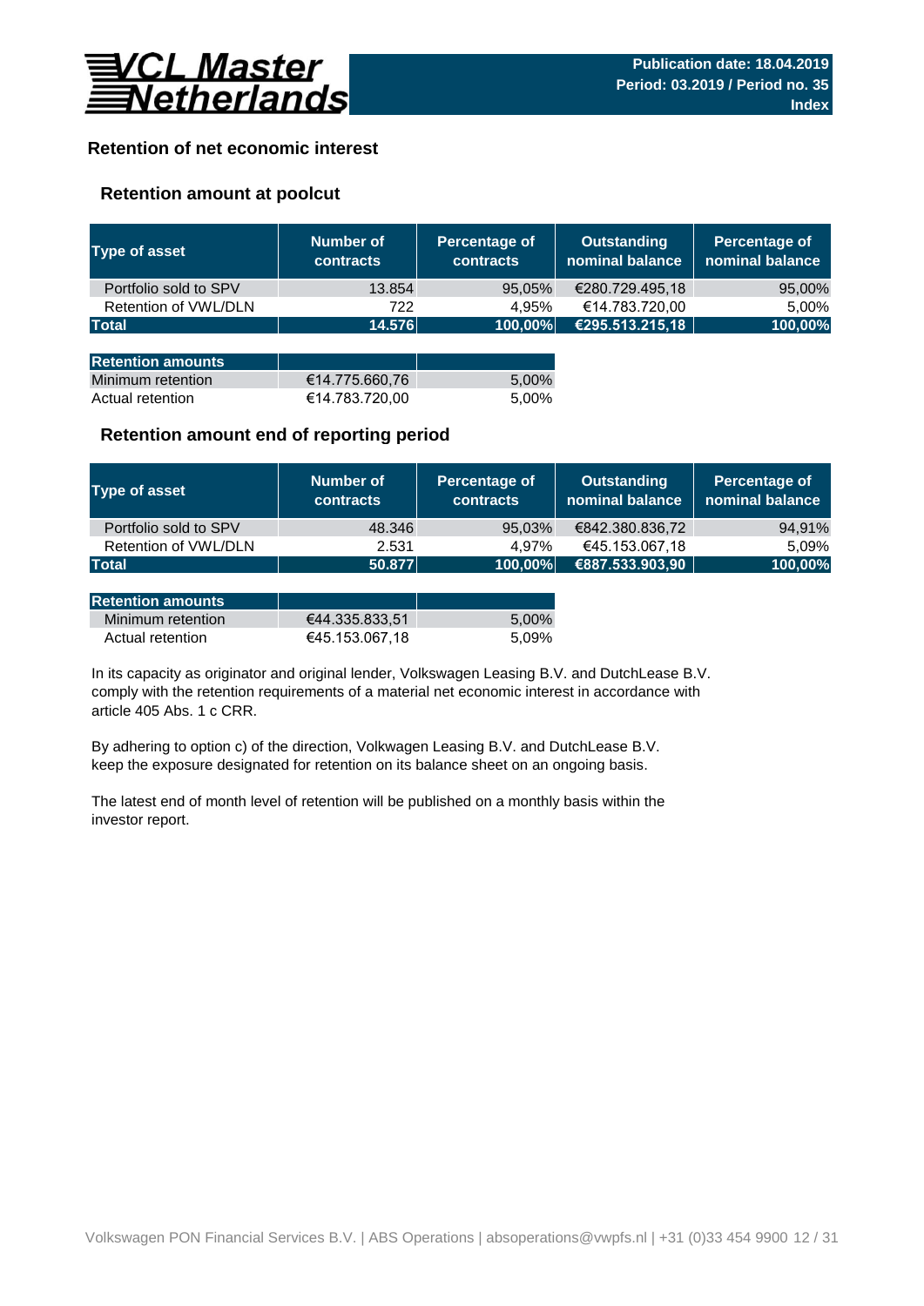# Retention of net economic interest

## Retention amount at poolcut

| Type of asset | Number of contracts | Percentage of contracts | Outstanding nominal balance | Percentage of nominal balance |
|---|---|---|---|---|
| Portfolio sold to SPV | 13.854 | 95,05% | €280.729.495,18 | 95,00% |
| Retention of VWL/DLN | 722 | 4,95% | €14.783.720,00 | 5,00% |
| **Total** | **14.576** | **100,00%** | **€295.513.215,18** | **100,00%** |

| Retention amounts | | |
|---|---|---|
| Minimum retention | €14.775.660,76 | 5,00% |
| Actual retention | €14.783.720,00 | 5,00% |

## Retention amount end of reporting period

| Type of asset | Number of contracts | Percentage of contracts | Outstanding nominal balance | Percentage of nominal balance |
|---|---|---|---|---|
| Portfolio sold to SPV | 48.346 | 95,03% | €842.380.836,72 | 94,91% |
| Retention of VWL/DLN | 2.531 | 4,97% | €45.153.067,18 | 5,09% |
| **Total** | **50.877** | **100,00%** | **€887.533.903,90** | **100,00%** |

| Retention amounts | | |
|---|---|---|
| Minimum retention | €44.335.833,51 | 5,00% |
| Actual retention | €45.153.067,18 | 5,09% |

In its capacity as originator and original lender, Volkswagen Leasing B.V. and DutchLease B.V. comply with the retention requirements of a material net economic interest in accordance with article 405 Abs. 1 c CRR.

By adhering to option c) of the direction, Volkswagen Leasing B.V. and DutchLease B.V. keep the exposure designated for retention on its balance sheet on an ongoing basis.

The latest end of month level of retention will be published on a monthly basis within the investor report.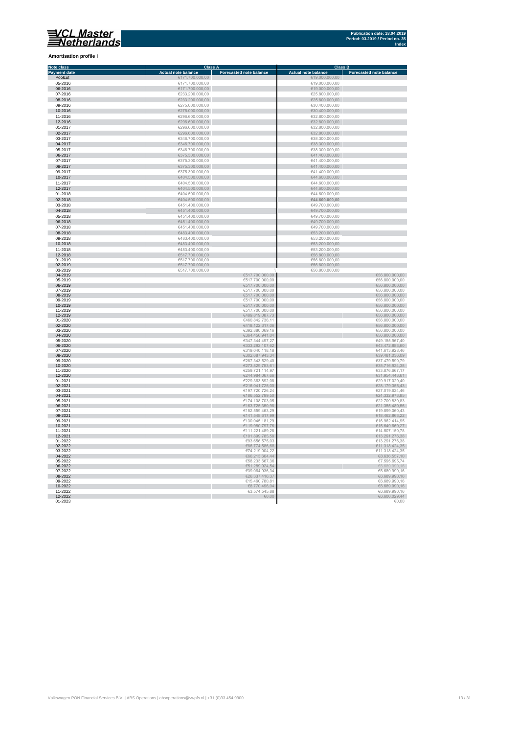## Amortisation profile I

| Note class | Class A | | Class B | |
|---|---|---|---|---|
| Payment date | Actual note balance | Forecasted note balance | Actual note balance | Forecasted note balance |
| Poolcut | €171.700.000,00 | | €19.000.000,00 | |
| 05-2016 | €171.700.000,00 | | €19.000.000,00 | |
| 06-2016 | €171.700.000,00 | | €19.000.000,00 | |
| 07-2016 | €233.200.000,00 | | €25.800.000,00 | |
| 08-2016 | €233.200.000,00 | | €25.800.000,00 | |
| 09-2016 | €275.000.000,00 | | €30.400.000,00 | |
| 10-2016 | €275.000.000,00 | | €30.400.000,00 | |
| 11-2016 | €296.600.000,00 | | €32.800.000,00 | |
| 12-2016 | €296.600.000,00 | | €32.800.000,00 | |
| 01-2017 | €296.600.000,00 | | €32.800.000,00 | |
| 02-2017 | €296.600.000,00 | | €32.800.000,00 | |
| 03-2017 | €346.700.000,00 | | €38.300.000,00 | |
| 04-2017 | €346.700.000,00 | | €38.300.000,00 | |
| 05-2017 | €346.700.000,00 | | €38.300.000,00 | |
| 06-2017 | €375.300.000,00 | | €41.400.000,00 | |
| 07-2017 | €375.300.000,00 | | €41.400.000,00 | |
| 08-2017 | €375.300.000,00 | | €41.400.000,00 | |
| 09-2017 | €375.300.000,00 | | €41.400.000,00 | |
| 10-2017 | €404.500.000,00 | | €44.600.000,00 | |
| 11-2017 | €404.500.000,00 | | €44.600.000,00 | |
| 12-2017 | €404.500.000,00 | | €44.600.000,00 | |
| 01-2018 | €404.500.000,00 | | €44.600.000,00 | |
| 02-2018 | €404.500.000,00 | | €44.600.000,00 | |
| 03-2018 | €451.400.000,00 | | €49.700.000,00 | |
| 04-2018 | €451.400.000,00 | | €49.700.000,00 | |
| 05-2018 | €451.400.000,00 | | €49.700.000,00 | |
| 06-2018 | €451.400.000,00 | | €49.700.000,00 | |
| 07-2018 | €451.400.000,00 | | €49.700.000,00 | |
| 08-2018 | €483.400.000,00 | | €53.200.000,00 | |
| 09-2018 | €483.400.000,00 | | €53.200.000,00 | |
| 10-2018 | €483.400.000,00 | | €53.200.000,00 | |
| 11-2018 | €483.400.000,00 | | €53.200.000,00 | |
| 12-2018 | €517.700.000,00 | | €56.800.000,00 | |
| 01-2019 | €517.700.000,00 | | €56.800.000,00 | |
| 02-2019 | €517.700.000,00 | | €56.800.000,00 | |
| 03-2019 | €517.700.000,00 | | €56.800.000,00 | |
| 04-2019 | | €517.700.000,00 | | €56.800.000,00 |
| 05-2019 | | €517.700.000,00 | | €56.800.000,00 |
| 06-2019 | | €517.700.000,00 | | €56.800.000,00 |
| 07-2019 | | €517.700.000,00 | | €56.800.000,00 |
| 08-2019 | | €517.700.000,00 | | €56.800.000,00 |
| 09-2019 | | €517.700.000,00 | | €56.800.000,00 |
| 10-2019 | | €517.700.000,00 | | €56.800.000,00 |
| 11-2019 | | €517.700.000,00 | | €56.800.000,00 |
| 12-2019 | | €489.819.087,73 | | €56.800.000,00 |
| 01-2020 | | €460.842.736,11 | | €56.800.000,00 |
| 02-2020 | | €418.122.317,06 | | €56.800.000,00 |
| 03-2020 | | €392.880.069,16 | | €56.800.000,00 |
| 04-2020 | | €364.456.941,04 | | €56.800.000,00 |
| 05-2020 | | €347.344.497,27 | | €49.155.967,40 |
| 06-2020 | | €333.292.107,62 | | €43.472.883,60 |
| 07-2020 | | €319.040.118,18 | | €41.613.928,46 |
| 08-2020 | | €302.687.943,34 | | €39.481.036,09 |
| 09-2020 | | €287.343.529,40 | | €37.479.590,79 |
| 10-2020 | | €273.829.753,61 | | €35.716.924,38 |
| 11-2020 | | €259.721.114,97 | | €33.876.667,17 |
| 12-2020 | | €244.984.067,66 | | €31.954.443,61 |
| 01-2021 | | €229.363.892,08 | | €29.917.029,40 |
| 02-2021 | | €216.041.725,00 | | €28.179.355,43 |
| 03-2021 | | €197.720.726,24 | | €27.019.624,46 |
| 04-2021 | | €186.552.799,50 | | €24.332.973,85 |
| 05-2021 | | €174.108.703,05 | | €22.709.830,83 |
| 06-2021 | | €163.725.350,98 | | €21.355.480,56 |
| 07-2021 | | €152.559.463,29 | | €19.899.060,43 |
| 08-2021 | | €141.548.617,99 | | €18.462.863,22 |
| 09-2021 | | €130.045.181,29 | | €16.962.414,95 |
| 10-2021 | | €119.980.797,76 | | €15.649.669,27 |
| 11-2021 | | €111.221.489,28 | | €14.507.150,78 |
| 12-2021 | | €101.899.785,58 | | €13.291.276,38 |
| 01-2022 | | €93.656.575,03 | | €13.291.276,38 |
| 02-2022 | | €86.774.586,68 | | €11.318.424,35 |
| 03-2022 | | €74.219.004,22 | | €11.318.424,35 |
| 04-2022 | | €66.213.604,44 | | €8.636.557,10 |
| 05-2022 | | €58.233.667,36 | | €7.595.695,74 |
| 06-2022 | | €51.289.924,54 | | €6.689.990,16 |
| 07-2022 | | €39.064.936,34 | | €6.689.990,16 |
| 08-2022 | | €26.337.416,37 | | €6.689.990,16 |
| 09-2022 | | €15.460.780,81 | | €6.689.990,16 |
| 10-2022 | | €8.770.496,04 | | €6.689.990,16 |
| 11-2022 | | €3.574.545,88 | | €6.689.990,16 |
| 12-2022 | | €0,00 | | €6.600.029,44 |
| 01-2023 | | | | €0,00 |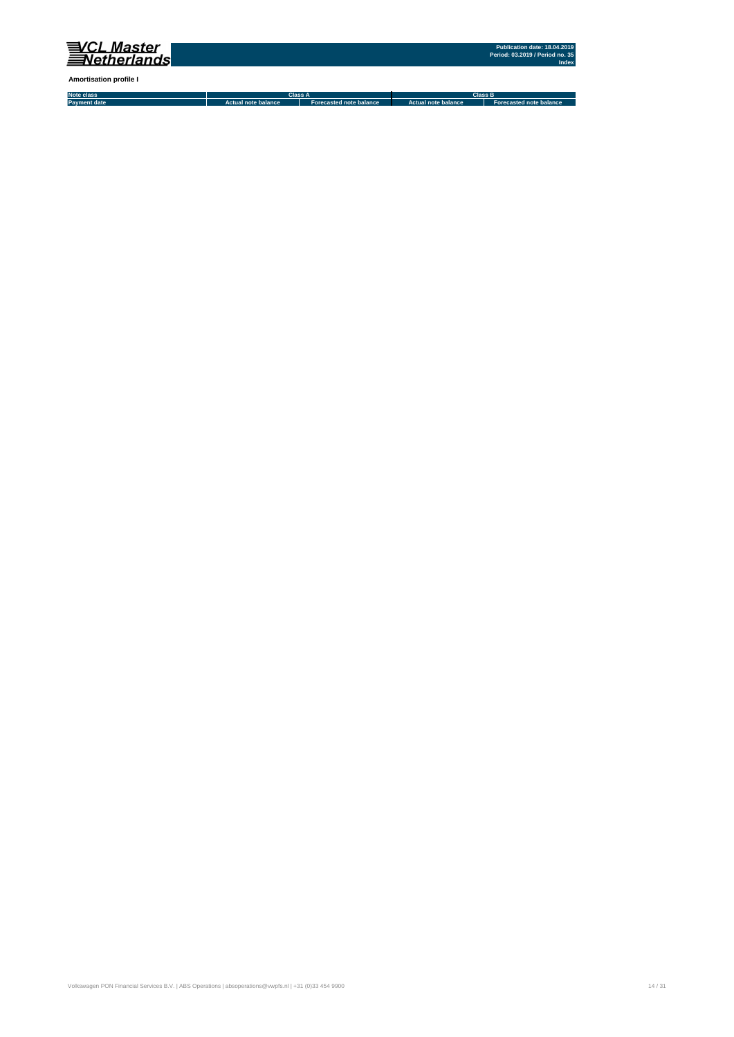**Amortisation profile I**

| Note class | Class A | | Class B | |
|---|---|---|---|---|
| Payment date | Actual note balance | Forecasted note balance | Actual note balance | Forecasted note balance |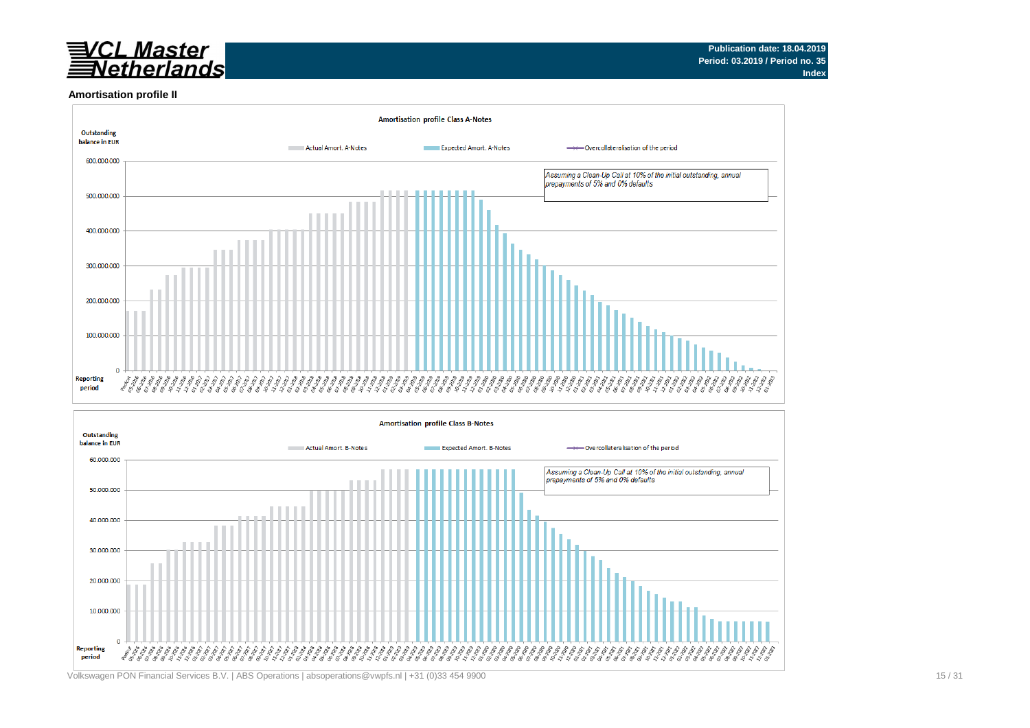VCL Master Netherlands

Publication date: 18.04.2019
Period: 03.2019 / Period no. 35
Index

## Amortisation profile II

**Amortisation profile Class A-Notes**

Outstanding balance in EUR

Actual Amort. A-Notes | Expected Amort. A-Notes | Overcollateralisation of the period

*Assuming a Clean-Up Call at 10% of the initial outstanding, annual prepayments of 5% and 0% defaults*

600.000.000
500.000.000
400.000.000
300.000.000
200.000.000
100.000.000
0

Reporting period

**Amortisation profile Class B-Notes**

Outstanding balance in EUR

Actual Amort. B-Notes | Expected Amort. B-Notes | Overcollateralisation of the period

*Assuming a Clean-Up Call at 10% of the initial outstanding, annual prepayments of 5% and 0% defaults*

60.000.000
50.000.000
40.000.000
30.000.000
20.000.000
10.000.000
0

Reporting period

Volkswagen PON Financial Services B.V. | ABS Operations | absoperations@vwpfs.nl | +31 (0)33 454 9900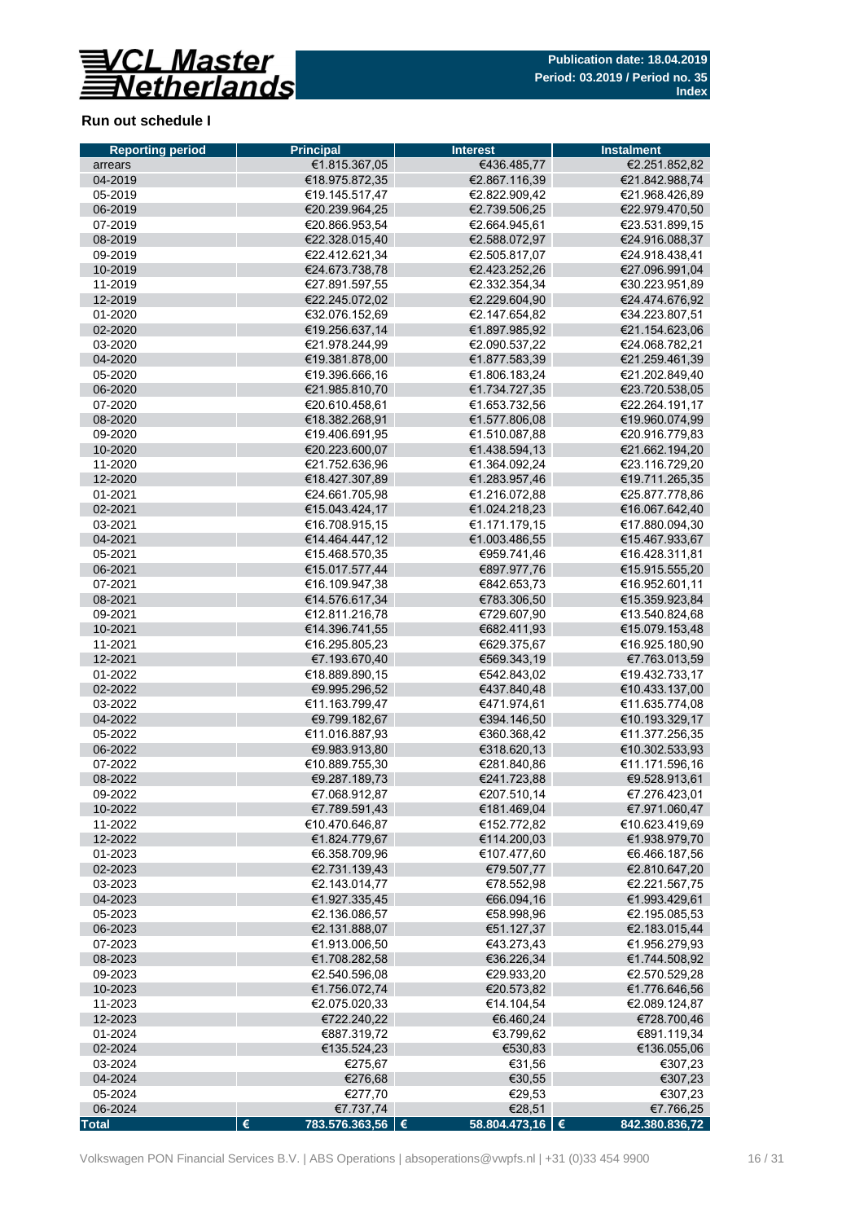**Publication date: 18.04.2019**
**Period: 03.2019 / Period no. 35**
**Index**

## Run out schedule I

| Reporting period | Principal | Interest | Instalment |
|---|---|---|---|
| arrears | €1.815.367,05 | €436.485,77 | €2.251.852,82 |
| 04-2019 | €18.975.872,35 | €2.867.116,39 | €21.842.988,74 |
| 05-2019 | €19.145.517,47 | €2.822.909,42 | €21.968.426,89 |
| 06-2019 | €20.239.964,25 | €2.739.506,25 | €22.979.470,50 |
| 07-2019 | €20.866.953,54 | €2.664.945,61 | €23.531.899,15 |
| 08-2019 | €22.328.015,40 | €2.588.072,97 | €24.916.088,37 |
| 09-2019 | €22.412.621,34 | €2.505.817,07 | €24.918.438,41 |
| 10-2019 | €24.673.738,78 | €2.423.252,26 | €27.096.991,04 |
| 11-2019 | €27.891.597,55 | €2.332.354,34 | €30.223.951,89 |
| 12-2019 | €22.245.072,02 | €2.229.604,90 | €24.474.676,92 |
| 01-2020 | €32.076.152,69 | €2.147.654,82 | €34.223.807,51 |
| 02-2020 | €19.256.637,14 | €1.897.985,92 | €21.154.623,06 |
| 03-2020 | €21.978.244,99 | €2.090.537,22 | €24.068.782,21 |
| 04-2020 | €19.381.878,00 | €1.877.583,39 | €21.259.461,39 |
| 05-2020 | €19.396.666,16 | €1.806.183,24 | €21.202.849,40 |
| 06-2020 | €21.985.810,70 | €1.734.727,35 | €23.720.538,05 |
| 07-2020 | €20.610.458,61 | €1.653.732,56 | €22.264.191,17 |
| 08-2020 | €18.382.268,91 | €1.577.806,08 | €19.960.074,99 |
| 09-2020 | €19.406.691,95 | €1.510.087,88 | €20.916.779,83 |
| 10-2020 | €20.223.600,07 | €1.438.594,13 | €21.662.194,20 |
| 11-2020 | €21.752.636,96 | €1.364.092,24 | €23.116.729,20 |
| 12-2020 | €18.427.307,89 | €1.283.957,46 | €19.711.265,35 |
| 01-2021 | €24.661.705,98 | €1.216.072,88 | €25.877.778,86 |
| 02-2021 | €15.043.424,17 | €1.024.218,23 | €16.067.642,40 |
| 03-2021 | €16.708.915,15 | €1.171.179,15 | €17.880.094,30 |
| 04-2021 | €14.464.447,12 | €1.003.486,55 | €15.467.933,67 |
| 05-2021 | €15.468.570,35 | €959.741,46 | €16.428.311,81 |
| 06-2021 | €15.017.577,44 | €897.977,76 | €15.915.555,20 |
| 07-2021 | €16.109.947,38 | €842.653,73 | €16.952.601,11 |
| 08-2021 | €14.576.617,34 | €783.306,50 | €15.359.923,84 |
| 09-2021 | €12.811.216,78 | €729.607,90 | €13.540.824,68 |
| 10-2021 | €14.396.741,55 | €682.411,93 | €15.079.153,48 |
| 11-2021 | €16.295.805,23 | €629.375,67 | €16.925.180,90 |
| 12-2021 | €7.193.670,40 | €569.343,19 | €7.763.013,59 |
| 01-2022 | €18.889.890,15 | €542.843,02 | €19.432.733,17 |
| 02-2022 | €9.995.296,52 | €437.840,48 | €10.433.137,00 |
| 03-2022 | €11.163.799,47 | €471.974,61 | €11.635.774,08 |
| 04-2022 | €9.799.182,67 | €394.146,50 | €10.193.329,17 |
| 05-2022 | €11.016.887,93 | €360.368,42 | €11.377.256,35 |
| 06-2022 | €9.983.913,80 | €318.620,13 | €10.302.533,93 |
| 07-2022 | €10.889.755,30 | €281.840,86 | €11.171.596,16 |
| 08-2022 | €9.287.189,73 | €241.723,88 | €9.528.913,61 |
| 09-2022 | €7.068.912,87 | €207.510,14 | €7.276.423,01 |
| 10-2022 | €7.789.591,43 | €181.469,04 | €7.971.060,47 |
| 11-2022 | €10.470.646,87 | €152.772,82 | €10.623.419,69 |
| 12-2022 | €1.824.779,67 | €114.200,03 | €1.938.979,70 |
| 01-2023 | €6.358.709,96 | €107.477,60 | €6.466.187,56 |
| 02-2023 | €2.731.139,43 | €79.507,77 | €2.810.647,20 |
| 03-2023 | €2.143.014,77 | €78.552,98 | €2.221.567,75 |
| 04-2023 | €1.927.335,45 | €66.094,16 | €1.993.429,61 |
| 05-2023 | €2.136.086,57 | €58.998,96 | €2.195.085,53 |
| 06-2023 | €2.131.888,07 | €51.127,37 | €2.183.015,44 |
| 07-2023 | €1.913.006,50 | €43.273,43 | €1.956.279,93 |
| 08-2023 | €1.708.282,58 | €36.226,34 | €1.744.508,92 |
| 09-2023 | €2.540.596,08 | €29.933,20 | €2.570.529,28 |
| 10-2023 | €1.756.072,74 | €20.573,82 | €1.776.646,56 |
| 11-2023 | €2.075.020,33 | €14.104,54 | €2.089.124,87 |
| 12-2023 | €722.240,22 | €6.460,24 | €728.700,46 |
| 01-2024 | €887.319,72 | €3.799,62 | €891.119,34 |
| 02-2024 | €135.524,23 | €530,83 | €136.055,06 |
| 03-2024 | €275,67 | €31,56 | €307,23 |
| 04-2024 | €276,68 | €30,55 | €307,23 |
| 05-2024 | €277,70 | €29,53 | €307,23 |
| 06-2024 | €7.737,74 | €28,51 | €7.766,25 |
| **Total** | **€ 783.576.363,56** | **€ 58.804.473,16** | **€ 842.380.836,72** |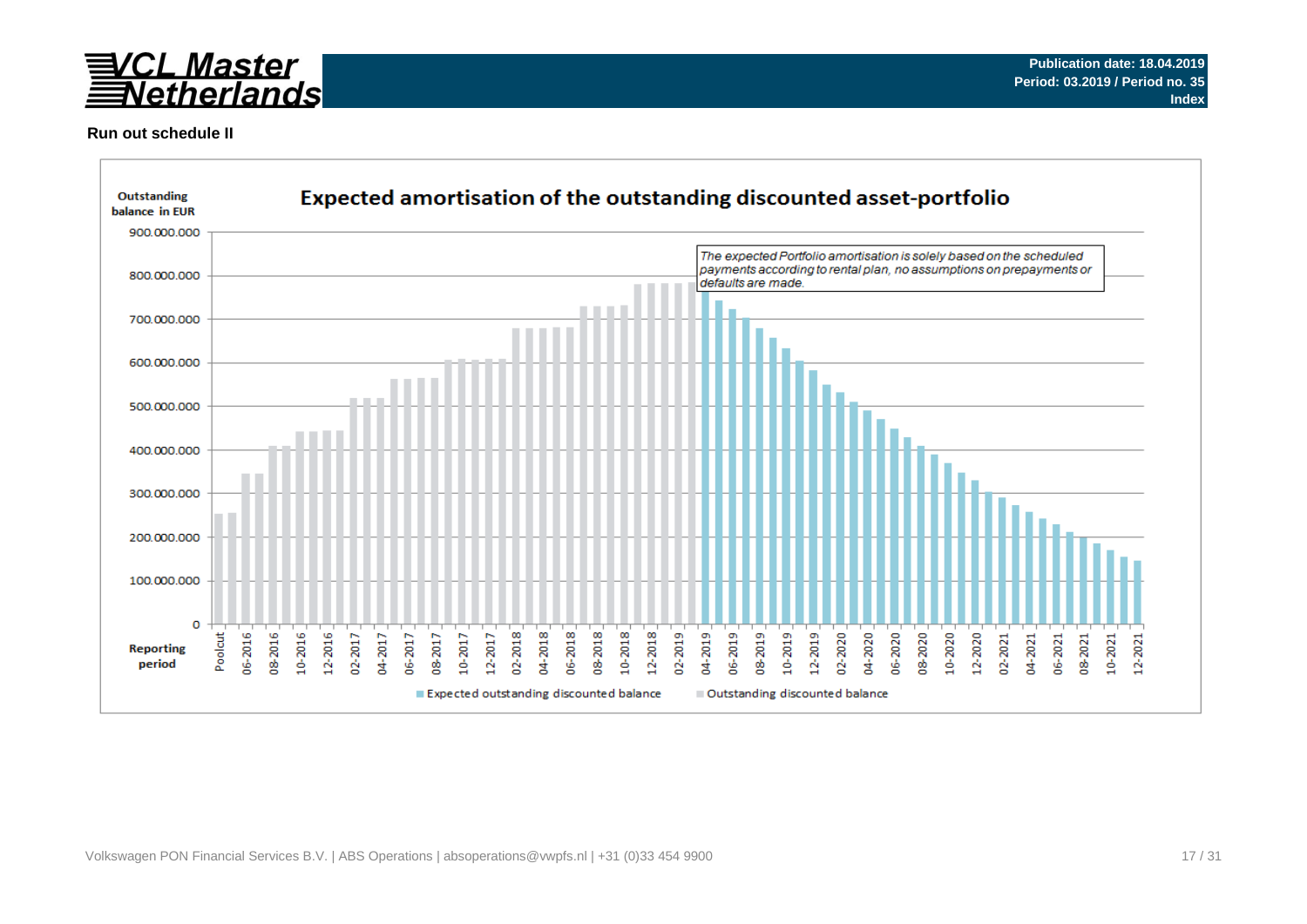**Publication date: 18.04.2019**
**Period: 03.2019 / Period no. 35**
**Index**

**Run out schedule II**

**Expected amortisation of the outstanding discounted asset-portfolio**

Outstanding balance in EUR

*The expected Portfolio amortisation is solely based on the scheduled payments according to rental plan, no assumptions on prepayments or defaults are made.*

Reporting period

Expected outstanding discounted balance | Outstanding discounted balance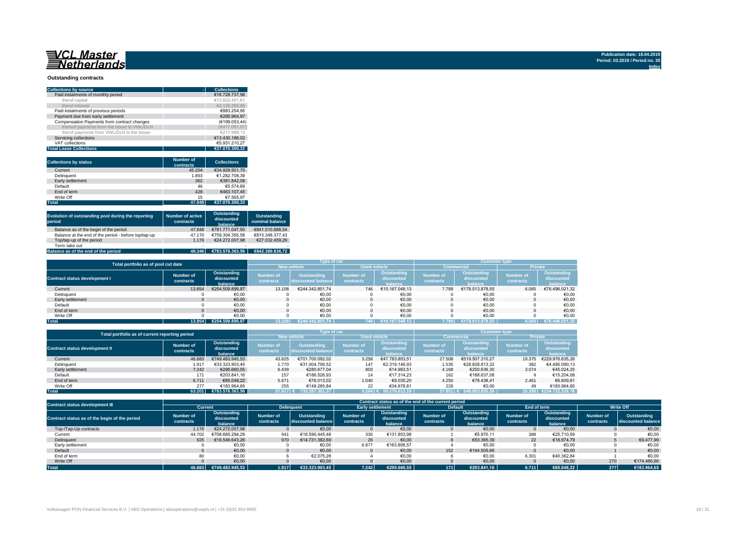VCL Master Netherlands

Publication date: 18.04.2019
Period: 03.2019 / Period no. 35
Index

## Outstanding contracts

| Collections by source | Collections |
|---|---|
| Paid instalments of monthly period | €16.728.737,56 |
| therof capital | €13.602.451,61 |
| therof interest | €3.126.285,95 |
| Paid instalments of previous periods | €883.254,95 |
| Payment due from early settlement | €295.964,97 |
| Compensation Payments from contract changes | (€199.053,44) |
| thereof payments from the Issuer to VWL/DLN | (€417.051,57) |
| therof payments from VWL/DLN to the Issuer | €217.998,13 |
| Servicing collections | €13.430.186,02 |
| VAT collections | €5.931.210,27 |
| **Total Lease Collections** | **€37.070.300,33** |

| Collections by status | Number of contracts | Collections |
|---|---|---|
| Current | 45.204 | €34.929.501,75 |
| Delinquent | 1.893 | €1.282.708,39 |
| Early settlement | 362 | €381.842,08 |
| Default | 46 | €5.574,69 |
| End of term | 428 | €463.107,45 |
| Write Off | 15 | €7.565,97 |
| **Total** | **47.948** | **€37.070.300,33** |

| Evolution of outstanding pool during the reporting period | Number of active contracts | Outstanding discounted balance | Outstanding nominal balance |
|---|---|---|---|
| Balance as of the begin of the period | 47.948 | €781.771.047,50 | €841.010.886,54 |
| Balance at the end of the period - before top/tap-up | 47.170 | €759.304.355,58 | €815.348.377,43 |
| Top/tap-up of the period | 1.176 | €24.272.007,98 | €27.032.459,29 |
| Term take out | - | - | - |
| **Balance as of the end of the period** | **48.346** | **€783.576.363,56** | **€842.380.836,72** |

| Total portfolio as of pool cut date | | | Type of car | | | | Customer type | | | |
|---|---|---|---|---|---|---|---|---|---|---|
| | | | New vehicle | | Used vehicle | | Commercial | | Private | |
| Contract status development I | Number of contracts | Outstanding discounted balance | Number of contracts | Outstanding discounted balance | Number of contracts | Outstanding discounted balance | Number of contracts | Outstanding discounted balance | Number of contracts | Outstanding discounted balance |
| Current | 13.854 | €254.509.899,87 | 13.108 | €244.342.851,74 | 746 | €10.167.048,13 | 7.789 | €178.013.878,55 | 6.065 | €76.496.021,32 |
| Delinquent | 0 | €0,00 | 0 | €0,00 | 0 | €0,00 | 0 | €0,00 | 0 | €0,00 |
| Early settlement | 0 | €0,00 | 0 | €0,00 | 0 | €0,00 | 0 | €0,00 | 0 | €0,00 |
| Default | 0 | €0,00 | 0 | €0,00 | 0 | €0,00 | 0 | €0,00 | 0 | €0,00 |
| End of term | 0 | €0,00 | 0 | €0,00 | 0 | €0,00 | 0 | €0,00 | 0 | €0,00 |
| Write Off | 0 | €0,00 | 0 | €0,00 | 0 | €0,00 | 0 | €0,00 | 0 | €0,00 |
| **Total** | **13.854** | **€254.509.899,87** | **13.108** | **€244.342.851,74** | **746** | **€10.167.048,13** | **7.789** | **€178.013.878,55** | **6.065** | **€76.496.021,32** |

| Total portfolio as of current reporting period | | | Type of car | | | | Customer type | | | |
|---|---|---|---|---|---|---|---|---|---|---|
| | | | New vehicle | | Used vehicle | | Commercial | | Private | |
| Contract status development II | Number of contracts | Outstanding discounted balance | Number of contracts | Outstanding discounted balance | Number of contracts | Outstanding discounted balance | Number of contracts | Outstanding discounted balance | Number of contracts | Outstanding discounted balance |
| Current | 46.883 | €749.483.945,53 | 43.625 | €701.700.092,02 | 3.258 | €47.783.853,51 | 27.508 | €519.507.310,27 | 19.375 | €229.976.635,26 |
| Delinquent | 1.917 | €33.323.903,45 | 1.770 | €31.004.756,52 | 147 | €2.319.146,93 | 1.535 | €28.828.813,32 | 382 | €4.495.090,13 |
| Early settlement | 7.242 | €295.660,55 | 6.439 | €280.677,04 | 803 | €14.983,51 | 4.168 | €250.636,30 | 3.074 | €45.024,25 |
| Default | 171 | €203.841,16 | 157 | €186.526,93 | 14 | €17.314,23 | 162 | €188.637,08 | 9 | €15.204,08 |
| End of term | 6.711 | €85.048,22 | 5.671 | €76.013,02 | 1.040 | €9.035,20 | 4.250 | €78.438,41 | 2.461 | €6.609,81 |
| Write Off | 277 | €183.964,65 | 255 | €149.285,84 | 22 | €34.678,81 | 228 | €0,00 | 49 | €183.964,65 |
| **Total** | **63.201** | **€783.576.363,56** | **57.917** | **€ 733.397.351,37** | **5.284** | **€ 50.179.012,19** | **37.851** | **€ 548.853.835,38** | **25.350** | **€234.722.528,18** |

| Contract status development III | Contract status as of the end of the current period | | | | | | | | | | | |
|---|---|---|---|---|---|---|---|---|---|---|---|---|
| | Current | | Delinquent | | Early settlement | | Default | | End of term | | Write Off | |
| Contract status as of the begin of the period | Number of contracts | Outstanding discounted balance | Number of contracts | Outstanding discounted balance | Number of contracts | Outstanding discounted balance | Number of contracts | Outstanding discounted balance | Number of contracts | Outstanding discounted balance | Number of contracts | Outstanding discounted balance |
| Top-/Tap-Up contracts | 1.176 | €24.272.007,98 | 0 | €0,00 | 0 | €0,00 | 0 | €0,00 | 0 | €0,00 | 0 | €0,00 |
| Current | 44.702 | €708.665.294,29 | 941 | €18.590.445,48 | 335 | €131.853,98 | 1 | €5.970,11 | 388 | €25.710,59 | 0 | €0,00 |
| Delinquent | 925 | €16.546.643,26 | 970 | €14.731.382,69 | 26 | €0,00 | 8 | €53.365,39 | 22 | €18.974,79 | 5 | €9.477,99 |
| Early settlement | 0 | €0,00 | 0 | €0,00 | 6.877 | €163.806,57 | 4 | €0,00 | 0 | €0,00 | 0 | €0,00 |
| Default | 0 | €0,00 | 0 | €0,00 | 0 | €0,00 | 152 | €144.505,66 | 0 | €0,00 | 1 | €0,00 |
| End of term | 80 | €0,00 | 6 | €2.075,28 | 4 | €0,00 | 6 | €0,00 | 6.301 | €40.362,84 | 1 | €0,00 |
| Write Off | 0 | €0,00 | 0 | €0,00 | 0 | €0,00 | 0 | €0,00 | 0 | €0,00 | 270 | €174.486,66 |
| **Total** | **46.883** | **€749.483.945,53** | **1.917** | **€33.323.903,45** | **7.242** | **€295.660,55** | **171** | **€203.841,16** | **6.711** | **€85.048,22** | **277** | **€183.964,65** |

Volkswagen PON Financial Services B.V. | ABS Operations | absoperations@vwpfs.nl | +31 (0)33 454 9900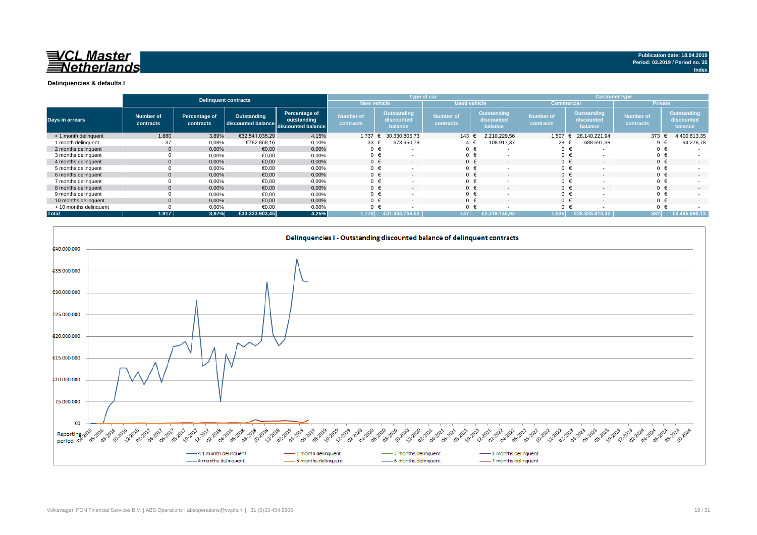**VCL Master Netherlands**

Publication date: 18.04.2019
Period: 03.2019 / Period no. 35
Index

**Delinquencies & defaults I**

| Days in arrears | Delinquent contracts | | | | Type of car | | | | Customer type | | | |
|---|---|---|---|---|---|---|---|---|---|---|---|---|
| | | | | | New vehicle | | Used vehicle | | Commercial | | Private | |
| | Number of contracts | Percentage of contracts | Outstanding discounted balance | Percentage of outstanding discounted balance | Number of contracts | Outstanding discounted balance | Number of contracts | Outstanding discounted balance | Number of contracts | Outstanding discounted balance | Number of contracts | Outstanding discounted balance |
| < 1 month delinquent | 1.880 | 3,89% | €32.541.035,29 | 4,15% | 1.737 | € 30.330.805,73 | 143 | € 2.210.229,56 | 1.507 | € 28.140.221,94 | 373 | € 4.400.813,35 |
| 1 month delinquent | 37 | 0,08% | €782.868,16 | 0,10% | 33 | € 673.950,79 | 4 | € 108.917,37 | 28 | € 688.591,38 | 9 | € 94.276,78 |
| 2 months delinquent | 0 | 0,00% | €0,00 | 0,00% | 0 | € - | 0 | € - | 0 | € - | 0 | € - |
| 3 months delinquent | 0 | 0,00% | €0,00 | 0,00% | 0 | € - | 0 | € - | 0 | € - | 0 | € - |
| 4 months delinquent | 0 | 0,00% | €0,00 | 0,00% | 0 | € - | 0 | € - | 0 | € - | 0 | € - |
| 5 months delinquent | 0 | 0,00% | €0,00 | 0,00% | 0 | € - | 0 | € - | 0 | € - | 0 | € - |
| 6 months delinquent | 0 | 0,00% | €0,00 | 0,00% | 0 | € - | 0 | € - | 0 | € - | 0 | € - |
| 7 months delinquent | 0 | 0,00% | €0,00 | 0,00% | 0 | € - | 0 | € - | 0 | € - | 0 | € - |
| 8 months delinquent | 0 | 0,00% | €0,00 | 0,00% | 0 | € - | 0 | € - | 0 | € - | 0 | € - |
| 9 months delinquent | 0 | 0,00% | €0,00 | 0,00% | 0 | € - | 0 | € - | 0 | € - | 0 | € - |
| 10 months delinquent | 0 | 0,00% | €0,00 | 0,00% | 0 | € - | 0 | € - | 0 | € - | 0 | € - |
| > 10 months delinquent | 0 | 0,00% | €0,00 | 0,00% | 0 | € - | 0 | € - | 0 | € - | 0 | € - |
| **Total** | **1.917** | **3,97%** | **€33.323.903,45** | **4,25%** | **1.770** | **€31.004.756,52** | **147** | **€2.319.146,93** | **1.535** | **€28.828.813,32** | **382** | **€4.495.090,13** |

Delinquencies I - Outstanding discounted balance of delinquent contracts

Volkswagen PON Financial Services B.V. | ABS Operations | absoperations@vwpfs.nl | +31 (0)33 454 9900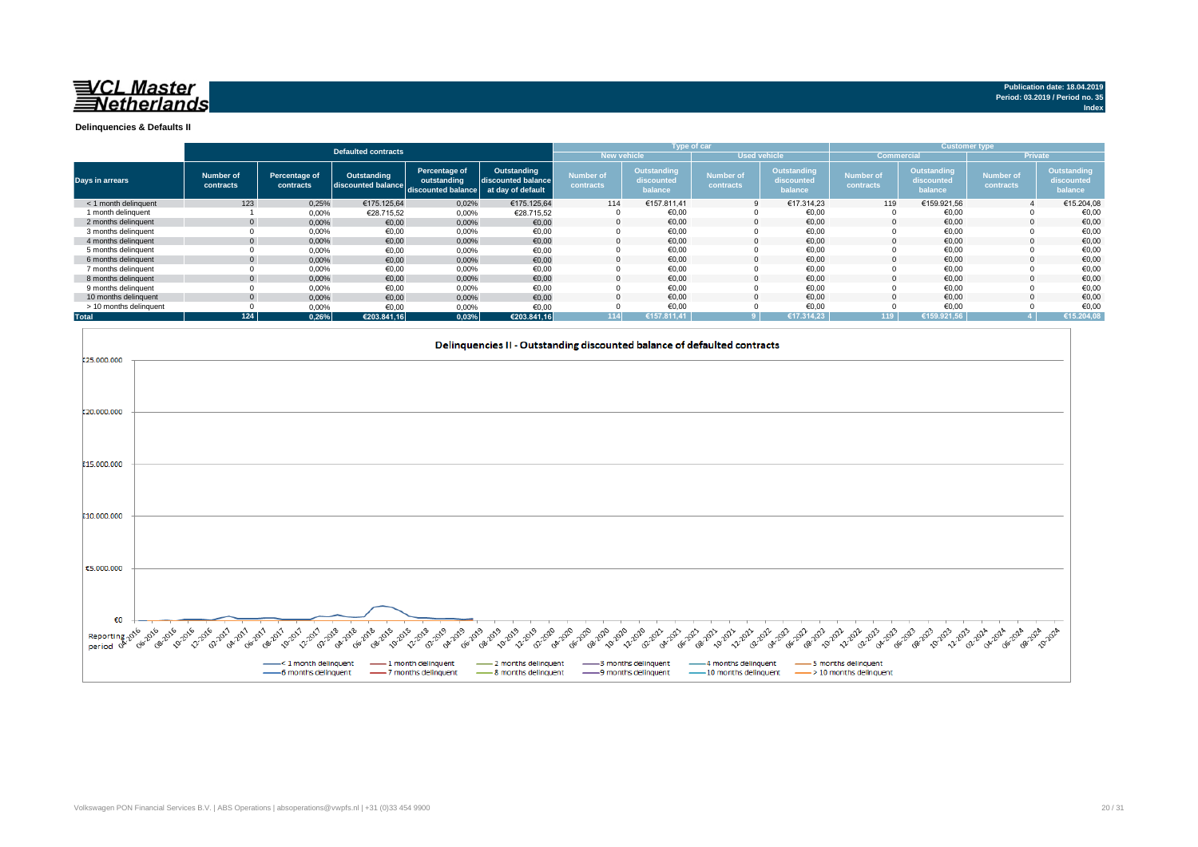**VCL Master Netherlands**

Publication date: 18.04.2019
Period: 03.2019 / Period no. 35
Index

### Delinquencies & Defaults II

| | Defaulted contracts | | | | | Type of car | | | | Customer type | | | |
|---|---|---|---|---|---|---|---|---|---|---|---|---|---|
| | | | | | | New vehicle | | Used vehicle | | Commercial | | Private | |
| Days in arrears | Number of contracts | Percentage of contracts | Outstanding discounted balance | Percentage of outstanding discounted balance | Outstanding discounted balance at day of default | Number of contracts | Outstanding discounted balance | Number of contracts | Outstanding discounted balance | Number of contracts | Outstanding discounted balance | Number of contracts | Outstanding discounted balance |
| < 1 month delinquent | 123 | 0,25% | €175.125,64 | 0,02% | €175.125,64 | 114 | €157.811,41 | 9 | €17.314,23 | 119 | €159.921,56 | 4 | €15.204,08 |
| 1 month delinquent | 1 | 0,00% | €28.715,52 | 0,00% | €28.715,52 | 0 | €0,00 | 0 | €0,00 | 0 | €0,00 | 0 | €0,00 |
| 2 months delinquent | 0 | 0,00% | €0,00 | 0,00% | €0,00 | 0 | €0,00 | 0 | €0,00 | 0 | €0,00 | 0 | €0,00 |
| 3 months delinquent | 0 | 0,00% | €0,00 | 0,00% | €0,00 | 0 | €0,00 | 0 | €0,00 | 0 | €0,00 | 0 | €0,00 |
| 4 months delinquent | 0 | 0,00% | €0,00 | 0,00% | €0,00 | 0 | €0,00 | 0 | €0,00 | 0 | €0,00 | 0 | €0,00 |
| 5 months delinquent | 0 | 0,00% | €0,00 | 0,00% | €0,00 | 0 | €0,00 | 0 | €0,00 | 0 | €0,00 | 0 | €0,00 |
| 6 months delinquent | 0 | 0,00% | €0,00 | 0,00% | €0,00 | 0 | €0,00 | 0 | €0,00 | 0 | €0,00 | 0 | €0,00 |
| 7 months delinquent | 0 | 0,00% | €0,00 | 0,00% | €0,00 | 0 | €0,00 | 0 | €0,00 | 0 | €0,00 | 0 | €0,00 |
| 8 months delinquent | 0 | 0,00% | €0,00 | 0,00% | €0,00 | 0 | €0,00 | 0 | €0,00 | 0 | €0,00 | 0 | €0,00 |
| 9 months delinquent | 0 | 0,00% | €0,00 | 0,00% | €0,00 | 0 | €0,00 | 0 | €0,00 | 0 | €0,00 | 0 | €0,00 |
| 10 months delinquent | 0 | 0,00% | €0,00 | 0,00% | €0,00 | 0 | €0,00 | 0 | €0,00 | 0 | €0,00 | 0 | €0,00 |
| > 10 months delinquent | 0 | 0,00% | €0,00 | 0,00% | €0,00 | 0 | €0,00 | 0 | €0,00 | 0 | €0,00 | 0 | €0,00 |
| **Total** | **124** | **0,26%** | **€203.841,16** | **0,03%** | **€203.841,16** | **114** | **€157.811,41** | **9** | **€17.314,23** | **119** | **€159.921,56** | **4** | **€15.204,08** |

**Delinquencies II - Outstanding discounted balance of defaulted contracts**

Volkswagen PON Financial Services B.V. | ABS Operations | absoperations@vwpfs.nl | +31 (0)33 454 9900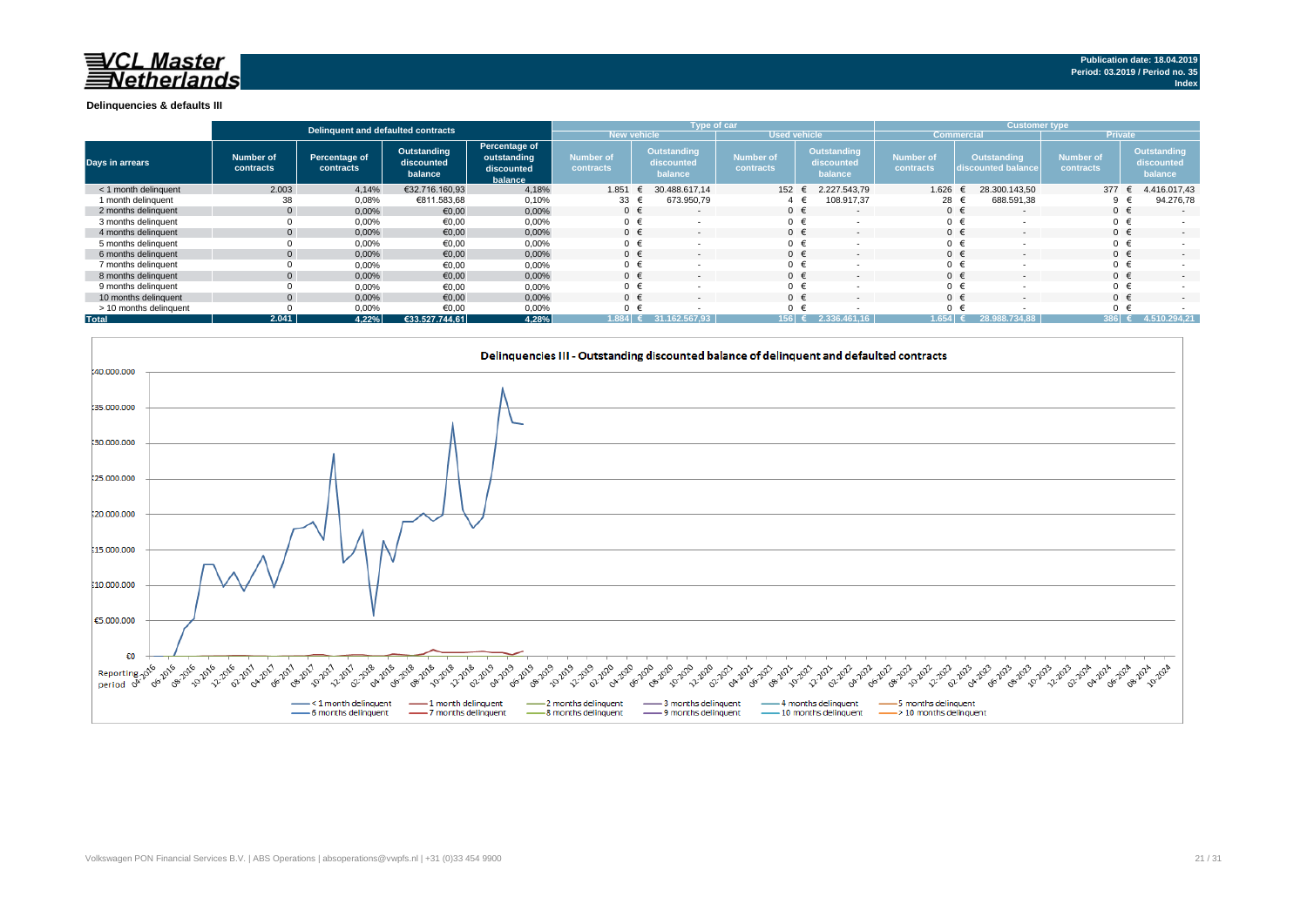**VCL Master Netherlands**

Publication date: 18.04.2019
Period: 03.2019 / Period no. 35
Index

### Delinquencies & defaults III

| Days in arrears | Delinquent and defaulted contracts | | | | Type of car | | | | Customer type | | | |
|---|---|---|---|---|---|---|---|---|---|---|---|---|
| | | | | | New vehicle | | Used vehicle | | Commercial | | Private | |
| | Number of contracts | Percentage of contracts | Outstanding discounted balance | Percentage of outstanding discounted balance | Number of contracts | Outstanding discounted balance | Number of contracts | Outstanding discounted balance | Number of contracts | Outstanding discounted balance | Number of contracts | Outstanding discounted balance |
| < 1 month delinquent | 2.003 | 4,14% | €32.716.160,93 | 4,18% | 1.851 | € 30.488.617,14 | 152 | € 2.227.543,79 | 1.626 | € 28.300.143,50 | 377 | € 4.416.017,43 |
| 1 month delinquent | 38 | 0,08% | €811.583,68 | 0,10% | 33 | € 673.950,79 | 4 | € 108.917,37 | 28 | € 688.591,38 | 9 | € 94.276,78 |
| 2 months delinquent | 0 | 0,00% | €0,00 | 0,00% | 0 | € - | 0 | € - | 0 | € - | 0 | € - |
| 3 months delinquent | 0 | 0,00% | €0,00 | 0,00% | 0 | € - | 0 | € - | 0 | € - | 0 | € - |
| 4 months delinquent | 0 | 0,00% | €0,00 | 0,00% | 0 | € - | 0 | € - | 0 | € - | 0 | € - |
| 5 months delinquent | 0 | 0,00% | €0,00 | 0,00% | 0 | € - | 0 | € - | 0 | € - | 0 | € - |
| 6 months delinquent | 0 | 0,00% | €0,00 | 0,00% | 0 | € - | 0 | € - | 0 | € - | 0 | € - |
| 7 months delinquent | 0 | 0,00% | €0,00 | 0,00% | 0 | € - | 0 | € - | 0 | € - | 0 | € - |
| 8 months delinquent | 0 | 0,00% | €0,00 | 0,00% | 0 | € - | 0 | € - | 0 | € - | 0 | € - |
| 9 months delinquent | 0 | 0,00% | €0,00 | 0,00% | 0 | € - | 0 | € - | 0 | € - | 0 | € - |
| 10 months delinquent | 0 | 0,00% | €0,00 | 0,00% | 0 | € - | 0 | € - | 0 | € - | 0 | € - |
| > 10 months delinquent | 0 | 0,00% | €0,00 | 0,00% | 0 | € - | 0 | € - | 0 | € - | 0 | € - |
| **Total** | **2.041** | **4,22%** | **€33.527.744,61** | **4,28%** | **1.884** | **€ 31.162.567,93** | **156** | **€ 2.336.461,16** | **1.654** | **€ 28.988.734,88** | **386** | **€ 4.510.294,21** |

Delinquencies III - Outstanding discounted balance of delinquent and defaulted contracts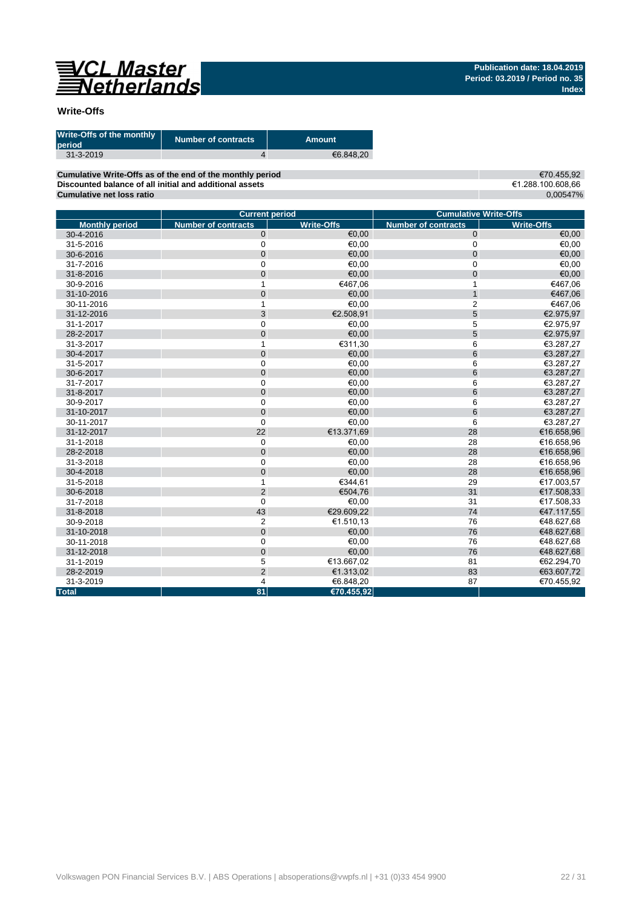**Publication date: 18.04.2019**
**Period: 03.2019 / Period no. 35**
**Index**

## Write-Offs

| Write-Offs of the monthly period | Number of contracts | Amount |
|---|---|---|
| 31-3-2019 | 4 | €6.848,20 |

| | |
|---|---|
| **Cumulative Write-Offs as of the end of the monthly period** | €70.455,92 |
| **Discounted balance of all initial and additional assets** | €1.288.100.608,66 |
| **Cumulative net loss ratio** | 0,00547% |

| | Current period | | Cumulative Write-Offs | |
|---|---|---|---|---|
| **Monthly period** | **Number of contracts** | **Write-Offs** | **Number of contracts** | **Write-Offs** |
| 30-4-2016 | 0 | €0,00 | 0 | €0,00 |
| 31-5-2016 | 0 | €0,00 | 0 | €0,00 |
| 30-6-2016 | 0 | €0,00 | 0 | €0,00 |
| 31-7-2016 | 0 | €0,00 | 0 | €0,00 |
| 31-8-2016 | 0 | €0,00 | 0 | €0,00 |
| 30-9-2016 | 1 | €467,06 | 1 | €467,06 |
| 31-10-2016 | 0 | €0,00 | 1 | €467,06 |
| 30-11-2016 | 1 | €0,00 | 2 | €467,06 |
| 31-12-2016 | 3 | €2.508,91 | 5 | €2.975,97 |
| 31-1-2017 | 0 | €0,00 | 5 | €2.975,97 |
| 28-2-2017 | 0 | €0,00 | 5 | €2.975,97 |
| 31-3-2017 | 1 | €311,30 | 6 | €3.287,27 |
| 30-4-2017 | 0 | €0,00 | 6 | €3.287,27 |
| 31-5-2017 | 0 | €0,00 | 6 | €3.287,27 |
| 30-6-2017 | 0 | €0,00 | 6 | €3.287,27 |
| 31-7-2017 | 0 | €0,00 | 6 | €3.287,27 |
| 31-8-2017 | 0 | €0,00 | 6 | €3.287,27 |
| 30-9-2017 | 0 | €0,00 | 6 | €3.287,27 |
| 31-10-2017 | 0 | €0,00 | 6 | €3.287,27 |
| 30-11-2017 | 0 | €0,00 | 6 | €3.287,27 |
| 31-12-2017 | 22 | €13.371,69 | 28 | €16.658,96 |
| 31-1-2018 | 0 | €0,00 | 28 | €16.658,96 |
| 28-2-2018 | 0 | €0,00 | 28 | €16.658,96 |
| 31-3-2018 | 0 | €0,00 | 28 | €16.658,96 |
| 30-4-2018 | 0 | €0,00 | 28 | €16.658,96 |
| 31-5-2018 | 1 | €344,61 | 29 | €17.003,57 |
| 30-6-2018 | 2 | €504,76 | 31 | €17.508,33 |
| 31-7-2018 | 0 | €0,00 | 31 | €17.508,33 |
| 31-8-2018 | 43 | €29.609,22 | 74 | €47.117,55 |
| 30-9-2018 | 2 | €1.510,13 | 76 | €48.627,68 |
| 31-10-2018 | 0 | €0,00 | 76 | €48.627,68 |
| 30-11-2018 | 0 | €0,00 | 76 | €48.627,68 |
| 31-12-2018 | 0 | €0,00 | 76 | €48.627,68 |
| 31-1-2019 | 5 | €13.667,02 | 81 | €62.294,70 |
| 28-2-2019 | 2 | €1.313,02 | 83 | €63.607,72 |
| 31-3-2019 | 4 | €6.848,20 | 87 | €70.455,92 |
| **Total** | **81** | **€70.455,92** | | |

Volkswagen PON Financial Services B.V. | ABS Operations | absoperations@vwpfs.nl | +31 (0)33 454 9900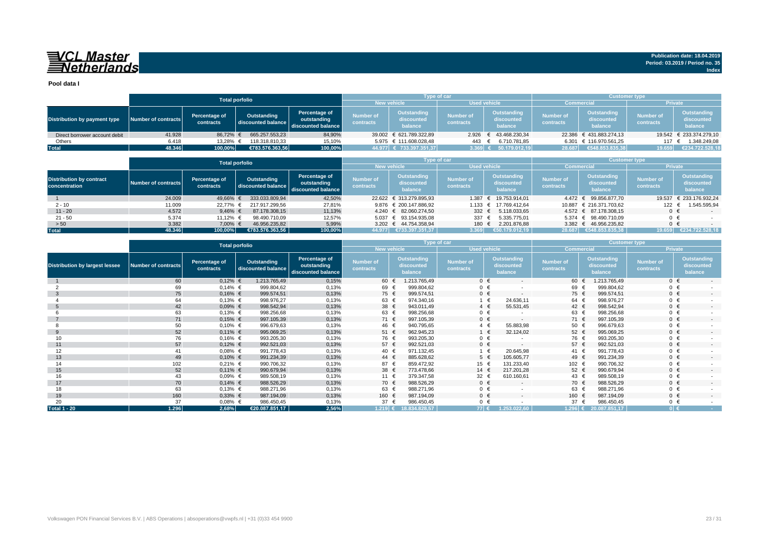# VCL Master Netherlands

**Publication date: 18.04.2019**
**Period: 03.2019 / Period no. 35**
**Index**

## Pool data I

| Distribution by payment type | Total porfolio | | | | Type of car | | | | Customer type | | | |
|---|---|---|---|---|---|---|---|---|---|---|---|---|
| | | | | | New vehicle | | Used vehicle | | Commercial | | Private | |
| | Number of contracts | Percentage of contracts | Outstanding discounted balance | Percentage of outstanding discounted balance | Number of contracts | Outstanding discounted balance | Number of contracts | Outstanding discounted balance | Number of contracts | Outstanding discounted balance | Number of contracts | Outstanding discounted balance |
| Direct borrower account debit | 41.928 | 86,72% | € 665.257.553,23 | 84,90% | 39.002 | € 621.789.322,89 | 2.926 | € 43.468.230,34 | 22.386 | € 431.883.274,13 | 19.542 | € 233.374.279,10 |
| Others | 6.418 | 13,28% | € 118.318.810,33 | 15,10% | 5.975 | € 111.608.028,48 | 443 | € 6.710.781,85 | 6.301 | € 116.970.561,25 | 117 | € 1.348.249,08 |
| **Total** | **48.346** | **100,00%** | **€783.576.363,56** | **100,00%** | **44.977** | **€ 733.397.351,37** | **3.369** | **€ 50.179.012,19** | **28.687** | **€548.853.835,38** | **19.659** | **€234.722.528,18** |

| Distribution by contract concentration | Total porfolio | | | | Type of car | | | | Customer type | | | |
|---|---|---|---|---|---|---|---|---|---|---|---|---|
| | | | | | New vehicle | | Used vehicle | | Commercial | | Private | |
| | Number of contracts | Percentage of contracts | Outstanding discounted balance | Percentage of outstanding discounted balance | Number of contracts | Outstanding discounted balance | Number of contracts | Outstanding discounted balance | Number of contracts | Outstanding discounted balance | Number of contracts | Outstanding discounted balance |
| 1 | 24.009 | 49,66% | € 333.033.809,94 | 42,50% | 22.622 | € 313.279.895,93 | 1.387 | € 19.753.914,01 | 4.472 | € 99.856.877,70 | 19.537 | € 233.176.932,24 |
| 2 - 10 | 11.009 | 22,77% | € 217.917.299,56 | 27,81% | 9.876 | € 200.147.886,92 | 1.133 | € 17.769.412,64 | 10.887 | € 216.371.703,62 | 122 | € 1.545.595,94 |
| 11 - 20 | 4.572 | 9,46% | € 87.178.308,15 | 11,13% | 4.240 | € 82.060.274,50 | 332 | € 5.118.033,65 | 4.572 | € 87.178.308,15 | 0 | € - |
| 21 - 50 | 5.374 | 11,12% | € 98.490.710,09 | 12,57% | 5.037 | € 93.154.935,08 | 337 | € 5.335.775,01 | 5.374 | € 98.490.710,09 | 0 | € - |
| > 50 | 3.382 | 7,00% | € 46.956.235,82 | 5,99% | 3.202 | € 44.754.358,94 | 180 | € 2.201.876,88 | 3.382 | € 46.956.235,82 | 0 | € - |
| **Total** | **48.346** | **100,00%** | **€783.576.363,56** | **100,00%** | **44.977** | **€733.397.351,37** | **3.369** | **€50.179.012,19** | **28.687** | **€548.853.835,38** | **19.659** | **€234.722.528,18** |

| Distribution by largest lessee | Total porfolio | | | | Type of car | | | | Customer type | | | |
|---|---|---|---|---|---|---|---|---|---|---|---|---|
| | | | | | New vehicle | | Used vehicle | | Commercial | | Private | |
| | Number of contracts | Percentage of contracts | Outstanding discounted balance | Percentage of outstanding discounted balance | Number of contracts | Outstanding discounted balance | Number of contracts | Outstanding discounted balance | Number of contracts | Outstanding discounted balance | Number of contracts | Outstanding discounted balance |
| 1 | 60 | 0,12% | € 1.213.765,49 | 0,15% | 60 | € 1.213.765,49 | 0 | € - | 60 | € 1.213.765,49 | 0 | € - |
| 2 | 69 | 0,14% | € 999.804,62 | 0,13% | 69 | € 999.804,62 | 0 | € - | 69 | € 999.804,62 | 0 | € - |
| 3 | 75 | 0,16% | € 999.574,51 | 0,13% | 75 | € 999.574,51 | 0 | € - | 75 | € 999.574,51 | 0 | € - |
| 4 | 64 | 0,13% | € 998.976,27 | 0,13% | 63 | € 974.340,16 | 1 | € 24.636,11 | 64 | € 998.976,27 | 0 | € - |
| 5 | 42 | 0,09% | € 998.542,94 | 0,13% | 38 | € 943.011,49 | 4 | € 55.531,45 | 42 | € 998.542,94 | 0 | € - |
| 6 | 63 | 0,13% | € 998.256,68 | 0,13% | 63 | € 998.256,68 | 0 | € - | 63 | € 998.256,68 | 0 | € - |
| 7 | 71 | 0,15% | € 997.105,39 | 0,13% | 71 | € 997.105,39 | 0 | € - | 71 | € 997.105,39 | 0 | € - |
| 8 | 50 | 0,10% | € 996.679,63 | 0,13% | 46 | € 940.795,65 | 4 | € 55.883,98 | 50 | € 996.679,63 | 0 | € - |
| 9 | 52 | 0,11% | € 995.069,25 | 0,13% | 51 | € 962.945,23 | 1 | € 32.124,02 | 52 | € 995.069,25 | 0 | € - |
| 10 | 76 | 0,16% | € 993.205,30 | 0,13% | 76 | € 993.205,30 | 0 | € - | 76 | € 993.205,30 | 0 | € - |
| 11 | 57 | 0,12% | € 992.521,03 | 0,13% | 57 | € 992.521,03 | 0 | € - | 57 | € 992.521,03 | 0 | € - |
| 12 | 41 | 0,08% | € 991.778,43 | 0,13% | 40 | € 971.132,45 | 1 | € 20.645,98 | 41 | € 991.778,43 | 0 | € - |
| 13 | 49 | 0,10% | € 991.234,39 | 0,13% | 44 | € 885.628,62 | 5 | € 105.605,77 | 49 | € 991.234,39 | 0 | € - |
| 14 | 102 | 0,21% | € 990.706,32 | 0,13% | 87 | € 859.472,92 | 15 | € 131.233,40 | 102 | € 990.706,32 | 0 | € - |
| 15 | 52 | 0,11% | € 990.679,94 | 0,13% | 38 | € 773.478,66 | 14 | € 217.201,28 | 52 | € 990.679,94 | 0 | € - |
| 16 | 43 | 0,09% | € 989.508,19 | 0,13% | 11 | € 379.347,58 | 32 | € 610.160,61 | 43 | € 989.508,19 | 0 | € - |
| 17 | 70 | 0,14% | € 988.526,29 | 0,13% | 70 | € 988.526,29 | 0 | € - | 70 | € 988.526,29 | 0 | € - |
| 18 | 63 | 0,13% | € 988.271,96 | 0,13% | 63 | € 988.271,96 | 0 | € - | 63 | € 988.271,96 | 0 | € - |
| 19 | 160 | 0,33% | € 987.194,09 | 0,13% | 160 | € 987.194,09 | 0 | € - | 160 | € 987.194,09 | 0 | € - |
| 20 | 37 | 0,08% | € 986.450,45 | 0,13% | 37 | € 986.450,45 | 0 | € - | 37 | € 986.450,45 | 0 | € - |
| **Total 1 - 20** | **1.296** | **2,68%** | **€20.087.851,17** | **2,56%** | **1.219** | **€ 18.834.828,57** | **77** | **€ 1.253.022,60** | **1.296** | **€ 20.087.851,17** | **0** | **€ -** |

Volkswagen PON Financial Services B.V. | ABS Operations | absoperations@vwpfs.nl | +31 (0)33 454 9900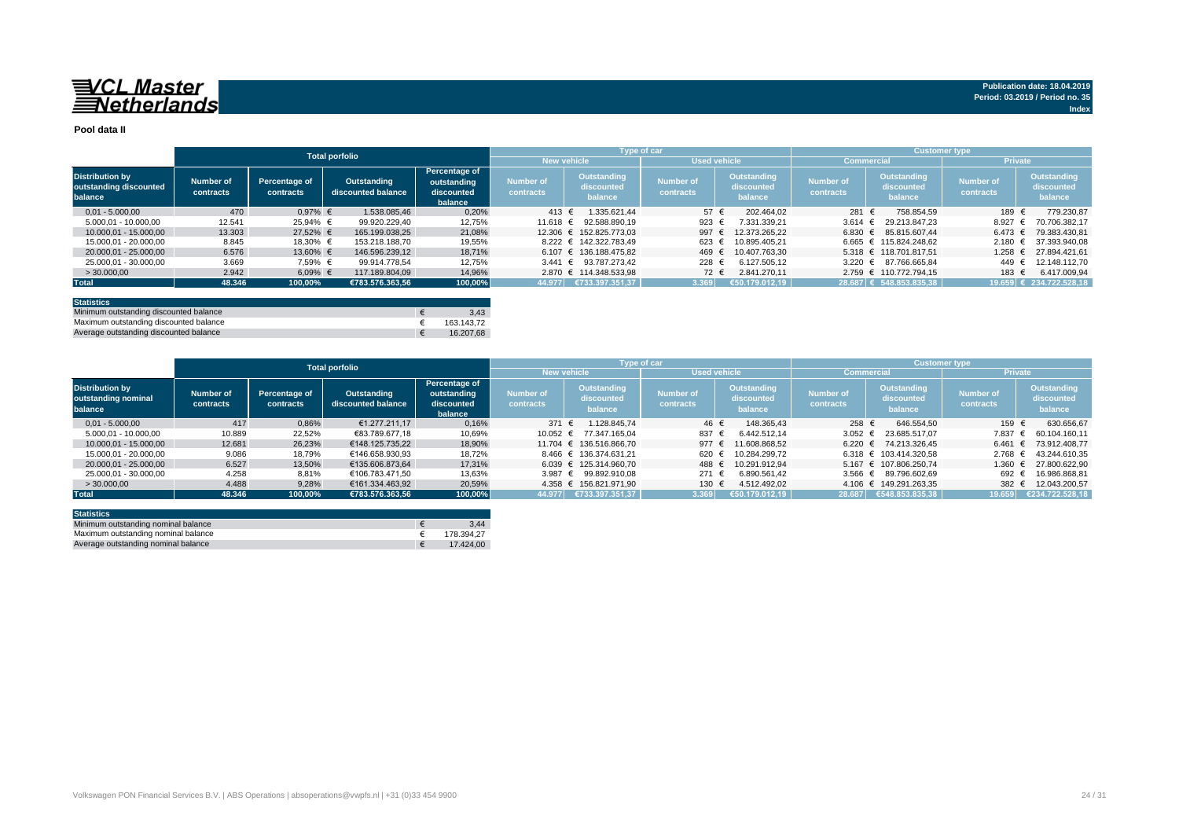**VCL Master Netherlands**

Publication date: 18.04.2019
Period: 03.2019 / Period no. 35
Index

## Pool data II

| Distribution by outstanding discounted balance | Total porfolio | | | | Type of car | | | | Customer type | | | |
|---|---|---|---|---|---|---|---|---|---|---|---|---|
| | | | | | New vehicle | | Used vehicle | | Commercial | | Private | |
| | Number of contracts | Percentage of contracts | Outstanding discounted balance | Percentage of outstanding discounted balance | Number of contracts | Outstanding discounted balance | Number of contracts | Outstanding discounted balance | Number of contracts | Outstanding discounted balance | Number of contracts | Outstanding discounted balance |
| 0,01 - 5.000,00 | 470 | 0,97% | € 1.538.085,46 | 0,20% | 413 | € 1.335.621,44 | 57 | € 202.464,02 | 281 | € 758.854,59 | 189 | € 779.230,87 |
| 5.000,01 - 10.000,00 | 12.541 | 25,94% | € 99.920.229,40 | 12,75% | 11.618 | € 92.588.890,19 | 923 | € 7.331.339,21 | 3.614 | € 29.213.847,23 | 8.927 | € 70.706.382,17 |
| 10.000,01 - 15.000,00 | 13.303 | 27,52% | € 165.199.038,25 | 21,08% | 12.306 | € 152.825.773,03 | 997 | € 12.373.265,22 | 6.830 | € 85.815.607,44 | 6.473 | € 79.383.430,81 |
| 15.000,01 - 20.000,00 | 8.845 | 18,30% | € 153.218.188,70 | 19,55% | 8.222 | € 142.322.783,49 | 623 | € 10.895.405,21 | 6.665 | € 115.824.248,62 | 2.180 | € 37.393.940,08 |
| 20.000,01 - 25.000,00 | 6.576 | 13,60% | € 146.596.239,12 | 18,71% | 6.107 | € 136.188.475,82 | 469 | € 10.407.763,30 | 5.318 | € 118.701.817,51 | 1.258 | € 27.894.421,61 |
| 25.000,01 - 30.000,00 | 3.669 | 7,59% | € 99.914.778,54 | 12,75% | 3.441 | € 93.787.273,42 | 228 | € 6.127.505,12 | 3.220 | € 87.766.665,84 | 449 | € 12.148.112,70 |
| > 30.000,00 | 2.942 | 6,09% | € 117.189.804,09 | 14,96% | 2.870 | € 114.348.533,98 | 72 | € 2.841.270,11 | 2.759 | € 110.772.794,15 | 183 | € 6.417.009,94 |
| **Total** | **48.346** | **100,00%** | **€783.576.363,56** | **100,00%** | **44.977** | **€733.397.351,37** | **3.369** | **€50.179.012,19** | **28.687** | **€ 548.853.835,38** | **19.659** | **€ 234.722.528,18** |

| Statistics | |
|---|---|
| Minimum outstanding discounted balance | € 3,43 |
| Maximum outstanding discounted balance | € 163.143,72 |
| Average outstanding discounted balance | € 16.207,68 |

| Distribution by outstanding nominal balance | Total porfolio | | | | Type of car | | | | Customer type | | | |
|---|---|---|---|---|---|---|---|---|---|---|---|---|
| | | | | | New vehicle | | Used vehicle | | Commercial | | Private | |
| | Number of contracts | Percentage of contracts | Outstanding discounted balance | Percentage of outstanding discounted balance | Number of contracts | Outstanding discounted balance | Number of contracts | Outstanding discounted balance | Number of contracts | Outstanding discounted balance | Number of contracts | Outstanding discounted balance |
| 0,01 - 5.000,00 | 417 | 0,86% | €1.277.211,17 | 0,16% | 371 | € 1.128.845,74 | 46 | € 148.365,43 | 258 | € 646.554,50 | 159 | € 630.656,67 |
| 5.000,01 - 10.000,00 | 10.889 | 22,52% | €83.789.677,18 | 10,69% | 10.052 | € 77.347.165,04 | 837 | € 6.442.512,14 | 3.052 | € 23.685.517,07 | 7.837 | € 60.104.160,11 |
| 10.000,01 - 15.000,00 | 12.681 | 26,23% | €148.125.735,22 | 18,90% | 11.704 | € 136.516.866,70 | 977 | € 11.608.868,52 | 6.220 | € 74.213.326,45 | 6.461 | € 73.912.408,77 |
| 15.000,01 - 20.000,00 | 9.086 | 18,79% | €146.658.930,93 | 18,72% | 8.466 | € 136.374.631,21 | 620 | € 10.284.299,72 | 6.318 | € 103.414.320,58 | 2.768 | € 43.244.610,35 |
| 20.000,01 - 25.000,00 | 6.527 | 13,50% | €135.606.873,64 | 17,31% | 6.039 | € 125.314.960,70 | 488 | € 10.291.912,94 | 5.167 | € 107.806.250,74 | 1.360 | € 27.800.622,90 |
| 25.000,01 - 30.000,00 | 4.258 | 8,81% | €106.783.471,50 | 13,63% | 3.987 | € 99.892.910,08 | 271 | € 6.890.561,42 | 3.566 | € 89.796.602,69 | 692 | € 16.986.868,81 |
| > 30.000,00 | 4.488 | 9,28% | €161.334.463,92 | 20,59% | 4.358 | € 156.821.971,90 | 130 | € 4.512.492,02 | 4.106 | € 149.291.263,35 | 382 | € 12.043.200,57 |
| **Total** | **48.346** | **100,00%** | **€783.576.363,56** | **100,00%** | **44.977** | **€733.397.351,37** | **3.369** | **€50.179.012,19** | **28.687** | **€548.853.835,38** | **19.659** | **€234.722.528,18** |

| Statistics | |
|---|---|
| Minimum outstanding nominal balance | € 3,44 |
| Maximum outstanding nominal balance | € 178.394,27 |
| Average outstanding nominal balance | € 17.424,00 |

Volkswagen PON Financial Services B.V. | ABS Operations | absoperations@vwpfs.nl | +31 (0)33 454 9900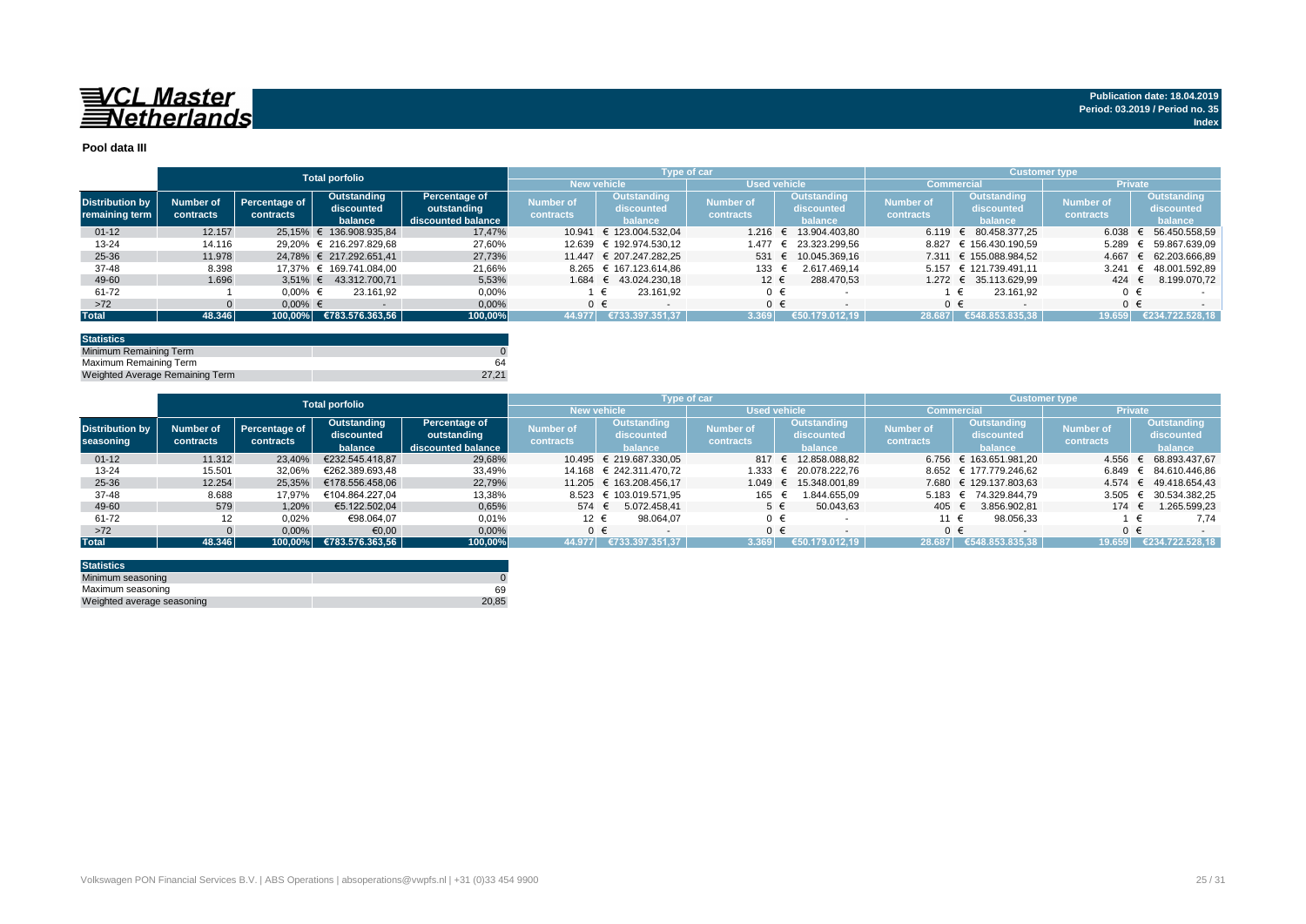Publication date: 18.04.2019
Period: 03.2019 / Period no. 35
Index

## Pool data III

| | Total porfolio | | | | Type of car | | | | Customer type | | | |
|---|---|---|---|---|---|---|---|---|---|---|---|---|
| | | | | | New vehicle | | Used vehicle | | Commercial | | Private | |
| Distribution by remaining term | Number of contracts | Percentage of contracts | Outstanding discounted balance | Percentage of outstanding discounted balance | Number of contracts | Outstanding discounted balance | Number of contracts | Outstanding discounted balance | Number of contracts | Outstanding discounted balance | Number of contracts | Outstanding discounted balance |
| 01-12 | 12.157 | 25,15% | € 136.908.935,84 | 17,47% | 10.941 | € 123.004.532,04 | 1.216 | € 13.904.403,80 | 6.119 | € 80.458.377,25 | 6.038 | € 56.450.558,59 |
| 13-24 | 14.116 | 29,20% | € 216.297.829,68 | 27,60% | 12.639 | € 192.974.530,12 | 1.477 | € 23.323.299,56 | 8.827 | € 156.430.190,59 | 5.289 | € 59.867.639,09 |
| 25-36 | 11.978 | 24,78% | € 217.292.651,41 | 27,73% | 11.447 | € 207.247.282,25 | 531 | € 10.045.369,16 | 7.311 | € 155.088.984,52 | 4.667 | € 62.203.666,89 |
| 37-48 | 8.398 | 17,37% | € 169.741.084,00 | 21,66% | 8.265 | € 167.123.614,86 | 133 | € 2.617.469,14 | 5.157 | € 121.739.491,11 | 3.241 | € 48.001.592,89 |
| 49-60 | 1.696 | 3,51% | € 43.312.700,71 | 5,53% | 1.684 | € 43.024.230,18 | 12 | € 288.470,53 | 1.272 | € 35.113.629,99 | 424 | € 8.199.070,72 |
| 61-72 | 1 | 0,00% | € 23.161,92 | 0,00% | 1 | € 23.161,92 | 0 | € - | 1 | € 23.161,92 | 0 | € - |
| >72 | 0 | 0,00% | € - | 0,00% | 0 | € - | 0 | € - | 0 | € - | 0 | € - |
| Total | 48.346 | 100,00% | €783.576.363,56 | 100,00% | 44.977 | €733.397.351,37 | 3.369 | €50.179.012,19 | 28.687 | €548.853.835,38 | 19.659 | €234.722.528,18 |

| Statistics | |
|---|---|
| Minimum Remaining Term | 0 |
| Maximum Remaining Term | 64 |
| Weighted Average Remaining Term | 27,21 |

| | Total porfolio | | | | Type of car | | | | Customer type | | | |
|---|---|---|---|---|---|---|---|---|---|---|---|---|
| | | | | | New vehicle | | Used vehicle | | Commercial | | Private | |
| Distribution by seasoning | Number of contracts | Percentage of contracts | Outstanding discounted balance | Percentage of outstanding discounted balance | Number of contracts | Outstanding discounted balance | Number of contracts | Outstanding discounted balance | Number of contracts | Outstanding discounted balance | Number of contracts | Outstanding discounted balance |
| 01-12 | 11.312 | 23,40% | €232.545.418,87 | 29,68% | 10.495 | € 219.687.330,05 | 817 | € 12.858.088,82 | 6.756 | € 163.651.981,20 | 4.556 | € 68.893.437,67 |
| 13-24 | 15.501 | 32,06% | €262.389.693,48 | 33,49% | 14.168 | € 242.311.470,72 | 1.333 | € 20.078.222,76 | 8.652 | € 177.779.246,62 | 6.849 | € 84.610.446,86 |
| 25-36 | 12.254 | 25,35% | €178.556.458,06 | 22,79% | 11.205 | € 163.208.456,17 | 1.049 | € 15.348.001,89 | 7.680 | € 129.137.803,63 | 4.574 | € 49.418.654,43 |
| 37-48 | 8.688 | 17,97% | €104.864.227,04 | 13,38% | 8.523 | € 103.019.571,95 | 165 | € 1.844.655,09 | 5.183 | € 74.329.844,79 | 3.505 | € 30.534.382,25 |
| 49-60 | 579 | 1,20% | €5.122.502,04 | 0,65% | 574 | € 5.072.458,41 | 5 | € 50.043,63 | 405 | € 3.856.902,81 | 174 | € 1.265.599,23 |
| 61-72 | 12 | 0,02% | €98.064,07 | 0,01% | 12 | € 98.064,07 | 0 | € - | 11 | € 98.056,33 | 1 | € 7,74 |
| >72 | 0 | 0,00% | €0,00 | 0,00% | 0 | € - | 0 | € - | 0 | € - | 0 | € - |
| Total | 48.346 | 100,00% | €783.576.363,56 | 100,00% | 44.977 | €733.397.351,37 | 3.369 | €50.179.012,19 | 28.687 | €548.853.835,38 | 19.659 | €234.722.528,18 |

| Statistics | |
|---|---|
| Minimum seasoning | 0 |
| Maximum seasoning | 69 |
| Weighted average seasoning | 20,85 |

Volkswagen PON Financial Services B.V. | ABS Operations | absoperations@vwpfs.nl | +31 (0)33 454 9900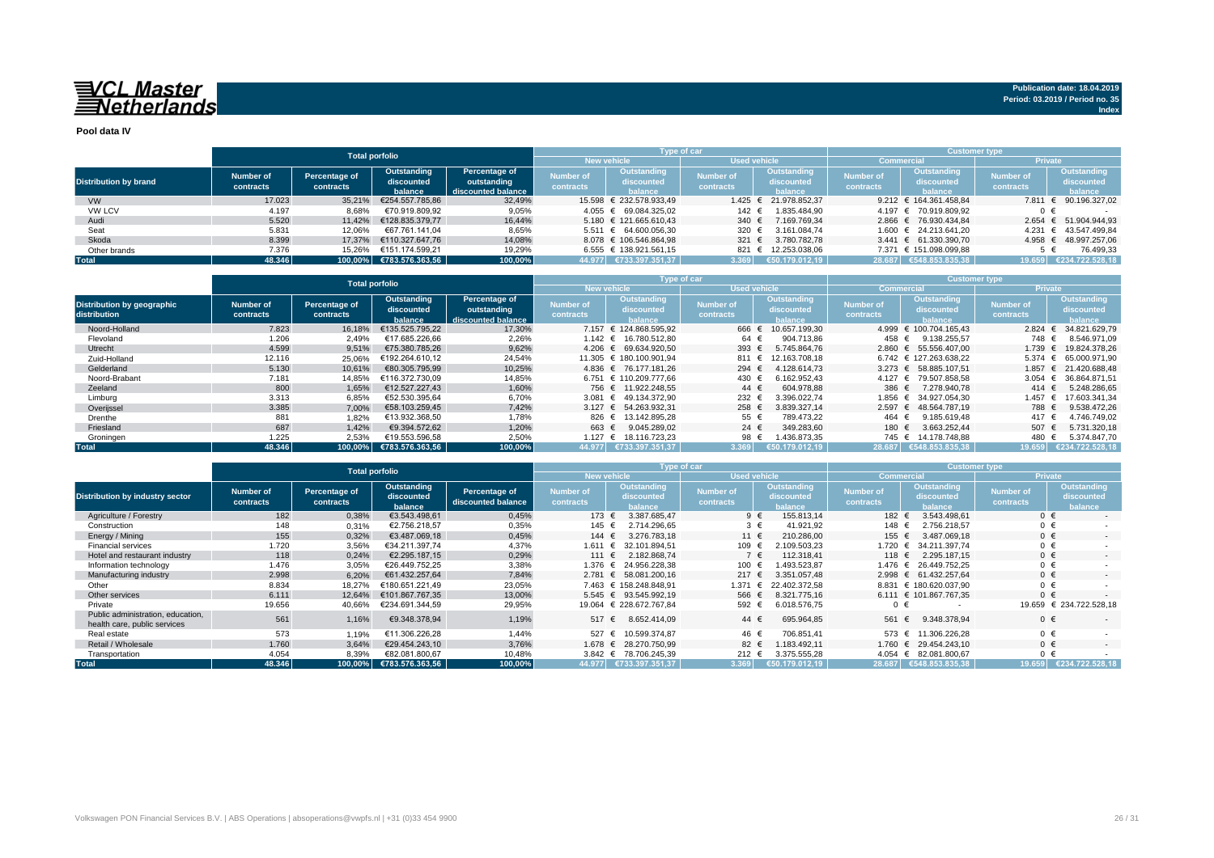**Publication date: 18.04.2019**
**Period: 03.2019 / Period no. 35**
**Index**

## Pool data IV

| Distribution by brand | Total porfolio | | | | Type of car | | | | Customer type | | | |
|---|---|---|---|---|---|---|---|---|---|---|---|---|
| | | | | | New vehicle | | Used vehicle | | Commercial | | Private | |
| | Number of contracts | Percentage of contracts | Outstanding discounted balance | Percentage of outstanding discounted balance | Number of contracts | Outstanding discounted balance | Number of contracts | Outstanding discounted balance | Number of contracts | Outstanding discounted balance | Number of contracts | Outstanding discounted balance |
| VW | 17.023 | 35,21% | €254.557.785,86 | 32,49% | 15.598 | € 232.578.933,49 | 1.425 | € 21.978.852,37 | 9.212 | € 164.361.458,84 | 7.811 | € 90.196.327,02 |
| VW LCV | 4.197 | 8,68% | €70.919.809,92 | 9,05% | 4.055 | € 69.084.325,02 | 142 | € 1.835.484,90 | 4.197 | € 70.919.809,92 | 0 | € - |
| Audi | 5.520 | 11,42% | €128.835.379,77 | 16,44% | 5.180 | € 121.665.610,43 | 340 | € 7.169.769,34 | 2.866 | € 76.930.434,84 | 2.654 | € 51.904.944,93 |
| Seat | 5.831 | 12,06% | €67.761.141,04 | 8,65% | 5.511 | € 64.600.056,30 | 320 | € 3.161.084,74 | 1.600 | € 24.213.641,20 | 4.231 | € 43.547.499,84 |
| Skoda | 8.399 | 17,37% | €110.327.647,76 | 14,08% | 8.078 | € 106.546.864,98 | 321 | € 3.780.782,78 | 3.441 | € 61.330.390,70 | 4.958 | € 48.997.257,06 |
| Other brands | 7.376 | 15,26% | €151.174.599,21 | 19,29% | 6.555 | € 138.921.561,15 | 821 | € 12.253.038,06 | 7.371 | € 151.098.099,88 | 5 | € 76.499,33 |
| **Total** | **48.346** | **100,00%** | **€783.576.363,56** | **100,00%** | **44.977** | **€733.397.351,37** | **3.369** | **€50.179.012,19** | **28.687** | **€548.853.835,38** | **19.659** | **€234.722.528,18** |

| Distribution by geographic distribution | Total porfolio | | | | Type of car | | | | Customer type | | | |
|---|---|---|---|---|---|---|---|---|---|---|---|---|
| | | | | | New vehicle | | Used vehicle | | Commercial | | Private | |
| | Number of contracts | Percentage of contracts | Outstanding discounted balance | Percentage of outstanding discounted balance | Number of contracts | Outstanding discounted balance | Number of contracts | Outstanding discounted balance | Number of contracts | Outstanding discounted balance | Number of contracts | Outstanding discounted balance |
| Noord-Holland | 7.823 | 16,18% | €135.525.795,22 | 17,30% | 7.157 | € 124.868.595,92 | 666 | € 10.657.199,30 | 4.999 | € 100.704.165,43 | 2.824 | € 34.821.629,79 |
| Flevoland | 1.206 | 2,49% | €17.685.226,66 | 2,26% | 1.142 | € 16.780.512,80 | 64 | € 904.713,86 | 458 | € 9.138.255,57 | 748 | € 8.546.971,09 |
| Utrecht | 4.599 | 9,51% | €75.380.785,26 | 9,62% | 4.206 | € 69.634.920,50 | 393 | € 5.745.864,76 | 2.860 | € 55.556.407,00 | 1.739 | € 19.824.378,26 |
| Zuid-Holland | 12.116 | 25,06% | €192.264.610,12 | 24,54% | 11.305 | € 180.100.901,94 | 811 | € 12.163.708,18 | 6.742 | € 127.263.638,22 | 5.374 | € 65.000.971,90 |
| Gelderland | 5.130 | 10,61% | €80.305.795,99 | 10,25% | 4.836 | € 76.177.181,26 | 294 | € 4.128.614,73 | 3.273 | € 58.885.107,51 | 1.857 | € 21.420.688,48 |
| Noord-Brabant | 7.181 | 14,85% | €116.372.730,09 | 14,85% | 6.751 | € 110.209.777,66 | 430 | € 6.162.952,43 | 4.127 | € 79.507.858,58 | 3.054 | € 36.864.871,51 |
| Zeeland | 800 | 1,65% | €12.527.227,43 | 1,60% | 756 | € 11.922.248,55 | 44 | € 604.978,88 | 386 | € 7.278.940,78 | 414 | € 5.248.286,65 |
| Limburg | 3.313 | 6,85% | €52.530.395,64 | 6,70% | 3.081 | € 49.134.372,90 | 232 | € 3.396.022,74 | 1.856 | € 34.927.054,30 | 1.457 | € 17.603.341,34 |
| Overijssel | 3.385 | 7,00% | €58.103.259,45 | 7,42% | 3.127 | € 54.263.932,31 | 258 | € 3.839.327,14 | 2.597 | € 48.564.787,19 | 788 | € 9.538.472,26 |
| Drenthe | 881 | 1,82% | €13.932.368,50 | 1,78% | 826 | € 13.142.895,28 | 55 | € 789.473,22 | 464 | € 9.185.619,48 | 417 | € 4.746.749,02 |
| Friesland | 687 | 1,42% | €9.394.572,62 | 1,20% | 663 | € 9.045.289,02 | 24 | € 349.283,60 | 180 | € 3.663.252,44 | 507 | € 5.731.320,18 |
| Groningen | 1.225 | 2,53% | €19.553.596,58 | 2,50% | 1.127 | € 18.116.723,23 | 98 | € 1.436.873,35 | 745 | € 14.178.748,88 | 480 | € 5.374.847,70 |
| **Total** | **48.346** | **100,00%** | **€783.576.363,56** | **100,00%** | **44.977** | **€733.397.351,37** | **3.369** | **€50.179.012,19** | **28.687** | **€548.853.835,38** | **19.659** | **€234.722.528,18** |

| Distribution by industry sector | Total porfolio | | | | Type of car | | | | Customer type | | | |
|---|---|---|---|---|---|---|---|---|---|---|---|---|
| | | | | | New vehicle | | Used vehicle | | Commercial | | Private | |
| | Number of contracts | Percentage of contracts | Outstanding discounted balance | Percentage of discounted balance | Number of contracts | Outstanding discounted balance | Number of contracts | Outstanding discounted balance | Number of contracts | Outstanding discounted balance | Number of contracts | Outstanding discounted balance |
| Agriculture / Forestry | 182 | 0,38% | €3.543.498,61 | 0,45% | 173 | € 3.387.685,47 | 9 | € 155.813,14 | 182 | € 3.543.498,61 | 0 | € - |
| Construction | 148 | 0,31% | €2.756.218,57 | 0,35% | 145 | € 2.714.296,65 | 3 | € 41.921,92 | 148 | € 2.756.218,57 | 0 | € - |
| Energy / Mining | 155 | 0,32% | €3.487.069,18 | 0,45% | 144 | € 3.276.783,18 | 11 | € 210.286,00 | 155 | € 3.487.069,18 | 0 | € - |
| Financial services | 1.720 | 3,56% | €34.211.397,74 | 4,37% | 1.611 | € 32.101.894,51 | 109 | € 2.109.503,23 | 1.720 | € 34.211.397,74 | 0 | € - |
| Hotel and restaurant industry | 118 | 0,24% | €2.295.187,15 | 0,29% | 111 | € 2.182.868,74 | 7 | € 112.318,41 | 118 | € 2.295.187,15 | 0 | € - |
| Information technology | 1.476 | 3,05% | €26.449.752,25 | 3,38% | 1.376 | € 24.956.228,38 | 100 | € 1.493.523,87 | 1.476 | € 26.449.752,25 | 0 | € - |
| Manufacturing industry | 2.998 | 6,20% | €61.432.257,64 | 7,84% | 2.781 | € 58.081.200,16 | 217 | € 3.351.057,48 | 2.998 | € 61.432.257,64 | 0 | € - |
| Other | 8.834 | 18,27% | €180.651.221,49 | 23,05% | 7.463 | € 158.248.848,91 | 1.371 | € 22.402.372,58 | 8.831 | € 180.620.037,90 | 0 | € - |
| Other services | 6.111 | 12,64% | €101.867.767,35 | 13,00% | 5.545 | € 93.545.992,19 | 566 | € 8.321.775,16 | 6.111 | € 101.867.767,35 | 0 | € - |
| Private | 19.656 | 40,66% | €234.691.344,59 | 29,95% | 19.064 | € 228.672.767,84 | 592 | € 6.018.576,75 | 0 | € - | 19.659 | € 234.722.528,18 |
| Public administration, education, health care, public services | 561 | 1,16% | €9.348.378,94 | 1,19% | 517 | € 8.652.414,09 | 44 | € 695.964,85 | 561 | € 9.348.378,94 | 0 | € - |
| Real estate | 573 | 1,19% | €11.306.226,28 | 1,44% | 527 | € 10.599.374,87 | 46 | € 706.851,41 | 573 | € 11.306.226,28 | 0 | € - |
| Retail / Wholesale | 1.760 | 3,64% | €29.454.243,10 | 3,76% | 1.678 | € 28.270.750,99 | 82 | € 1.183.492,11 | 1.760 | € 29.454.243,10 | 0 | € - |
| Transportation | 4.054 | 8,39% | €82.081.800,67 | 10,48% | 3.842 | € 78.706.245,39 | 212 | € 3.375.555,28 | 4.054 | € 82.081.800,67 | 0 | € - |
| **Total** | **48.346** | **100,00%** | **€783.576.363,56** | **100,00%** | **44.977** | **€733.397.351,37** | **3.369** | **€50.179.012,19** | **28.687** | **€548.853.835,38** | **19.659** | **€234.722.528,18** |

Volkswagen PON Financial Services B.V. | ABS Operations | absoperations@vwpfs.nl | +31 (0)33 454 9900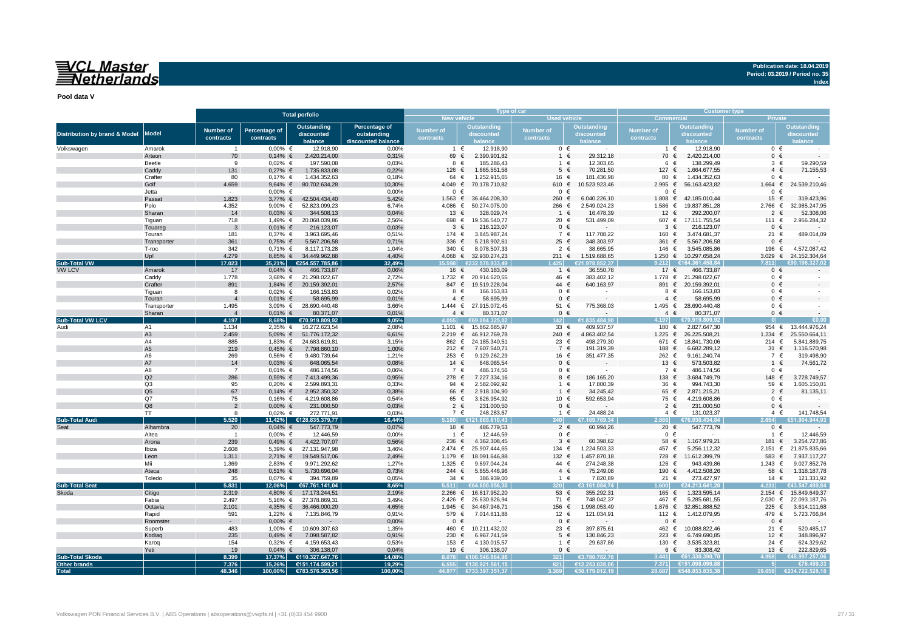**Publication date: 18.04.2019**
**Period: 03.2019 / Period no. 35**

**Pool data V**

| Distribution by brand & Model | Model | Total porfolio | | | | Type of car | | | | Customer type | | | |
|---|---|---|---|---|---|---|---|---|---|---|---|---|---|
| | | | | | | New vehicle | | Used vehicle | | Commercial | | Private | |
| | | Number of contracts | Percentage of contracts | Outstanding discounted balance | Percentage of outstanding discounted balance | Number of contracts | Outstanding discounted balance | Number of contracts | Outstanding discounted balance | Number of contracts | Outstanding discounted balance | Number of contracts | Outstanding discounted balance |
| Volkswagen | Amarok | 1 | 0,00% | € 12.918,90 | 0,00% | 1 | € 12.918,90 | 0 | € - | 1 | € 12.918,90 | 0 | € - |
| | Arteon | 70 | 0,14% | € 2.420.214,00 | 0,31% | 69 | € 2.390.901,82 | 1 | € 29.312,18 | 70 | € 2.420.214,00 | 0 | € - |
| | Beetle | 9 | 0,02% | € 197.590,08 | 0,03% | 8 | € 185.286,43 | 1 | € 12.303,65 | 6 | € 138.299,49 | 3 | € 59.290,59 |
| | Caddy | 131 | 0,27% | € 1.735.833,08 | 0,22% | 126 | € 1.665.551,58 | 5 | € 70.281,50 | 127 | € 1.664.677,55 | 4 | € 71.155,53 |
| | Crafter | 80 | 0,17% | € 1.434.352,63 | 0,18% | 64 | € 1.252.915,65 | 16 | € 181.436,98 | 80 | € 1.434.352,63 | 0 | € - |
| | Golf | 4.659 | 9,64% | € 80.702.634,28 | 10,30% | 4.049 | € 70.178.710,82 | 610 | € 10.523.923,46 | 2.995 | € 56.163.423,82 | 1.664 | € 24.539.210,46 |
| | Jetta | - | 0,00% | € - | 0,00% | 0 | € - | 0 | € - | 0 | € - | 0 | € - |
| | Passat | 1.823 | 3,77% | € 42.504.434,40 | 5,42% | 1.563 | € 36.464.208,30 | 260 | € 6.040.226,10 | 1.808 | € 42.185.010,44 | 15 | € 319.423,96 |
| | Polo | 4.352 | 9,00% | € 52.823.099,23 | 6,74% | 4.086 | € 50.274.075,00 | 266 | € 2.549.024,23 | 1.586 | € 19.837.851,28 | 2.766 | € 32.985.247,95 |
| | Sharan | 14 | 0,03% | € 344.508,13 | 0,04% | 13 | € 328.029,74 | 1 | € 16.478,39 | 12 | € 292.200,07 | 2 | € 52.308,06 |
| | Tiguan | 718 | 1,49% | € 20.068.039,86 | 2,56% | 698 | € 19.536.540,77 | 20 | € 531.499,09 | 607 | € 17.111.755,54 | 111 | € 2.956.284,32 |
| | Touareg | 3 | 0,01% | € 216.123,07 | 0,03% | 3 | € 216.123,07 | 0 | € - | 3 | € 216.123,07 | 0 | € - |
| | Touran | 181 | 0,37% | € 3.963.695,46 | 0,51% | 174 | € 3.845.987,24 | 7 | € 117.708,22 | 160 | € 3.474.681,37 | 21 | € 489.014,09 |
| | Transporter | 361 | 0,75% | € 5.567.206,58 | 0,71% | 336 | € 5.218.902,61 | 25 | € 348.303,97 | 361 | € 5.567.206,58 | 0 | € - |
| | T-roc | 342 | 0,71% | € 8.117.173,28 | 1,04% | 340 | € 8.078.507,33 | 2 | € 38.665,95 | 146 | € 3.545.085,86 | 196 | € 4.572.087,42 |
| | Up! | 4.279 | 8,85% | € 34.449.962,88 | 4,40% | 4.068 | € 32.930.274,23 | 211 | € 1.519.688,65 | 1.250 | € 10.297.658,24 | 3.029 | € 24.152.304,64 |
| **Sub-Total VW** | | **17.023** | **35,21%** | **€254.557.785,86** | **32,49%** | **15.598** | **€232.578.933,49** | **1.425** | **€21.978.852,37** | **9.212** | **€164.361.458,84** | **7.811** | **€90.196.327,02** |
| VW LCV | Amarok | 17 | 0,04% | € 466.733,87 | 0,06% | 16 | € 430.183,09 | 1 | € 36.550,78 | 17 | € 466.733,87 | 0 | € - |
| | Caddy | 1.778 | 3,68% | € 21.298.022,67 | 2,72% | 1.732 | € 20.914.620,55 | 46 | € 383.402,12 | 1.778 | € 21.298.022,67 | 0 | € - |
| | Crafter | 891 | 1,84% | € 20.159.392,01 | 2,57% | 847 | € 19.519.228,04 | 44 | € 640.163,97 | 891 | € 20.159.392,01 | 0 | € - |
| | Tiguan | 8 | 0,02% | € 166.153,83 | 0,02% | 8 | € 166.153,83 | 0 | € - | 8 | € 166.153,83 | 0 | € - |
| | Touran | 4 | 0,01% | € 58.695,99 | 0,01% | 4 | € 58.695,99 | 0 | € - | 4 | € 58.695,99 | 0 | € - |
| | Transporter | 1.495 | 3,09% | € 28.690.440,48 | 3,66% | 1.444 | € 27.915.072,45 | 51 | € 775.368,03 | 1.495 | € 28.690.440,48 | 0 | € - |
| | Sharan | 4 | 0,01% | € 80.371,07 | 0,01% | 4 | € 80.371,07 | 0 | € - | 4 | € 80.371,07 | 0 | € - |
| **Sub-Total VW LCV** | | **4.197** | **8,68%** | **€70.919.809,92** | **9,05%** | **4.055** | **€69.084.325,02** | **142** | **€1.835.484,90** | **4.197** | **€70.919.809,92** | **0** | **€0,00** |
| Audi | A1 | 1.134 | 2,35% | € 16.272.623,54 | 2,08% | 1.101 | € 15.862.685,97 | 33 | € 409.937,57 | 180 | € 2.827.647,30 | 954 | € 13.444.976,24 |
| | A3 | 2.459 | 5,09% | € 51.776.172,32 | 6,61% | 2.219 | € 46.912.769,78 | 240 | € 4.863.402,54 | 1.225 | € 26.225.508,21 | 1.234 | € 25.550.664,11 |
| | A4 | 885 | 1,83% | € 24.683.619,81 | 3,15% | 862 | € 24.185.340,51 | 23 | € 498.279,30 | 671 | € 18.841.730,06 | 214 | € 5.841.889,75 |
| | A5 | 219 | 0,45% | € 7.798.860,10 | 1,00% | 212 | € 7.607.540,71 | 7 | € 191.319,39 | 188 | € 6.682.289,12 | 31 | € 1.116.570,98 |
| | A6 | 269 | 0,56% | € 9.480.739,64 | 1,21% | 253 | € 9.129.262,29 | 16 | € 351.477,35 | 262 | € 9.161.240,74 | 7 | € 319.498,90 |
| | A7 | 14 | 0,03% | € 648.065,54 | 0,08% | 14 | € 648.065,54 | 0 | € - | 13 | € 573.503,82 | 1 | € 74.561,72 |
| | A8 | 7 | 0,01% | € 486.174,56 | 0,06% | 7 | € 486.174,56 | 0 | € - | 7 | € 486.174,56 | 0 | € - |
| | Q2 | 286 | 0,59% | € 7.413.499,36 | 0,95% | 278 | € 7.227.334,16 | 8 | € 186.165,20 | 138 | € 3.684.749,79 | 148 | € 3.728.749,57 |
| | Q3 | 95 | 0,20% | € 2.599.893,31 | 0,33% | 94 | € 2.582.092,92 | 1 | € 17.800,39 | 36 | € 994.743,30 | 59 | € 1.605.150,01 |
| | Q5 | 67 | 0,14% | € 2.952.350,32 | 0,38% | 66 | € 2.918.104,90 | 1 | € 34.245,42 | 65 | € 2.871.215,21 | 2 | € 81.135,11 |
| | Q7 | 75 | 0,16% | € 4.219.608,86 | 0,54% | 65 | € 3.626.954,92 | 10 | € 592.653,94 | 75 | € 4.219.608,86 | 0 | € - |
| | Q8 | 2 | 0,00% | € 231.000,50 | 0,03% | 2 | € 231.000,50 | 0 | € - | 2 | € 231.000,50 | 0 | € - |
| | TT | 8 | 0,02% | € 272.771,91 | 0,03% | 7 | € 248.283,67 | 1 | € 24.488,24 | 4 | € 131.023,37 | 4 | € 141.748,54 |
| **Sub-Total Audi** | | **5.520** | **11,42%** | **€128.835.379,77** | **16,44%** | **5.180** | **€121.665.610,43** | **340** | **€7.169.769,34** | **2.866** | **€76.930.434,84** | **2.654** | **€51.904.944,93** |
| Seat | Alhambra | 20 | 0,04% | € 547.773,79 | 0,07% | 18 | € 486.779,53 | 2 | € 60.994,26 | 20 | € 547.773,79 | 0 | € - |
| | Altea | 1 | 0,00% | € 12.446,59 | 0,00% | 1 | € 12.446,59 | 0 | € - | 0 | € - | 1 | € 12.446,59 |
| | Arona | 239 | 0,49% | € 4.422.707,07 | 0,56% | 236 | € 4.362.308,45 | 3 | € 60.398,62 | 58 | € 1.167.979,21 | 181 | € 3.254.727,86 |
| | Ibiza | 2.608 | 5,39% | € 27.131.947,98 | 3,46% | 2.474 | € 25.907.444,65 | 134 | € 1.224.503,33 | 457 | € 5.256.112,32 | 2.151 | € 21.875.835,66 |
| | Leon | 1.311 | 2,71% | € 19.549.517,06 | 2,49% | 1.179 | € 18.091.646,88 | 132 | € 1.457.870,18 | 728 | € 11.612.399,79 | 583 | € 7.937.117,27 |
| | Mii | 1.369 | 2,83% | € 9.971.292,62 | 1,27% | 1.325 | € 9.697.044,24 | 44 | € 274.248,38 | 126 | € 943.439,86 | 1.243 | € 9.027.852,76 |
| | Ateca | 248 | 0,51% | € 5.730.696,04 | 0,73% | 244 | € 5.655.446,96 | 4 | € 75.249,08 | 190 | € 4.412.508,26 | 58 | € 1.318.187,78 |
| | Toledo | 35 | 0,07% | € 394.759,89 | 0,05% | 34 | € 386.939,00 | 1 | € 7.820,89 | 21 | € 273.427,97 | 14 | € 121.331,92 |
| **Sub-Total Seat** | | **5.831** | **12,06%** | **€67.761.141,04** | **8,65%** | **5.511** | **€64.600.056,30** | **320** | **€3.161.084,74** | **1.600** | **€24.213.641,20** | **4.231** | **€43.547.499,84** |
| Skoda | Citigo | 2.319 | 4,80% | € 17.173.244,51 | 2,19% | 2.266 | € 16.817.952,20 | 53 | € 355.292,31 | 165 | € 1.323.595,14 | 2.154 | € 15.849.649,37 |
| | Fabia | 2.497 | 5,16% | € 27.378.869,31 | 3,49% | 2.426 | € 26.630.826,94 | 71 | € 748.042,37 | 467 | € 5.285.681,55 | 2.030 | € 22.093.187,76 |
| | Octavia | 2.101 | 4,35% | € 36.466.000,20 | 4,65% | 1.945 | € 34.467.946,71 | 156 | € 1.998.053,49 | 1.876 | € 32.851.888,52 | 225 | € 3.614.111,68 |
| | Rapid | 591 | 1,22% | € 7.135.846,79 | 0,91% | 579 | € 7.014.811,88 | 12 | € 121.034,91 | 112 | € 1.412.079,95 | 479 | € 5.723.766,84 |
| | Roomster | - | 0,00% | € - | 0,00% | 0 | € - | 0 | € - | 0 | € - | 0 | € - |
| | Superb | 483 | 1,00% | € 10.609.307,63 | 1,35% | 460 | € 10.211.432,02 | 23 | € 397.875,61 | 462 | € 10.088.822,46 | 21 | € 520.485,17 |
| | Kodiaq | 235 | 0,49% | € 7.098.587,82 | 0,91% | 230 | € 6.967.741,59 | 5 | € 130.846,23 | 223 | € 6.749.690,85 | 12 | € 348.896,97 |
| | Karoq | 154 | 0,32% | € 4.159.653,43 | 0,53% | 153 | € 4.130.015,57 | 1 | € 29.637,86 | 130 | € 3.535.323,81 | 24 | € 624.329,62 |
| | Yeti | 19 | 0,04% | € 306.138,07 | 0,04% | 19 | € 306.138,07 | 0 | € - | 6 | € 83.308,42 | 13 | € 222.829,65 |
| **Sub-Total Skoda** | | **8.399** | **17,37%** | **€110.327.647,76** | **14,08%** | **8.078** | **€106.546.864,98** | **321** | **€3.780.782,78** | **3.441** | **€61.330.390,70** | **4.958** | **€48.997.257,06** |
| **Other brands** | | **7.376** | **15,26%** | **€151.174.599,21** | **19,29%** | **6.555** | **€138.921.561,15** | **821** | **€12.253.038,06** | **7.371** | **€151.098.099,88** | **5** | **€76.499,33** |
| **Total** | | **48.346** | **100,00%** | **€783.576.363,56** | **100,00%** | **44.977** | **€733.397.351,37** | **3.369** | **€50.179.012,19** | **28.687** | **€548.853.835,38** | **19.659** | **€234.722.528,18** |

Volkswagen PON Financial Services B.V. | ABS Operations | absoperations@vwpfs.nl | +31 (0)33 454 9900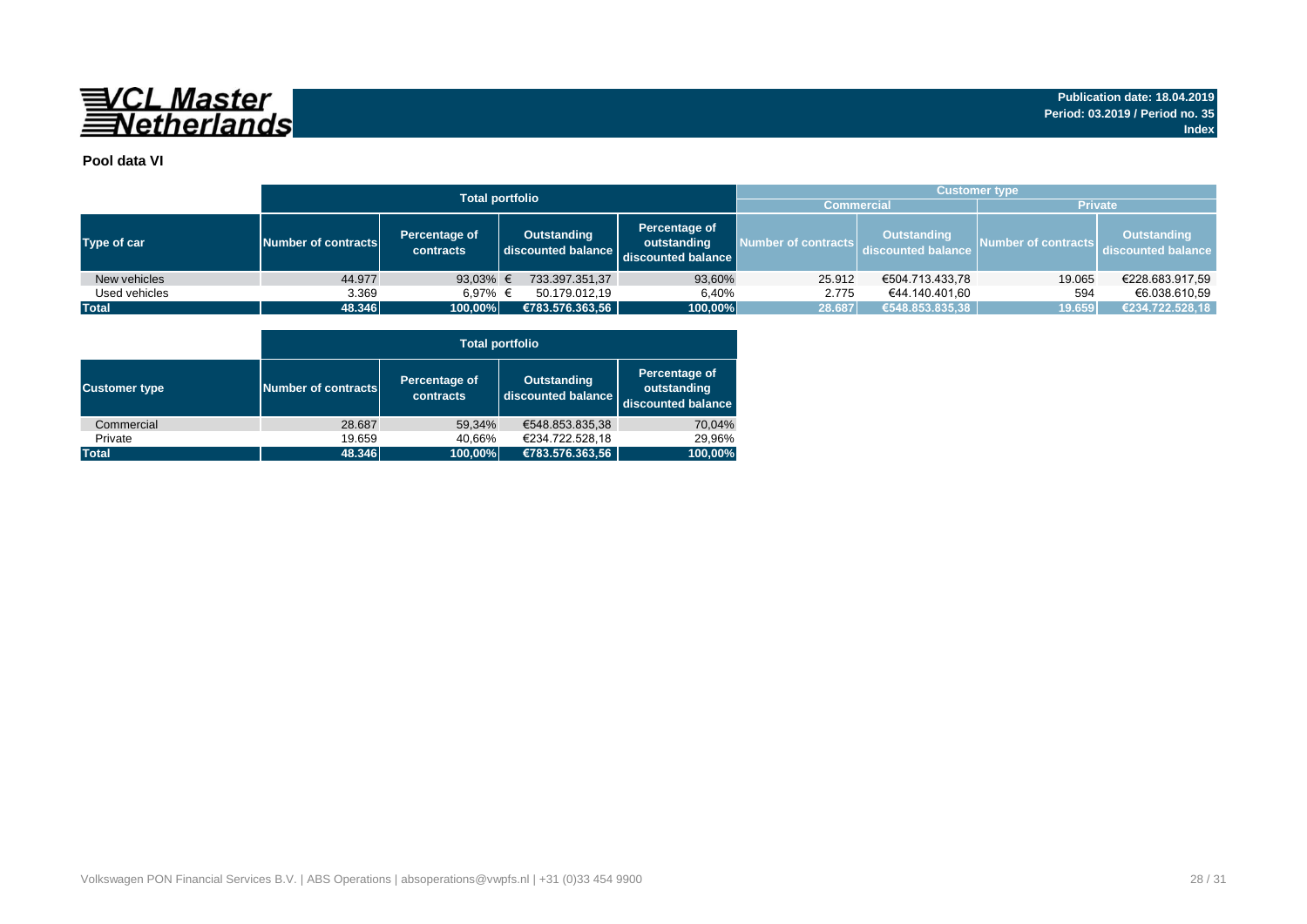VCL Master Netherlands

Publication date: 18.04.2019
Period: 03.2019 / Period no. 35
Index

**Pool data VI**

| Type of car | Total portfolio | | | | Customer type | | | |
|---|---|---|---|---|---|---|---|---|
| | | | | | Commercial | | Private | |
| | Number of contracts | Percentage of contracts | Outstanding discounted balance | Percentage of outstanding discounted balance | Number of contracts | Outstanding discounted balance | Number of contracts | Outstanding discounted balance |
| New vehicles | 44.977 | 93,03% | € 733.397.351,37 | 93,60% | 25.912 | €504.713.433,78 | 19.065 | €228.683.917,59 |
| Used vehicles | 3.369 | 6,97% | € 50.179.012,19 | 6,40% | 2.775 | €44.140.401,60 | 594 | €6.038.610,59 |
| **Total** | **48.346** | **100,00%** | **€783.576.363,56** | **100,00%** | **28.687** | **€548.853.835,38** | **19.659** | **€234.722.528,18** |

| Customer type | Total portfolio | | | |
|---|---|---|---|---|
| | Number of contracts | Percentage of contracts | Outstanding discounted balance | Percentage of outstanding discounted balance |
| Commercial | 28.687 | 59,34% | €548.853.835,38 | 70,04% |
| Private | 19.659 | 40,66% | €234.722.528,18 | 29,96% |
| **Total** | **48.346** | **100,00%** | **€783.576.363,56** | **100,00%** |

Volkswagen PON Financial Services B.V. | ABS Operations | absoperations@vwpfs.nl | +31 (0)33 454 9900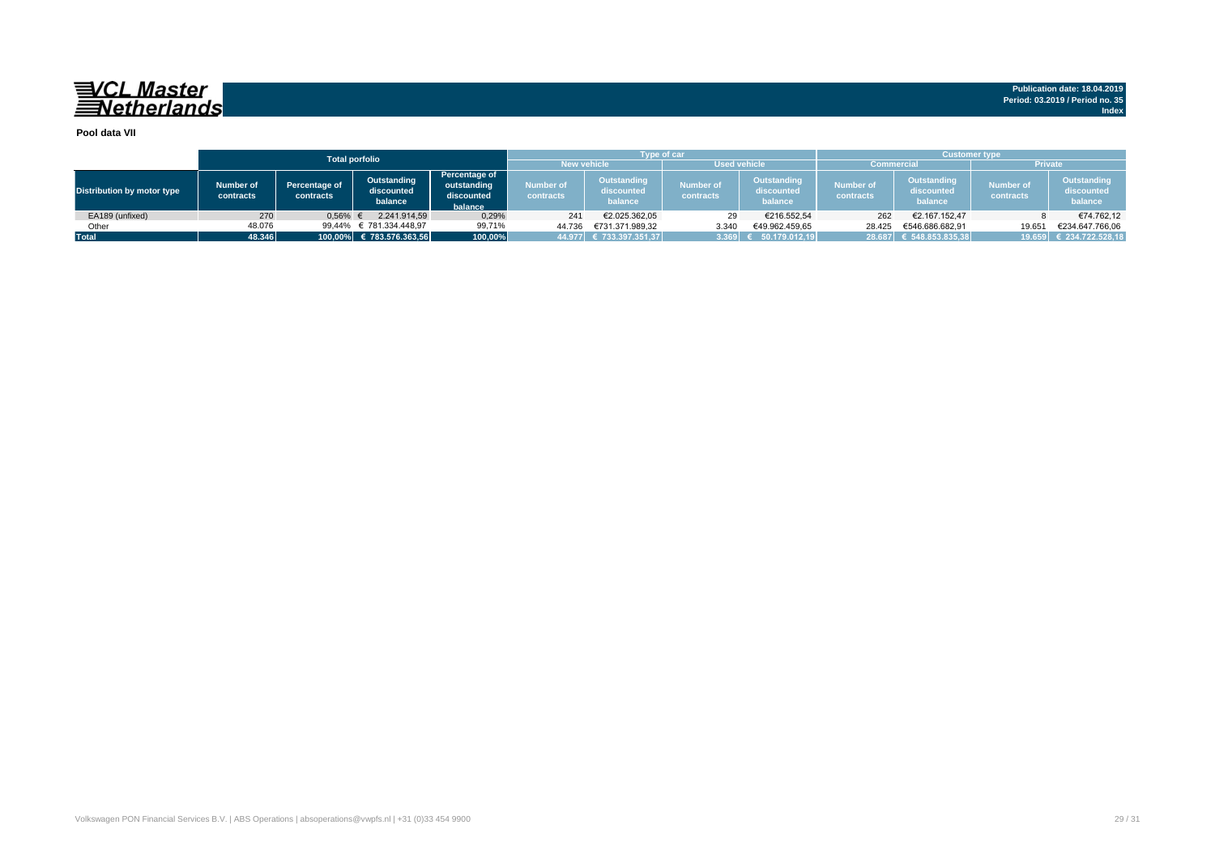**VCL Master Netherlands**

**Publication date: 18.04.2019**
**Period: 03.2019 / Period no. 35**
**Index**

**Pool data VII**

| Distribution by motor type | Total porfolio | | | | Type of car | | | | Customer type | | | |
|---|---|---|---|---|---|---|---|---|---|---|---|---|
| | | | | | New vehicle | | Used vehicle | | Commercial | | Private | |
| | Number of contracts | Percentage of contracts | Outstanding discounted balance | Percentage of outstanding discounted balance | Number of contracts | Outstanding discounted balance | Number of contracts | Outstanding discounted balance | Number of contracts | Outstanding discounted balance | Number of contracts | Outstanding discounted balance |
| EA189 (unfixed) | 270 | 0,56% | € 2.241.914,59 | 0,29% | 241 | €2.025.362,05 | 29 | €216.552,54 | 262 | €2.167.152,47 | 8 | €74.762,12 |
| Other | 48.076 | 99,44% | € 781.334.448,97 | 99,71% | 44.736 | €731.371.989,32 | 3.340 | €49.962.459,65 | 28.425 | €546.686.682,91 | 19.651 | €234.647.766,06 |
| **Total** | **48.346** | **100,00%** | **€ 783.576.363,56** | **100,00%** | **44.977** | **€ 733.397.351,37** | **3.369** | **€ 50.179.012,19** | **28.687** | **€ 548.853.835,38** | **19.659** | **€ 234.722.528,18** |

Volkswagen PON Financial Services B.V. | ABS Operations | absoperations@vwpfs.nl | +31 (0)33 454 9900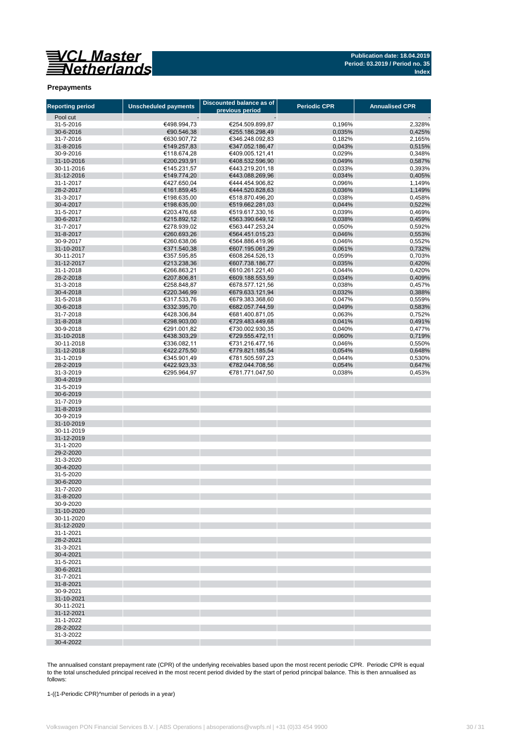**VCL Master Netherlands**

**Publication date: 18.04.2019**
**Period: 03.2019 / Period no. 35**
**Index**

## Prepayments

| Reporting period | Unscheduled payments | Discounted balance as of previous period | Periodic CPR | Annualised CPR |
|---|---|---|---|---|
| Pool cut | - | - | | - |
| 31-5-2016 | €498.994,73 | €254.509.899,87 | 0,196% | 2,328% |
| 30-6-2016 | €90.546,38 | €255.186.298,49 | 0,035% | 0,425% |
| 31-7-2016 | €630.907,72 | €346.248.092,83 | 0,182% | 2,165% |
| 31-8-2016 | €149.257,83 | €347.052.186,47 | 0,043% | 0,515% |
| 30-9-2016 | €118.674,28 | €409.005.121,41 | 0,029% | 0,348% |
| 31-10-2016 | €200.293,91 | €408.532.596,90 | 0,049% | 0,587% |
| 30-11-2016 | €145.231,57 | €443.219.201,18 | 0,033% | 0,393% |
| 31-12-2016 | €149.774,20 | €443.088.269,96 | 0,034% | 0,405% |
| 31-1-2017 | €427.650,04 | €444.454.906,82 | 0,096% | 1,149% |
| 28-2-2017 | €161.859,45 | €444.520.828,63 | 0,036% | 1,149% |
| 31-3-2017 | €198.635,00 | €518.870.496,20 | 0,038% | 0,458% |
| 30-4-2017 | €198.635,00 | €519.662.281,03 | 0,044% | 0,522% |
| 31-5-2017 | €203.476,68 | €519.617.330,16 | 0,039% | 0,469% |
| 30-6-2017 | €215.892,12 | €563.390.649,12 | 0,038% | 0,459% |
| 31-7-2017 | €278.939,02 | €563.447.253,24 | 0,050% | 0,592% |
| 31-8-2017 | €260.693,26 | €564.451.015,23 | 0,046% | 0,553% |
| 30-9-2017 | €260.638,06 | €564.886.419,96 | 0,046% | 0,552% |
| 31-10-2017 | €371.540,38 | €607.195.061,29 | 0,061% | 0,732% |
| 30-11-2017 | €357.595,85 | €608.264.526,13 | 0,059% | 0,703% |
| 31-12-2017 | €213.238,36 | €607.738.186,77 | 0,035% | 0,420% |
| 31-1-2018 | €266.863,21 | €610.261.221,40 | 0,044% | 0,420% |
| 28-2-2018 | €207.806,81 | €609.188.553,59 | 0,034% | 0,409% |
| 31-3-2018 | €258.848,87 | €678.577.121,56 | 0,038% | 0,457% |
| 30-4-2018 | €220.346,99 | €679.633.121,94 | 0,032% | 0,388% |
| 31-5-2018 | €317.533,76 | €679.383.368,60 | 0,047% | 0,559% |
| 30-6-2018 | €332.395,70 | €682.057.744,59 | 0,049% | 0,583% |
| 31-7-2018 | €428.306,84 | €681.400.871,05 | 0,063% | 0,752% |
| 31-8-2018 | €298.903,00 | €729.483.449,68 | 0,041% | 0,491% |
| 30-9-2018 | €291.001,82 | €730.002.930,35 | 0,040% | 0,477% |
| 31-10-2018 | €438.303,29 | €729.555.472,11 | 0,060% | 0,719% |
| 30-11-2018 | €336.082,11 | €731.216.477,16 | 0,046% | 0,550% |
| 31-12-2018 | €422.275,50 | €779.821.185,54 | 0,054% | 0,648% |
| 31-1-2019 | €345.901,49 | €781.505.597,23 | 0,044% | 0,530% |
| 28-2-2019 | €422.923,33 | €782.044.708,56 | 0,054% | 0,647% |
| 31-3-2019 | €295.964,97 | €781.771.047,50 | 0,038% | 0,453% |
| 30-4-2019 | | | | |
| 31-5-2019 | | | | |
| 30-6-2019 | | | | |
| 31-7-2019 | | | | |
| 31-8-2019 | | | | |
| 30-9-2019 | | | | |
| 31-10-2019 | | | | |
| 30-11-2019 | | | | |
| 31-12-2019 | | | | |
| 31-1-2020 | | | | |
| 29-2-2020 | | | | |
| 31-3-2020 | | | | |
| 30-4-2020 | | | | |
| 31-5-2020 | | | | |
| 30-6-2020 | | | | |
| 31-7-2020 | | | | |
| 31-8-2020 | | | | |
| 30-9-2020 | | | | |
| 31-10-2020 | | | | |
| 30-11-2020 | | | | |
| 31-12-2020 | | | | |
| 31-1-2021 | | | | |
| 28-2-2021 | | | | |
| 31-3-2021 | | | | |
| 30-4-2021 | | | | |
| 31-5-2021 | | | | |
| 30-6-2021 | | | | |
| 31-7-2021 | | | | |
| 31-8-2021 | | | | |
| 30-9-2021 | | | | |
| 31-10-2021 | | | | |
| 30-11-2021 | | | | |
| 31-12-2021 | | | | |
| 31-1-2022 | | | | |
| 28-2-2022 | | | | |
| 31-3-2022 | | | | |
| 30-4-2022 | | | | |

The annualised constant prepayment rate (CPR) of the underlying receivables based upon the most recent periodic CPR. Periodic CPR is equal to the total unscheduled principal received in the most recent period divided by the start of period principal balance. This is then annualised as follows:

1-((1-Periodic CPR)^number of periods in a year)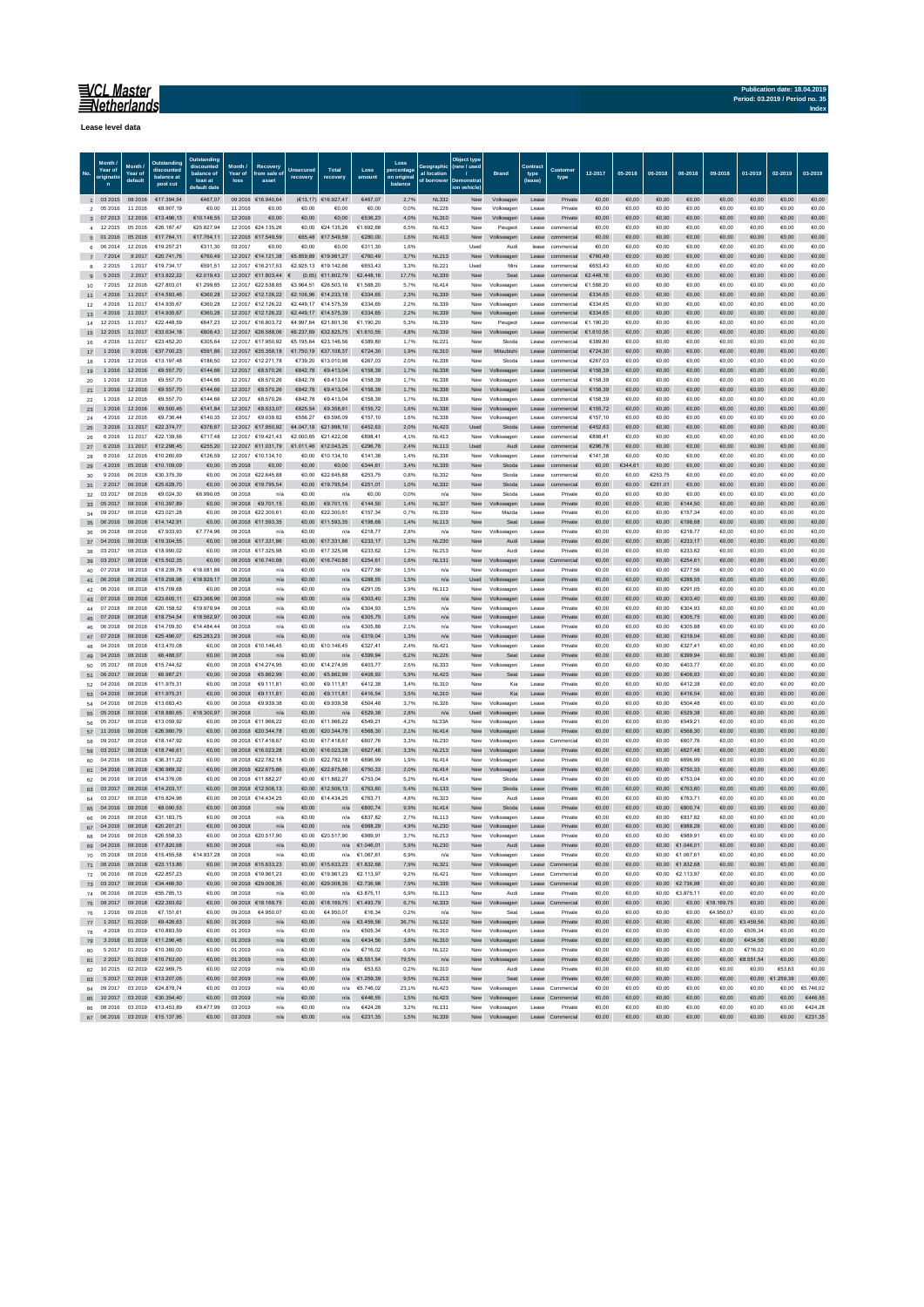**VCL Master Netherlands**

**Publication date: 18.04.2019**
**Period: 03.2019 / Period no. 35**
**Index**

**Lease level data**

| No. | Month / Year of origination | Month / Year of default | Outstanding discounted balance at pool cut | Outstanding discounted balance of loan at default date | Month / Year of loss | Recovery from sale of asset | Unsecured recovery | Total recovery | Loss amount | Loss percentage on original balance | Geographical location of borrower | Object type (new / used / Demonstration vehicle) | Brand | Contract type (lease) | Customer type | 12-2017 | 05-2018 | 06-2018 | 08-2018 | 09-2018 | 01-2019 | 02-2019 | 03-2019 |
|---|---|---|---|---|---|---|---|---|---|---|---|---|---|---|---|---|---|---|---|---|---|---|---|
| 1 | 03 2015 | 08 2016 | €17.394,54 | €467,07 | 09 2016 | €16.940,64 | (€13,17) | €16.927,47 | €467,07 | 2,7% | NL332 | New | Volkswagen | Lease | Private | €0,00 | €0,00 | €0,00 | €0,00 | €0,00 | €0,00 | €0,00 | €0,00 |
| 2 | 05 2016 | 11 2016 | €8.907,19 | €0,00 | 11 2016 | €0,00 | €0,00 | €0,00 | €0,00 | 0,0% | NL226 | New | Volkswagen | Lease | Private | €0,00 | €0,00 | €0,00 | €0,00 | €0,00 | €0,00 | €0,00 | €0,00 |
| 3 | 07 2013 | 12 2016 | €13.496,13 | €10.148,55 | 12 2016 | €0,00 | €0,00 | €0,00 | €536,23 | 4,0% | NL310 | New | Volkswagen | Lease | Private | €0,00 | €0,00 | €0,00 | €0,00 | €0,00 | €0,00 | €0,00 | €0,00 |
| 4 | 12 2015 | 05 2016 | €26.187,47 | €25.827,94 | 12 2016 | €24.135,26 | €0,00 | €24.135,26 | €1.692,68 | 6,5% | NL413 | New | Peugeot | Lease | commercial | €0,00 | €0,00 | €0,00 | €0,00 | €0,00 | €0,00 | €0,00 | €0,00 |
| 5 | 01 2016 | 05 2016 | €17.764,11 | €17.764,11 | 12 2016 | €17.549,59 | €65,48 | €17.549,59 | €280,00 | 1,6% | NL413 | New | Volkswagen | Lease | commercial | €0,00 | €0,00 | €0,00 | €0,00 | €0,00 | €0,00 | €0,00 | €0,00 |
| 6 | 06 2014 | 12 2016 | €19.257,21 | €311,30 | 03 2017 | €0,00 | €0,00 | €0,00 | €311,30 | 1,6% | | Used | Audi | lease | commercial | €0,00 | €0,00 | €0,00 | €0,00 | €0,00 | €0,00 | €0,00 | €0,00 |
| 7 | 7 2014 | 8 2017 | €20.741,76 | €760,49 | 12 2017 | €14.121,38 | €5.859,89 | €19.981,27 | €760,49 | 3,7% | NL213 | New | Volkswagen | Lease | commercial | €760,49 | €0,00 | €0,00 | €0,00 | €0,00 | €0,00 | €0,00 | €0,00 |
| 8 | 2 2015 | 1 2017 | €19.734,17 | €591,51 | 12 2017 | €16.217,53 | €2.925,13 | €19.142,66 | €653,43 | 3,3% | NL221 | Used | Mini | Lease | commercial | €653,43 | €0,00 | €0,00 | €0,00 | €0,00 | €0,00 | €0,00 | €0,00 |
| 9 | 5 2015 | 2 2017 | €13.822,22 | €2.019,43 | 12 2017 | €11.803,44 € | (0,65) | €11.802,79 | €2.448,16 | 17,7% | NL339 | New | Seat | Lease | commercial | €2.448,16 | €0,00 | €0,00 | €0,00 | €0,00 | €0,00 | €0,00 | €0,00 |
| 10 | 7 2015 | 12 2016 | €27.803,01 | €1.299,85 | 12 2017 | €22.538,65 | €3.964,51 | €26.503,16 | €1.588,20 | 5,7% | NL414 | New | Volkswagen | Lease | commercial | €1.588,20 | €0,00 | €0,00 | €0,00 | €0,00 | €0,00 | €0,00 | €0,00 |
| 11 | 4 2016 | 11 2017 | €14.593,46 | €360,28 | 12 2017 | €12.126,22 | €2.106,96 | €14.233,18 | €334,65 | 2,3% | NL339 | New | Volkswagen | Lease | commercial | €334,65 | €0,00 | €0,00 | €0,00 | €0,00 | €0,00 | €0,00 | €0,00 |
| 12 | 4 2016 | 11 2017 | €14.935,67 | €360,28 | 12 2017 | €12.126,22 | €2.449,17 | €14.575,39 | €334,65 | 2,2% | NL339 | New | Volkswagen | Lease | commercial | €334,65 | €0,00 | €0,00 | €0,00 | €0,00 | €0,00 | €0,00 | €0,00 |
| 13 | 4 2016 | 11 2017 | €14.935,67 | €360,28 | 12 2017 | €12.126,22 | €2.449,17 | €14.575,39 | €334,65 | 2,2% | NL339 | New | Volkswagen | Lease | commercial | €334,65 | €0,00 | €0,00 | €0,00 | €0,00 | €0,00 | €0,00 | €0,00 |
| 14 | 12 2015 | 11 2017 | €22.448,59 | €647,23 | 12 2017 | €16.803,72 | €4.997,64 | €21.801,36 | €1.190,20 | 5,3% | NL339 | New | Peugeot | Lease | commercial | €1.190,20 | €0,00 | €0,00 | €0,00 | €0,00 | €0,00 | €0,00 | €0,00 |
| 15 | 12 2015 | 11 2017 | €33.634,18 | €808,43 | 12 2017 | €26.588,06 | €6.237,69 | €32.825,75 | €1.610,55 | 4,8% | NL339 | New | Volkswagen | Lease | commercial | €1.610,55 | €0,00 | €0,00 | €0,00 | €0,00 | €0,00 | €0,00 | €0,00 |
| 16 | 4 2016 | 11 2017 | €23.452,20 | €305,64 | 12 2017 | €17.950,92 | €5.195,64 | €23.146,56 | €389,80 | 1,7% | NL221 | New | Skoda | Lease | commercial | €389,80 | €0,00 | €0,00 | €0,00 | €0,00 | €0,00 | €0,00 | €0,00 |
| 17 | 1 2016 | 9 2016 | €37.700,23 | €591,86 | 12 2017 | €35.358,18 | €1.750,19 | €37.108,37 | €724,30 | 1,9% | NL310 | New | Mitsubishi | Lease | commercial | €724,30 | €0,00 | €0,00 | €0,00 | €0,00 | €0,00 | €0,00 | €0,00 |
| 18 | 1 2016 | 12 2016 | €13.197,48 | €186,50 | 12 2017 | €12.271,78 | €739,20 | €13.010,98 | €267,03 | 2,0% | NL338 | New | Skoda | Lease | commercial | €267,03 | €0,00 | €0,00 | €0,00 | €0,00 | €0,00 | €0,00 | €0,00 |
| 19 | 1 2016 | 12 2016 | €9.557,70 | €144,66 | 12 2017 | €8.570,26 | €842,78 | €9.413,04 | €158,39 | 1,7% | NL338 | New | Volkswagen | Lease | commercial | €158,39 | €0,00 | €0,00 | €0,00 | €0,00 | €0,00 | €0,00 | €0,00 |
| 20 | 1 2016 | 12 2016 | €9.557,70 | €144,66 | 12 2017 | €8.570,26 | €842,78 | €9.413,04 | €158,39 | 1,7% | NL338 | New | Volkswagen | Lease | commercial | €158,39 | €0,00 | €0,00 | €0,00 | €0,00 | €0,00 | €0,00 | €0,00 |
| 21 | 1 2016 | 12 2016 | €9.557,70 | €144,66 | 12 2017 | €8.570,26 | €842,78 | €9.413,04 | €158,39 | 1,7% | NL338 | New | Volkswagen | Lease | commercial | €158,39 | €0,00 | €0,00 | €0,00 | €0,00 | €0,00 | €0,00 | €0,00 |
| 22 | 1 2016 | 12 2016 | €9.557,70 | €144,66 | 12 2017 | €8.570,26 | €842,78 | €9.413,04 | €158,39 | 1,7% | NL338 | New | Volkswagen | Lease | commercial | €158,39 | €0,00 | €0,00 | €0,00 | €0,00 | €0,00 | €0,00 | €0,00 |
| 23 | 1 2016 | 12 2016 | €9.500,45 | €141,84 | 12 2017 | €8.533,07 | €825,54 | €9.358,61 | €155,72 | 1,6% | NL338 | New | Volkswagen | Lease | commercial | €155,72 | €0,00 | €0,00 | €0,00 | €0,00 | €0,00 | €0,00 | €0,00 |
| 24 | 4 2016 | 12 2016 | €9.738,44 | €140,35 | 12 2017 | €9.039,82 | €556,27 | €9.596,09 | €157,10 | 1,6% | NL338 | New | Volkswagen | Lease | commercial | €157,10 | €0,00 | €0,00 | €0,00 | €0,00 | €0,00 | €0,00 | €0,00 |
| 25 | 3 2016 | 11 2017 | €22.374,77 | €376,67 | 12 2017 | €17.950,92 | €4.047,18 | €21.998,10 | €452,63 | 2,0% | NL423 | Used | Skoda | Lease | commercial | €452,63 | €0,00 | €0,00 | €0,00 | €0,00 | €0,00 | €0,00 | €0,00 |
| 26 | 6 2016 | 11 2017 | €22.139,56 | €717,48 | 12 2017 | €19.421,43 | €2.000,65 | €21.422,08 | €898,41 | 4,1% | NL413 | New | Volkswagen | Lease | commercial | €898,41 | €0,00 | €0,00 | €0,00 | €0,00 | €0,00 | €0,00 | €0,00 |
| 27 | 6 2016 | 11 2017 | €12.298,45 | €255,20 | 12 2017 | €11.031,79 | €1.011,46 | €12.043,25 | €296,78 | 2,4% | NL113 | Used | Audi | Lease | commercial | €296,78 | €0,00 | €0,00 | €0,00 | €0,00 | €0,00 | €0,00 | €0,00 |
| 28 | 8 2016 | 12 2016 | €10.260,69 | €126,59 | 12 2017 | €10.134,10 | €0,00 | €10.134,10 | €141,38 | 1,4% | NL338 | New | Volkswagen | Lease | commercial | €141,38 | €0,00 | €0,00 | €0,00 | €0,00 | €0,00 | €0,00 | €0,00 |
| 29 | 4 2016 | 05 2018 | €10.109,09 | €0,00 | 05 2018 | €0,00 | €0,00 | €0,00 | €344,61 | 3,4% | NL339 | New | Skoda | Lease | commercial | €0,00 | €344,61 | €0,00 | €0,00 | €0,00 | €0,00 | €0,00 | €0,00 |
| 30 | 9 2016 | 06 2018 | €30.375,39 | €0,00 | 06 2018 | €22.645,88 | €0,00 | €22.645,88 | €253,75 | 0,8% | NL332 | New | Skoda | Lease | commercial | €0,00 | €0,00 | €253,75 | €0,00 | €0,00 | €0,00 | €0,00 | €0,00 |
| 31 | 2 2017 | 06 2018 | €25.628,70 | €0,00 | 06 2018 | €19.795,54 | €0,00 | €19.795,54 | €251,01 | 1,0% | NL332 | New | Skoda | Lease | commercial | €0,00 | €0,00 | €251,01 | €0,00 | €0,00 | €0,00 | €0,00 | €0,00 |
| 32 | 03 2017 | 08 2018 | €9.024,30 | €8.990,05 | 08 2018 | n/a | €0,00 | n/a | €0,00 | 0,0% | n/a | New | Skoda | Lease | Private | €0,00 | €0,00 | €0,00 | €0,00 | €0,00 | €0,00 | €0,00 | €0,00 |
| 33 | 05 2017 | 08 2018 | €10.397,89 | €0,00 | 08 2018 | €9.701,15 | €0,00 | €9.701,15 | €144,50 | 1,4% | NL327 | New | Volkswagen | Lease | Private | €0,00 | €0,00 | €0,00 | €144,50 | €0,00 | €0,00 | €0,00 | €0,00 |
| 34 | 09 2017 | 08 2018 | €23.021,28 | €0,00 | 08 2018 | €22.300,61 | €0,00 | €22.300,61 | €157,34 | 0,7% | NL339 | New | Mazda | Lease | Private | €0,00 | €0,00 | €0,00 | €157,34 | €0,00 | €0,00 | €0,00 | €0,00 |
| 35 | 06 2016 | 08 2018 | €14.142,91 | €0,00 | 08 2018 | €11.593,35 | €0,00 | €11.593,35 | €198,68 | 1,4% | NL113 | New | Seat | Lease | Private | €0,00 | €0,00 | €0,00 | €198,68 | €0,00 | €0,00 | €0,00 | €0,00 |
| 36 | 06 2018 | 08 2018 | €7.933,93 | €7.774,96 | 08 2018 | n/a | €0,00 | n/a | €218,77 | 2,8% | n/a | New | Volkswagen | Lease | Private | €0,00 | €0,00 | €0,00 | €218,77 | €0,00 | €0,00 | €0,00 | €0,00 |
| 37 | 04 2016 | 08 2018 | €19.304,55 | €0,00 | 08 2018 | €17.331,86 | €0,00 | €17.331,86 | €233,17 | 1,2% | NL230 | New | Audi | Lease | Private | €0,00 | €0,00 | €0,00 | €233,17 | €0,00 | €0,00 | €0,00 | €0,00 |
| 38 | 03 2017 | 08 2018 | €18.990,02 | €0,00 | 08 2018 | €17.325,98 | €0,00 | €17.325,98 | €233,62 | 1,2% | NL213 | New | Audi | Lease | Private | €0,00 | €0,00 | €0,00 | €233,62 | €0,00 | €0,00 | €0,00 | €0,00 |
| 39 | 03 2017 | 08 2018 | €15.502,35 | €0,00 | 08 2018 | €16.740,88 | €0,00 | €16.740,88 | €254,61 | 1,6% | NL131 | New | Volkswagen | Lease | Commercial | €0,00 | €0,00 | €0,00 | €254,61 | €0,00 | €0,00 | €0,00 | €0,00 |
| 40 | 07 2018 | 08 2018 | €18.239,78 | €18.081,86 | 08 2018 | n/a | €0,00 | n/a | €277,56 | 1,5% | n/a | New | Volkswagen | Lease | Private | €0,00 | €0,00 | €0,00 | €277,56 | €0,00 | €0,00 | €0,00 | €0,00 |
| 41 | 06 2018 | 08 2018 | €19.258,98 | €18.929,17 | 08 2018 | n/a | €0,00 | n/a | €288,55 | 1,5% | n/a | Used | Volkswagen | Lease | Private | €0,00 | €0,00 | €0,00 | €288,55 | €0,00 | €0,00 | €0,00 | €0,00 |
| 42 | 06 2016 | 08 2018 | €15.709,68 | €0,00 | 08 2018 | n/a | €0,00 | n/a | €291,05 | 1,9% | NL113 | New | Volkswagen | Lease | Private | €0,00 | €0,00 | €0,00 | €291,05 | €0,00 | €0,00 | €0,00 | €0,00 |
| 43 | 07 2018 | 08 2018 | €23.605,11 | €23.368,96 | 08 2018 | n/a | €0,00 | n/a | €303,40 | 1,3% | n/a | New | Volkswagen | Lease | Private | €0,00 | €0,00 | €0,00 | €303,40 | €0,00 | €0,00 | €0,00 | €0,00 |
| 44 | 07 2018 | 08 2018 | €20.158,52 | €19.979,94 | 08 2018 | n/a | €0,00 | n/a | €304,93 | 1,5% | n/a | New | Volkswagen | Lease | Private | €0,00 | €0,00 | €0,00 | €304,93 | €0,00 | €0,00 | €0,00 | €0,00 |
| 45 | 07 2018 | 08 2018 | €18.754,54 | €18.562,97 | 08 2018 | n/a | €0,00 | n/a | €305,75 | 1,6% | n/a | New | Volkswagen | Lease | Private | €0,00 | €0,00 | €0,00 | €305,75 | €0,00 | €0,00 | €0,00 | €0,00 |
| 46 | 06 2018 | 08 2018 | €14.709,50 | €14.484,44 | 08 2018 | n/a | €0,00 | n/a | €305,88 | 2,1% | n/a | New | Volkswagen | Lease | Private | €0,00 | €0,00 | €0,00 | €305,88 | €0,00 | €0,00 | €0,00 | €0,00 |
| 47 | 07 2018 | 08 2018 | €25.496,07 | €25.283,23 | 08 2018 | n/a | €0,00 | n/a | €319,04 | 1,3% | n/a | New | Volkswagen | Lease | Private | €0,00 | €0,00 | €0,00 | €319,04 | €0,00 | €0,00 | €0,00 | €0,00 |
| 48 | 04 2016 | 08 2018 | €13.470,08 | €0,00 | 08 2018 | €10.146,45 | €0,00 | €10.146,45 | €327,41 | 2,4% | NL421 | New | Volkswagen | Lease | Private | €0,00 | €0,00 | €0,00 | €327,41 | €0,00 | €0,00 | €0,00 | €0,00 |
| 49 | 04 2016 | 08 2016 | €6.488,07 | €0,00 | 08 2018 | n/a | €0,00 | n/a | €399,94 | 6,2% | NL226 | New | Seat | Lease | Private | €0,00 | €0,00 | €0,00 | €399,94 | €0,00 | €0,00 | €0,00 | €0,00 |
| 50 | 05 2017 | 08 2018 | €15.744,52 | €0,00 | 08 2018 | €14.274,95 | €0,00 | €14.274,95 | €403,77 | 2,6% | NL333 | New | Volkswagen | Lease | Private | €0,00 | €0,00 | €0,00 | €403,77 | €0,00 | €0,00 | €0,00 | €0,00 |
| 51 | 06 2017 | 08 2018 | €6.987,21 | €0,00 | 08 2018 | €5.862,99 | €0,00 | €5.862,99 | €408,93 | 5,9% | NL423 | New | Seat | Lease | Private | €0,00 | €0,00 | €0,00 | €408,93 | €0,00 | €0,00 | €0,00 | €0,00 |
| 52 | 04 2016 | 08 2018 | €11.975,31 | €0,00 | 08 2018 | €9.111,81 | €0,00 | €9.111,81 | €412,38 | 3,4% | NL310 | New | Kia | Lease | Private | €0,00 | €0,00 | €0,00 | €412,38 | €0,00 | €0,00 | €0,00 | €0,00 |
| 53 | 04 2016 | 08 2018 | €11.975,31 | €0,00 | 08 2018 | €9.111,81 | €0,00 | €9.111,81 | €416,54 | 3,5% | NL310 | New | Kia | Lease | Private | €0,00 | €0,00 | €0,00 | €416,54 | €0,00 | €0,00 | €0,00 | €0,00 |
| 54 | 04 2016 | 08 2018 | €13.683,43 | €0,00 | 08 2018 | €9.939,38 | €0,00 | €9.939,38 | €504,48 | 3,7% | NL326 | New | Volkswagen | Lease | Private | €0,00 | €0,00 | €0,00 | €504,48 | €0,00 | €0,00 | €0,00 | €0,00 |
| 55 | 05 2018 | 08 2018 | €18.880,65 | €18.300,97 | 08 2018 | n/a | €0,00 | n/a | €529,38 | 2,8% | n/a | Used | Volkswagen | Lease | Private | €0,00 | €0,00 | €0,00 | €529,38 | €0,00 | €0,00 | €0,00 | €0,00 |
| 56 | 05 2017 | 08 2018 | €13.059,92 | €0,00 | 08 2018 | €11.966,22 | €0,00 | €11.966,22 | €549,21 | 4,2% | NL33A | New | Volkswagen | Lease | Private | €0,00 | €0,00 | €0,00 | €549,21 | €0,00 | €0,00 | €0,00 | €0,00 |
| 57 | 11 2016 | 08 2018 | €26.980,79 | €0,00 | 08 2018 | €20.344,78 | €0,00 | €20.344,78 | €568,30 | 2,1% | NL414 | New | Volkswagen | Lease | Private | €0,00 | €0,00 | €0,00 | €568,30 | €0,00 | €0,00 | €0,00 | €0,00 |
| 58 | 09 2017 | 08 2018 | €18.147,92 | €0,00 | 08 2018 | €17.418,67 | €0,00 | €17.418,67 | €607,76 | 3,3% | NL230 | New | Volkswagen | Lease | Commercial | €0,00 | €0,00 | €0,00 | €607,76 | €0,00 | €0,00 | €0,00 | €0,00 |
| 59 | 03 2017 | 08 2018 | €18.746,61 | €0,00 | 08 2018 | €16.023,28 | €0,00 | €16.023,28 | €627,48 | 3,3% | NL213 | New | Volkswagen | Lease | Private | €0,00 | €0,00 | €0,00 | €627,48 | €0,00 | €0,00 | €0,00 | €0,00 |
| 60 | 04 2016 | 08 2018 | €36.311,22 | €0,00 | 08 2018 | €22.782,18 | €0,00 | €22.782,18 | €696,99 | 1,9% | NL414 | New | Volkswagen | Lease | Private | €0,00 | €0,00 | €0,00 | €696,99 | €0,00 | €0,00 | €0,00 | €0,00 |
| 61 | 04 2016 | 08 2018 | €36.989,32 | €0,00 | 08 2018 | €22.675,86 | €0,00 | €22.675,86 | €750,33 | 2,0% | NL414 | New | Volkswagen | Lease | Private | €0,00 | €0,00 | €0,00 | €750,33 | €0,00 | €0,00 | €0,00 | €0,00 |
| 62 | 06 2016 | 08 2018 | €14.376,08 | €0,00 | 08 2018 | €11.882,27 | €0,00 | €11.882,27 | €753,04 | 5,2% | NL414 | New | Skoda | Lease | Private | €0,00 | €0,00 | €0,00 | €753,04 | €0,00 | €0,00 | €0,00 | €0,00 |
| 63 | 07 2017 | 08 2018 | €14.203,17 | €0,00 | 08 2018 | €12.506,13 | €0,00 | €12.506,13 | €763,60 | 5,4% | NL133 | New | Skoda | Lease | Private | €0,00 | €0,00 | €0,00 | €763,60 | €0,00 | €0,00 | €0,00 | €0,00 |
| 64 | 03 2017 | 08 2018 | €15.824,96 | €0,00 | 08 2018 | €14.434,25 | €0,00 | €14.434,25 | €763,71 | 4,8% | NL323 | New | Audi | Lease | Private | €0,00 | €0,00 | €0,00 | €763,71 | €0,00 | €0,00 | €0,00 | €0,00 |
| 65 | 04 2016 | 08 2018 | €8.090,53 | €0,00 | 08 2018 | n/a | €0,00 | n/a | €800,74 | 9,9% | NL414 | New | Skoda | Lease | Private | €0,00 | €0,00 | €0,00 | €800,74 | €0,00 | €0,00 | €0,00 | €0,00 |
| 66 | 06 2016 | 08 2018 | €31.183,75 | €0,00 | 08 2018 | n/a | €0,00 | n/a | €837,82 | 2,7% | NL113 | New | Volkswagen | Lease | Private | €0,00 | €0,00 | €0,00 | €837,82 | €0,00 | €0,00 | €0,00 | €0,00 |
| 67 | 04 2016 | 08 2018 | €20.201,21 | €0,00 | 08 2018 | n/a | €0,00 | n/a | €988,29 | 4,9% | NL230 | New | Volkswagen | Lease | Private | €0,00 | €0,00 | €0,00 | €988,29 | €0,00 | €0,00 | €0,00 | €0,00 |
| 68 | 04 2016 | 08 2018 | €26.558,33 | €0,00 | 08 2018 | €20.517,90 | €0,00 | €20.517,90 | €989,91 | 3,7% | NL213 | New | Volkswagen | Lease | Private | €0,00 | €0,00 | €0,00 | €989,91 | €0,00 | €0,00 | €0,00 | €0,00 |
| 69 | 04 2016 | 08 2018 | €17.820,68 | €0,00 | 08 2018 | n/a | €0,00 | n/a | €1.046,01 | 5,9% | NL230 | New | Audi | Lease | Private | €0,00 | €0,00 | €0,00 | €1.046,01 | €0,00 | €0,00 | €0,00 | €0,00 |
| 70 | 05 2018 | 08 2018 | €15.455,58 | €14.937,28 | 08 2018 | n/a | €0,00 | n/a | €1.067,61 | 6,9% | n/a | New | Volkswagen | Lease | Private | €0,00 | €0,00 | €0,00 | €1.067,61 | €0,00 | €0,00 | €0,00 | €0,00 |
| 71 | 08 2016 | 08 2018 | €23.113,86 | €0,00 | 08 2018 | €15.633,23 | €0,00 | €15.633,23 | €1.832,68 | 7,9% | NL321 | New | Volkswagen | Lease | Commercial | €0,00 | €0,00 | €0,00 | €1.832,68 | €0,00 | €0,00 | €0,00 | €0,00 |
| 72 | 06 2016 | 08 2018 | €22.857,23 | €0,00 | 08 2018 | €19.961,23 | €0,00 | €19.961,23 | €2.113,97 | 9,2% | NL421 | New | Volkswagen | Lease | Commercial | €0,00 | €0,00 | €0,00 | €2.113,97 | €0,00 | €0,00 | €0,00 | €0,00 |
| 73 | 03 2017 | 08 2018 | €34.466,50 | €0,00 | 08 2018 | €29.008,35 | €0,00 | €29.008,35 | €2.736,98 | 7,9% | NL339 | New | Volkswagen | Lease | Commercial | €0,00 | €0,00 | €0,00 | €2.736,98 | €0,00 | €0,00 | €0,00 | €0,00 |
| 74 | 06 2016 | 08 2018 | €55.785,13 | €0,00 | 08 2018 | n/a | €0,00 | n/a | €3.875,11 | 6,9% | NL113 | New | Audi | Lease | Private | €0,00 | €0,00 | €0,00 | €3.875,11 | €0,00 | €0,00 | €0,00 | €0,00 |
| 75 | 08 2017 | 09 2018 | €22.393,62 | €0,00 | 09 2018 | €18.169,75 | €0,00 | €18.169,75 | €1.493,79 | 6,7% | NL333 | New | Volkswagen | Lease | Commercial | €0,00 | €0,00 | €0,00 | €0,00 | €18.169,75 | €0,00 | €0,00 | €0,00 |
| 76 | 1 2016 | 09 2018 | €7.151,61 | €0,00 | 09 2018 | €4.950,07 | €0,00 | €4.950,07 | €16,34 | 0,2% | n/a | New | Seat | Lease | Private | €0,00 | €0,00 | €0,00 | €0,00 | €4.950,07 | €0,00 | €0,00 | €0,00 |
| 77 | 1 2017 | 01 2019 | €9.426,63 | €0,00 | 01 2019 | n/a | €0,00 | n/a | €3.459,56 | 36,7% | NL122 | New | Volkswagen | Lease | Private | €0,00 | €0,00 | €0,00 | €0,00 | €0,00 | €3.459,56 | €0,00 | €0,00 |
| 78 | 4 2018 | 01 2019 | €10.883,59 | €0,00 | 01 2019 | n/a | €0,00 | n/a | €505,34 | 4,6% | NL310 | New | Volkswagen | Lease | Private | €0,00 | €0,00 | €0,00 | €0,00 | €0,00 | €505,34 | €0,00 | €0,00 |
| 79 | 3 2018 | 01 2019 | €11.296,48 | €0,00 | 01 2019 | n/a | €0,00 | n/a | €434,56 | 3,8% | NL310 | New | Volkswagen | Lease | Private | €0,00 | €0,00 | €0,00 | €0,00 | €0,00 | €434,56 | €0,00 | €0,00 |
| 80 | 5 2017 | 01 2019 | €10.360,00 | €0,00 | 01 2019 | n/a | €0,00 | n/a | €716,02 | 6,9% | NL122 | New | Volkswagen | Lease | Private | €0,00 | €0,00 | €0,00 | €0,00 | €0,00 | €716,02 | €0,00 | €0,00 |
| 81 | 2 2017 | 01 2019 | €10.763,00 | €0,00 | 01 2019 | n/a | €0,00 | n/a | €8.551,54 | 79,5% | n/a | New | Volkswagen | Lease | Private | €0,00 | €0,00 | €0,00 | €0,00 | €0,00 | €8.551,54 | €0,00 | €0,00 |
| 82 | 10 2015 | 02 2019 | €22.989,75 | €0,00 | 02 2019 | n/a | €0,00 | n/a | €53,63 | 0,2% | NL310 | New | Audi | Lease | Private | €0,00 | €0,00 | €0,00 | €0,00 | €0,00 | €0,00 | €53,63 | €0,00 |
| 83 | 5 2017 | 02 2019 | €13.207,05 | €0,00 | 02 2019 | n/a | €0,00 | n/a | €1.259,39 | 9,5% | NL213 | New | Seat | Lease | Private | €0,00 | €0,00 | €0,00 | €0,00 | €0,00 | €0,00 | €1.259,39 | €0,00 |
| 84 | 09 2017 | 03 2019 | €24.878,74 | €0,00 | 03 2019 | n/a | €0,00 | n/a | €5.746,02 | 23,1% | NL423 | New | Volkswagen | Lease | Commercial | €0,00 | €0,00 | €0,00 | €0,00 | €0,00 | €0,00 | €0,00 | €5.746,02 |
| 85 | 10 2017 | 03 2019 | €30.354,40 | €0,00 | 03 2019 | n/a | €0,00 | n/a | €446,55 | 1,5% | NL423 | New | Volkswagen | Lease | Commercial | €0,00 | €0,00 | €0,00 | €0,00 | €0,00 | €0,00 | €0,00 | €446,55 |
| 86 | 08 2016 | 03 2019 | €13.453,89 | €9.477,99 | 03 2019 | n/a | €0,00 | n/a | €424,28 | 3,2% | NL131 | New | Volkswagen | Lease | Private | €0,00 | €0,00 | €0,00 | €0,00 | €0,00 | €0,00 | €0,00 | €424,28 |
| 87 | 06 2016 | 03 2019 | €15.137,95 | €0,00 | 03 2019 | n/a | €0,00 | n/a | €231,35 | 1,5% | NL339 | New | Volkswagen | Lease | Commercial | €0,00 | €0,00 | €0,00 | €0,00 | €0,00 | €0,00 | €0,00 | €231,35 |